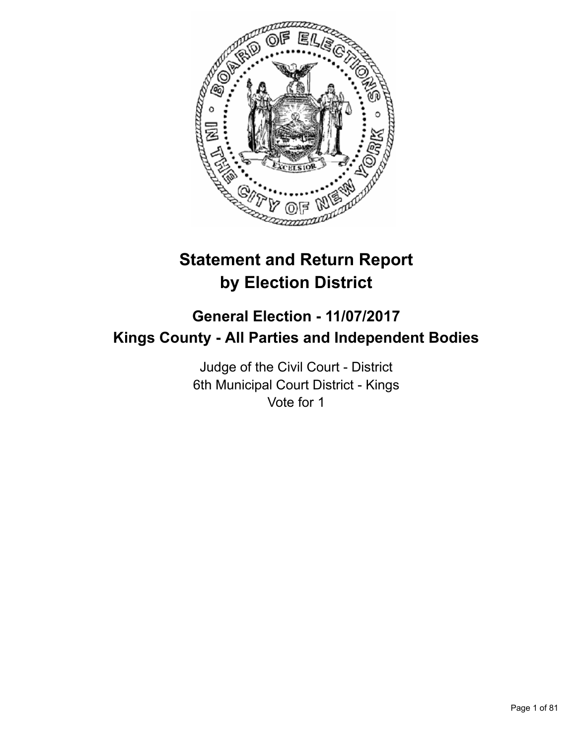# Statement and Return Report by Election District

## General Election - 11/07/2017
## Kings County - All Parties and Independent Bodies

Judge of the Civil Court - District
6th Municipal Court District - Kings
Vote for 1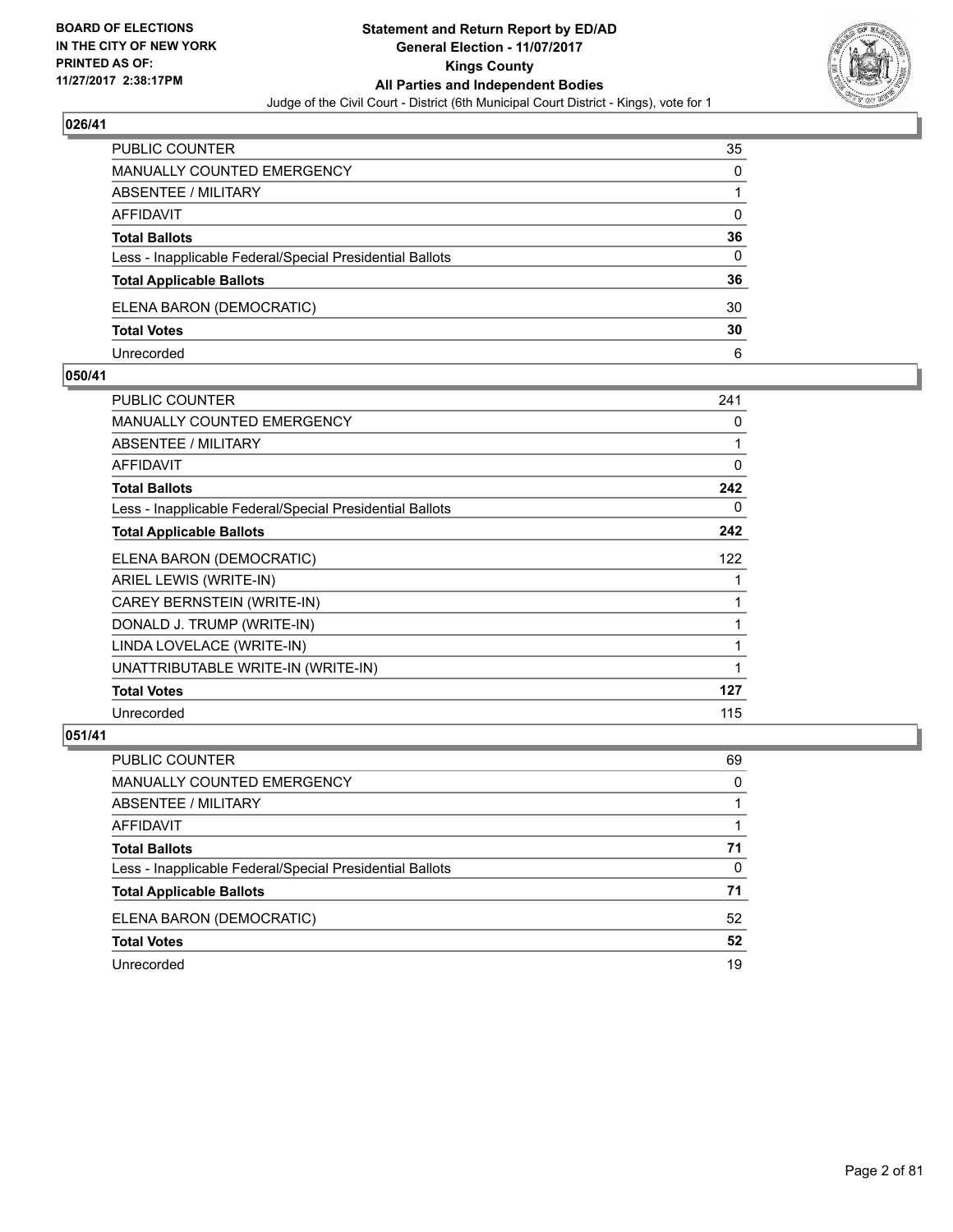# Statement and Return Report by ED/AD
## General Election - 11/07/2017
## Kings County
## All Parties and Independent Bodies
Judge of the Civil Court - District (6th Municipal Court District - Kings), vote for 1

BOARD OF ELECTIONS IN THE CITY OF NEW YORK
PRINTED AS OF: 11/27/2017 2:38:17PM

### 026/41

| | |
|---|---|
| PUBLIC COUNTER | 35 |
| MANUALLY COUNTED EMERGENCY | 0 |
| ABSENTEE / MILITARY | 1 |
| AFFIDAVIT | 0 |
| **Total Ballots** | **36** |
| Less - Inapplicable Federal/Special Presidential Ballots | 0 |
| **Total Applicable Ballots** | **36** |
| ELENA BARON (DEMOCRATIC) | 30 |
| **Total Votes** | **30** |
| Unrecorded | 6 |

### 050/41

| | |
|---|---|
| PUBLIC COUNTER | 241 |
| MANUALLY COUNTED EMERGENCY | 0 |
| ABSENTEE / MILITARY | 1 |
| AFFIDAVIT | 0 |
| **Total Ballots** | **242** |
| Less - Inapplicable Federal/Special Presidential Ballots | 0 |
| **Total Applicable Ballots** | **242** |
| ELENA BARON (DEMOCRATIC) | 122 |
| ARIEL LEWIS (WRITE-IN) | 1 |
| CAREY BERNSTEIN (WRITE-IN) | 1 |
| DONALD J. TRUMP (WRITE-IN) | 1 |
| LINDA LOVELACE (WRITE-IN) | 1 |
| UNATTRIBUTABLE WRITE-IN (WRITE-IN) | 1 |
| **Total Votes** | **127** |
| Unrecorded | 115 |

### 051/41

| | |
|---|---|
| PUBLIC COUNTER | 69 |
| MANUALLY COUNTED EMERGENCY | 0 |
| ABSENTEE / MILITARY | 1 |
| AFFIDAVIT | 1 |
| **Total Ballots** | **71** |
| Less - Inapplicable Federal/Special Presidential Ballots | 0 |
| **Total Applicable Ballots** | **71** |
| ELENA BARON (DEMOCRATIC) | 52 |
| **Total Votes** | **52** |
| Unrecorded | 19 |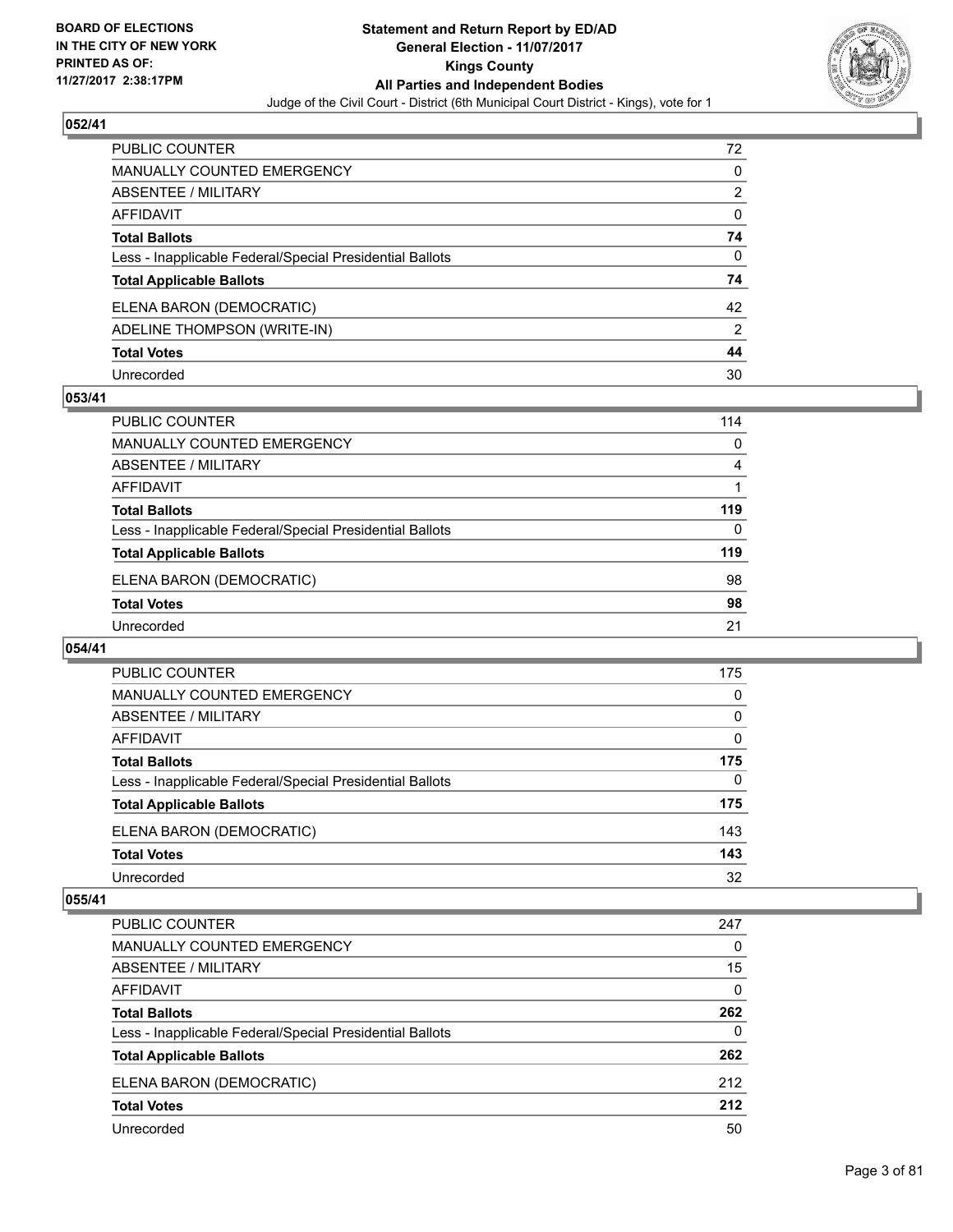**Statement and Return Report by ED/AD**
**General Election - 11/07/2017**
**Kings County**
**All Parties and Independent Bodies**
Judge of the Civil Court - District (6th Municipal Court District - Kings), vote for 1

BOARD OF ELECTIONS
IN THE CITY OF NEW YORK
PRINTED AS OF:
11/27/2017 2:38:17PM

### 052/41

| | |
|---|---|
| PUBLIC COUNTER | 72 |
| MANUALLY COUNTED EMERGENCY | 0 |
| ABSENTEE / MILITARY | 2 |
| AFFIDAVIT | 0 |
| **Total Ballots** | **74** |
| Less - Inapplicable Federal/Special Presidential Ballots | 0 |
| **Total Applicable Ballots** | **74** |
| ELENA BARON (DEMOCRATIC) | 42 |
| ADELINE THOMPSON (WRITE-IN) | 2 |
| **Total Votes** | **44** |
| Unrecorded | 30 |

### 053/41

| | |
|---|---|
| PUBLIC COUNTER | 114 |
| MANUALLY COUNTED EMERGENCY | 0 |
| ABSENTEE / MILITARY | 4 |
| AFFIDAVIT | 1 |
| **Total Ballots** | **119** |
| Less - Inapplicable Federal/Special Presidential Ballots | 0 |
| **Total Applicable Ballots** | **119** |
| ELENA BARON (DEMOCRATIC) | 98 |
| **Total Votes** | **98** |
| Unrecorded | 21 |

### 054/41

| | |
|---|---|
| PUBLIC COUNTER | 175 |
| MANUALLY COUNTED EMERGENCY | 0 |
| ABSENTEE / MILITARY | 0 |
| AFFIDAVIT | 0 |
| **Total Ballots** | **175** |
| Less - Inapplicable Federal/Special Presidential Ballots | 0 |
| **Total Applicable Ballots** | **175** |
| ELENA BARON (DEMOCRATIC) | 143 |
| **Total Votes** | **143** |
| Unrecorded | 32 |

### 055/41

| | |
|---|---|
| PUBLIC COUNTER | 247 |
| MANUALLY COUNTED EMERGENCY | 0 |
| ABSENTEE / MILITARY | 15 |
| AFFIDAVIT | 0 |
| **Total Ballots** | **262** |
| Less - Inapplicable Federal/Special Presidential Ballots | 0 |
| **Total Applicable Ballots** | **262** |
| ELENA BARON (DEMOCRATIC) | 212 |
| **Total Votes** | **212** |
| Unrecorded | 50 |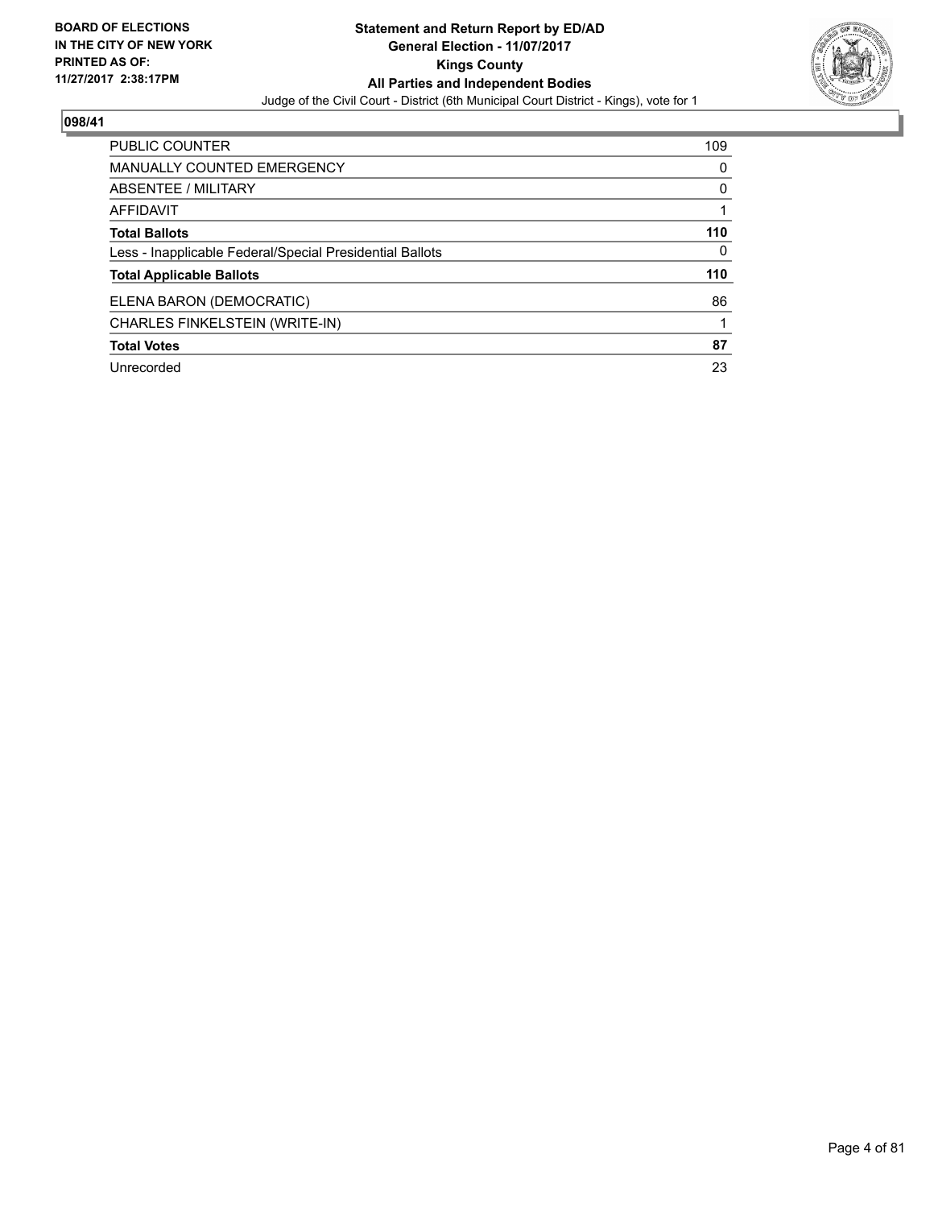**BOARD OF ELECTIONS IN THE CITY OF NEW YORK PRINTED AS OF: 11/27/2017 2:38:17PM**

**Statement and Return Report by ED/AD**
**General Election - 11/07/2017**
**Kings County**
**All Parties and Independent Bodies**
Judge of the Civil Court - District (6th Municipal Court District - Kings), vote for 1

## 098/41

| | |
|---|---|
| PUBLIC COUNTER | 109 |
| MANUALLY COUNTED EMERGENCY | 0 |
| ABSENTEE / MILITARY | 0 |
| AFFIDAVIT | 1 |
| **Total Ballots** | **110** |
| Less - Inapplicable Federal/Special Presidential Ballots | 0 |
| **Total Applicable Ballots** | **110** |
| ELENA BARON (DEMOCRATIC) | 86 |
| CHARLES FINKELSTEIN (WRITE-IN) | 1 |
| **Total Votes** | **87** |
| Unrecorded | 23 |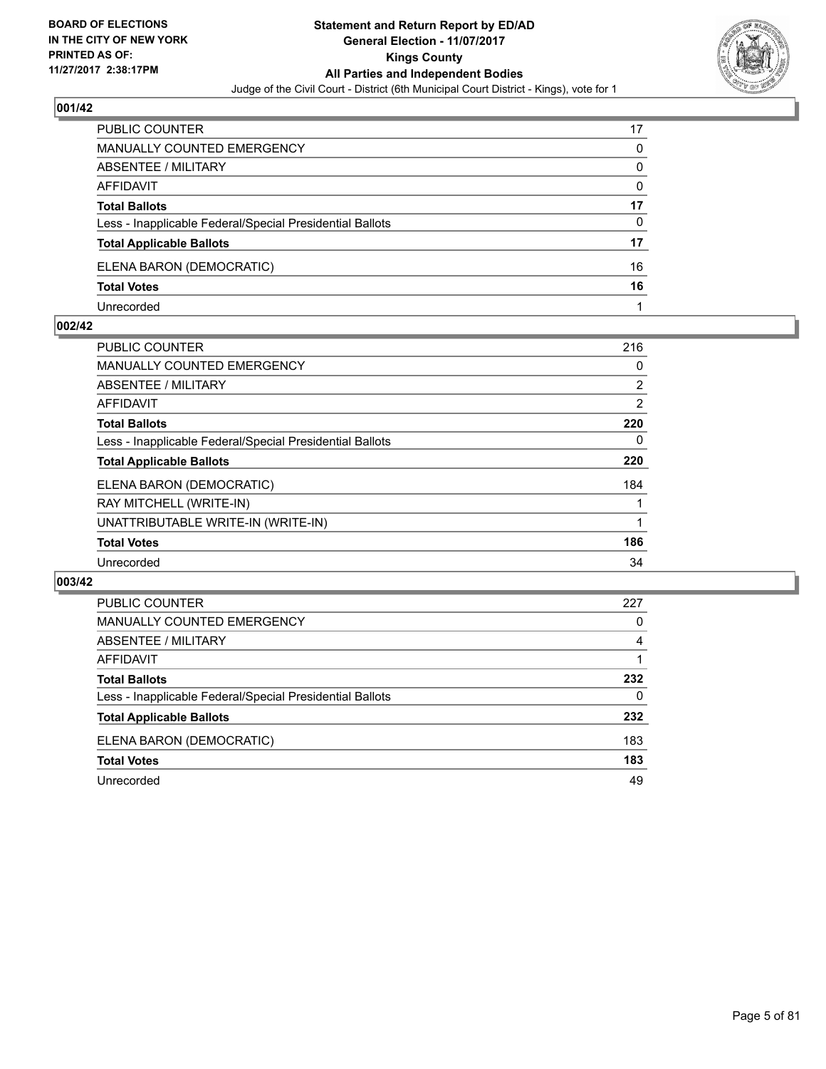BOARD OF ELECTIONS
IN THE CITY OF NEW YORK
PRINTED AS OF:
11/27/2017 2:38:17PM

**Statement and Return Report by ED/AD**
**General Election - 11/07/2017**
**Kings County**
**All Parties and Independent Bodies**
Judge of the Civil Court - District (6th Municipal Court District - Kings), vote for 1

### 001/42

| | |
|---|---|
| PUBLIC COUNTER | 17 |
| MANUALLY COUNTED EMERGENCY | 0 |
| ABSENTEE / MILITARY | 0 |
| AFFIDAVIT | 0 |
| **Total Ballots** | **17** |
| Less - Inapplicable Federal/Special Presidential Ballots | 0 |
| **Total Applicable Ballots** | **17** |
| ELENA BARON (DEMOCRATIC) | 16 |
| **Total Votes** | **16** |
| Unrecorded | 1 |

### 002/42

| | |
|---|---|
| PUBLIC COUNTER | 216 |
| MANUALLY COUNTED EMERGENCY | 0 |
| ABSENTEE / MILITARY | 2 |
| AFFIDAVIT | 2 |
| **Total Ballots** | **220** |
| Less - Inapplicable Federal/Special Presidential Ballots | 0 |
| **Total Applicable Ballots** | **220** |
| ELENA BARON (DEMOCRATIC) | 184 |
| RAY MITCHELL (WRITE-IN) | 1 |
| UNATTRIBUTABLE WRITE-IN (WRITE-IN) | 1 |
| **Total Votes** | **186** |
| Unrecorded | 34 |

### 003/42

| | |
|---|---|
| PUBLIC COUNTER | 227 |
| MANUALLY COUNTED EMERGENCY | 0 |
| ABSENTEE / MILITARY | 4 |
| AFFIDAVIT | 1 |
| **Total Ballots** | **232** |
| Less - Inapplicable Federal/Special Presidential Ballots | 0 |
| **Total Applicable Ballots** | **232** |
| ELENA BARON (DEMOCRATIC) | 183 |
| **Total Votes** | **183** |
| Unrecorded | 49 |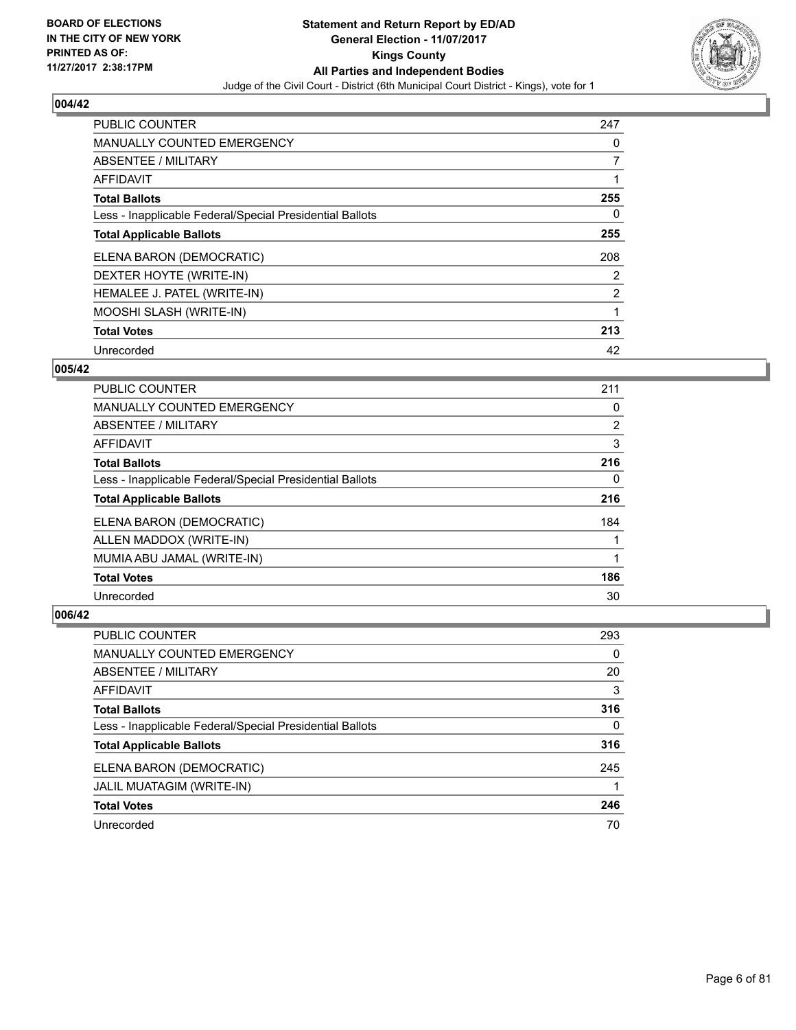BOARD OF ELECTIONS
IN THE CITY OF NEW YORK
PRINTED AS OF:
11/27/2017 2:38:17PM

**Statement and Return Report by ED/AD**
**General Election - 11/07/2017**
**Kings County**
**All Parties and Independent Bodies**
Judge of the Civil Court - District (6th Municipal Court District - Kings), vote for 1

## 004/42

| | |
|---|---|
| PUBLIC COUNTER | 247 |
| MANUALLY COUNTED EMERGENCY | 0 |
| ABSENTEE / MILITARY | 7 |
| AFFIDAVIT | 1 |
| **Total Ballots** | **255** |
| Less - Inapplicable Federal/Special Presidential Ballots | 0 |
| **Total Applicable Ballots** | **255** |
| ELENA BARON (DEMOCRATIC) | 208 |
| DEXTER HOYTE (WRITE-IN) | 2 |
| HEMALEE J. PATEL (WRITE-IN) | 2 |
| MOOSHI SLASH (WRITE-IN) | 1 |
| **Total Votes** | **213** |
| Unrecorded | 42 |

## 005/42

| | |
|---|---|
| PUBLIC COUNTER | 211 |
| MANUALLY COUNTED EMERGENCY | 0 |
| ABSENTEE / MILITARY | 2 |
| AFFIDAVIT | 3 |
| **Total Ballots** | **216** |
| Less - Inapplicable Federal/Special Presidential Ballots | 0 |
| **Total Applicable Ballots** | **216** |
| ELENA BARON (DEMOCRATIC) | 184 |
| ALLEN MADDOX (WRITE-IN) | 1 |
| MUMIA ABU JAMAL (WRITE-IN) | 1 |
| **Total Votes** | **186** |
| Unrecorded | 30 |

## 006/42

| | |
|---|---|
| PUBLIC COUNTER | 293 |
| MANUALLY COUNTED EMERGENCY | 0 |
| ABSENTEE / MILITARY | 20 |
| AFFIDAVIT | 3 |
| **Total Ballots** | **316** |
| Less - Inapplicable Federal/Special Presidential Ballots | 0 |
| **Total Applicable Ballots** | **316** |
| ELENA BARON (DEMOCRATIC) | 245 |
| JALIL MUATAGIM (WRITE-IN) | 1 |
| **Total Votes** | **246** |
| Unrecorded | 70 |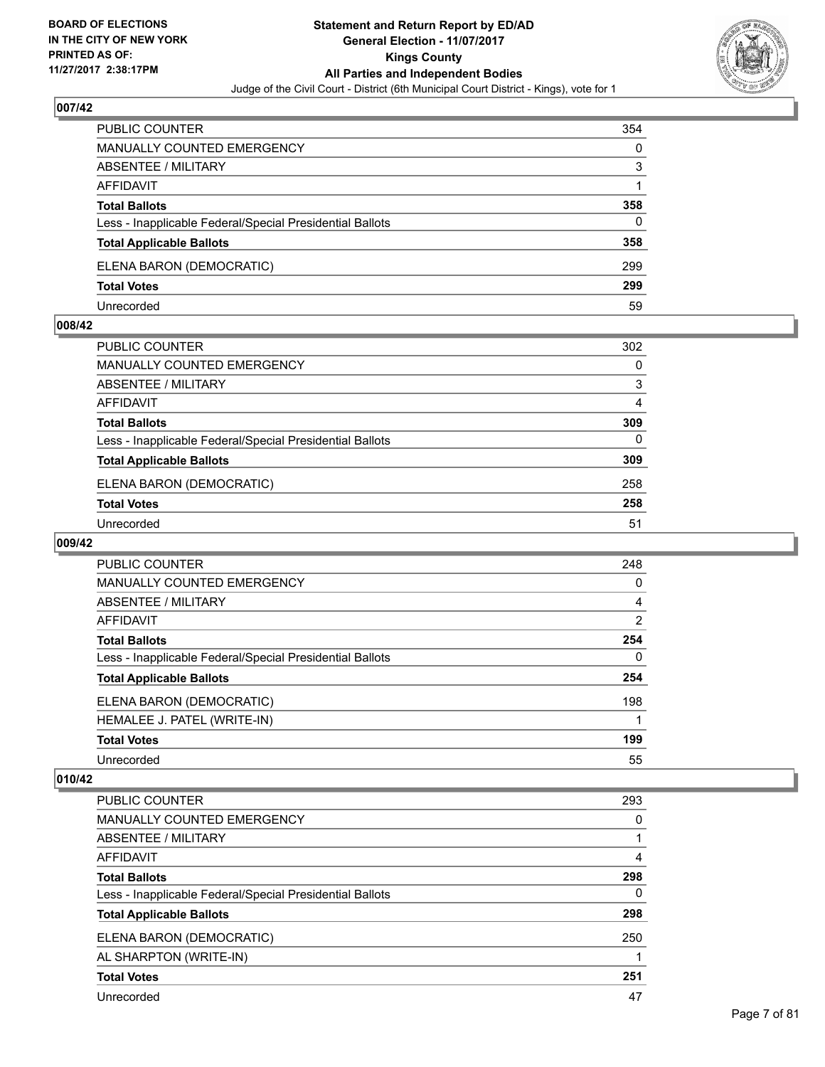**BOARD OF ELECTIONS IN THE CITY OF NEW YORK PRINTED AS OF: 11/27/2017 2:38:17PM**

**Statement and Return Report by ED/AD General Election - 11/07/2017 Kings County All Parties and Independent Bodies**

Judge of the Civil Court - District (6th Municipal Court District - Kings), vote for 1

## 007/42

| | |
|---|---|
| PUBLIC COUNTER | 354 |
| MANUALLY COUNTED EMERGENCY | 0 |
| ABSENTEE / MILITARY | 3 |
| AFFIDAVIT | 1 |
| **Total Ballots** | **358** |
| Less - Inapplicable Federal/Special Presidential Ballots | 0 |
| **Total Applicable Ballots** | **358** |
| ELENA BARON (DEMOCRATIC) | 299 |
| **Total Votes** | **299** |
| Unrecorded | 59 |

## 008/42

| | |
|---|---|
| PUBLIC COUNTER | 302 |
| MANUALLY COUNTED EMERGENCY | 0 |
| ABSENTEE / MILITARY | 3 |
| AFFIDAVIT | 4 |
| **Total Ballots** | **309** |
| Less - Inapplicable Federal/Special Presidential Ballots | 0 |
| **Total Applicable Ballots** | **309** |
| ELENA BARON (DEMOCRATIC) | 258 |
| **Total Votes** | **258** |
| Unrecorded | 51 |

## 009/42

| | |
|---|---|
| PUBLIC COUNTER | 248 |
| MANUALLY COUNTED EMERGENCY | 0 |
| ABSENTEE / MILITARY | 4 |
| AFFIDAVIT | 2 |
| **Total Ballots** | **254** |
| Less - Inapplicable Federal/Special Presidential Ballots | 0 |
| **Total Applicable Ballots** | **254** |
| ELENA BARON (DEMOCRATIC) | 198 |
| HEMALEE J. PATEL (WRITE-IN) | 1 |
| **Total Votes** | **199** |
| Unrecorded | 55 |

## 010/42

| | |
|---|---|
| PUBLIC COUNTER | 293 |
| MANUALLY COUNTED EMERGENCY | 0 |
| ABSENTEE / MILITARY | 1 |
| AFFIDAVIT | 4 |
| **Total Ballots** | **298** |
| Less - Inapplicable Federal/Special Presidential Ballots | 0 |
| **Total Applicable Ballots** | **298** |
| ELENA BARON (DEMOCRATIC) | 250 |
| AL SHARPTON (WRITE-IN) | 1 |
| **Total Votes** | **251** |
| Unrecorded | 47 |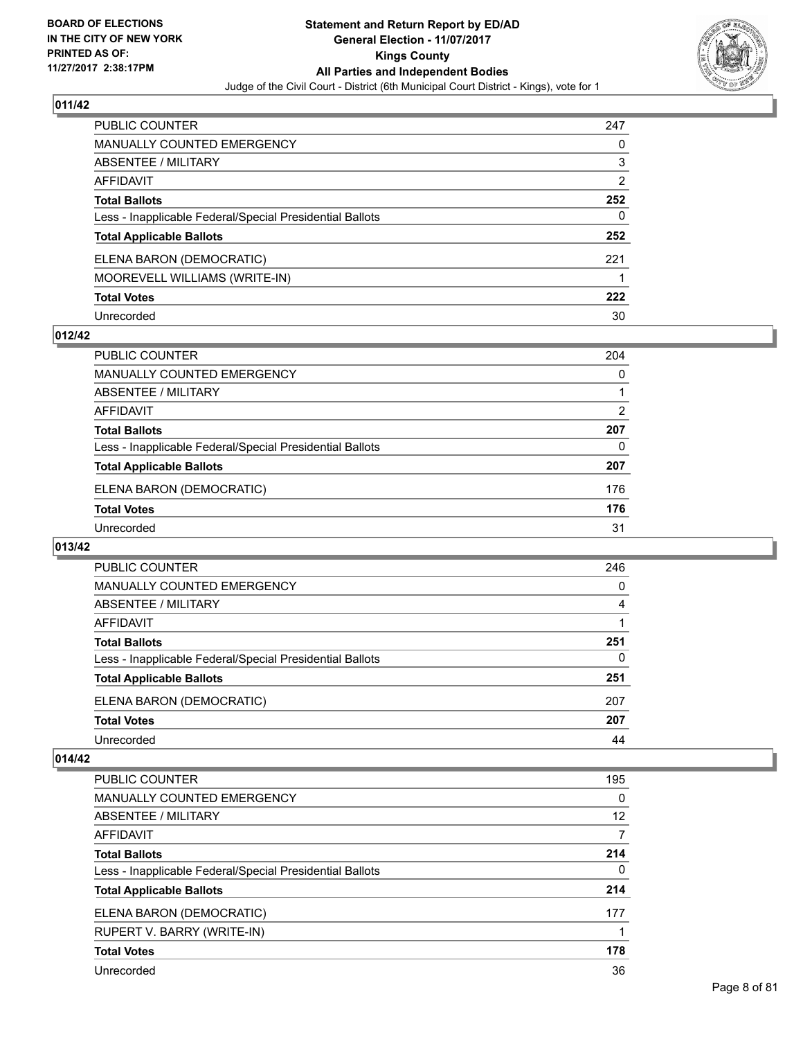**BOARD OF ELECTIONS IN THE CITY OF NEW YORK PRINTED AS OF: 11/27/2017 2:38:17PM**

**Statement and Return Report by ED/AD General Election - 11/07/2017 Kings County All Parties and Independent Bodies**

Judge of the Civil Court - District (6th Municipal Court District - Kings), vote for 1

## 011/42

| | |
|---|---|
| PUBLIC COUNTER | 247 |
| MANUALLY COUNTED EMERGENCY | 0 |
| ABSENTEE / MILITARY | 3 |
| AFFIDAVIT | 2 |
| **Total Ballots** | **252** |
| Less - Inapplicable Federal/Special Presidential Ballots | 0 |
| **Total Applicable Ballots** | **252** |
| ELENA BARON (DEMOCRATIC) | 221 |
| MOOREVELL WILLIAMS (WRITE-IN) | 1 |
| **Total Votes** | **222** |
| Unrecorded | 30 |

## 012/42

| | |
|---|---|
| PUBLIC COUNTER | 204 |
| MANUALLY COUNTED EMERGENCY | 0 |
| ABSENTEE / MILITARY | 1 |
| AFFIDAVIT | 2 |
| **Total Ballots** | **207** |
| Less - Inapplicable Federal/Special Presidential Ballots | 0 |
| **Total Applicable Ballots** | **207** |
| ELENA BARON (DEMOCRATIC) | 176 |
| **Total Votes** | **176** |
| Unrecorded | 31 |

## 013/42

| | |
|---|---|
| PUBLIC COUNTER | 246 |
| MANUALLY COUNTED EMERGENCY | 0 |
| ABSENTEE / MILITARY | 4 |
| AFFIDAVIT | 1 |
| **Total Ballots** | **251** |
| Less - Inapplicable Federal/Special Presidential Ballots | 0 |
| **Total Applicable Ballots** | **251** |
| ELENA BARON (DEMOCRATIC) | 207 |
| **Total Votes** | **207** |
| Unrecorded | 44 |

## 014/42

| | |
|---|---|
| PUBLIC COUNTER | 195 |
| MANUALLY COUNTED EMERGENCY | 0 |
| ABSENTEE / MILITARY | 12 |
| AFFIDAVIT | 7 |
| **Total Ballots** | **214** |
| Less - Inapplicable Federal/Special Presidential Ballots | 0 |
| **Total Applicable Ballots** | **214** |
| ELENA BARON (DEMOCRATIC) | 177 |
| RUPERT V. BARRY (WRITE-IN) | 1 |
| **Total Votes** | **178** |
| Unrecorded | 36 |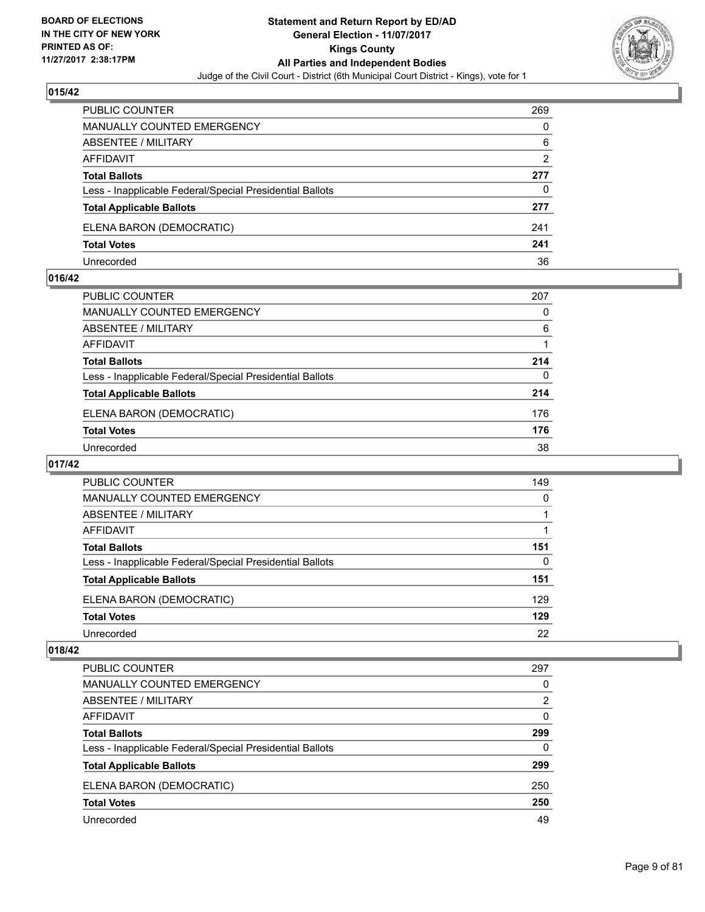## 015/42

| | |
|---|---|
| PUBLIC COUNTER | 269 |
| MANUALLY COUNTED EMERGENCY | 0 |
| ABSENTEE / MILITARY | 6 |
| AFFIDAVIT | 2 |
| **Total Ballots** | **277** |
| Less - Inapplicable Federal/Special Presidential Ballots | 0 |
| **Total Applicable Ballots** | **277** |
| ELENA BARON (DEMOCRATIC) | 241 |
| **Total Votes** | **241** |
| Unrecorded | 36 |

## 016/42

| | |
|---|---|
| PUBLIC COUNTER | 207 |
| MANUALLY COUNTED EMERGENCY | 0 |
| ABSENTEE / MILITARY | 6 |
| AFFIDAVIT | 1 |
| **Total Ballots** | **214** |
| Less - Inapplicable Federal/Special Presidential Ballots | 0 |
| **Total Applicable Ballots** | **214** |
| ELENA BARON (DEMOCRATIC) | 176 |
| **Total Votes** | **176** |
| Unrecorded | 38 |

## 017/42

| | |
|---|---|
| PUBLIC COUNTER | 149 |
| MANUALLY COUNTED EMERGENCY | 0 |
| ABSENTEE / MILITARY | 1 |
| AFFIDAVIT | 1 |
| **Total Ballots** | **151** |
| Less - Inapplicable Federal/Special Presidential Ballots | 0 |
| **Total Applicable Ballots** | **151** |
| ELENA BARON (DEMOCRATIC) | 129 |
| **Total Votes** | **129** |
| Unrecorded | 22 |

## 018/42

| | |
|---|---|
| PUBLIC COUNTER | 297 |
| MANUALLY COUNTED EMERGENCY | 0 |
| ABSENTEE / MILITARY | 2 |
| AFFIDAVIT | 0 |
| **Total Ballots** | **299** |
| Less - Inapplicable Federal/Special Presidential Ballots | 0 |
| **Total Applicable Ballots** | **299** |
| ELENA BARON (DEMOCRATIC) | 250 |
| **Total Votes** | **250** |
| Unrecorded | 49 |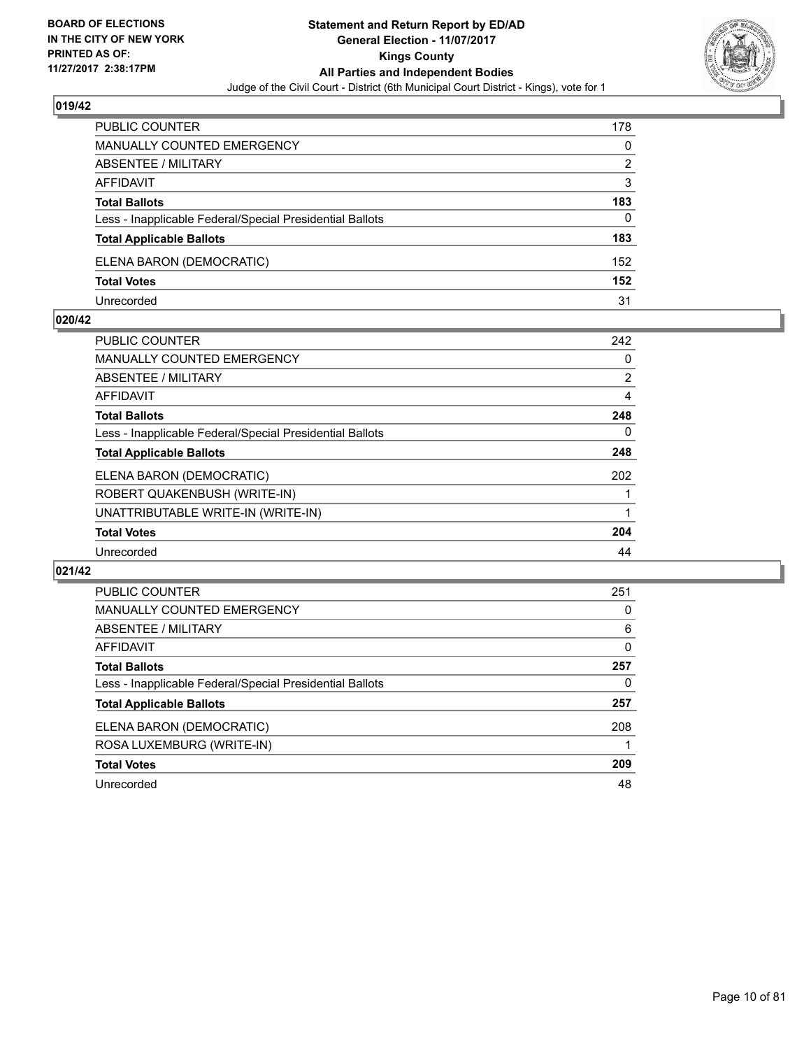**BOARD OF ELECTIONS IN THE CITY OF NEW YORK PRINTED AS OF: 11/27/2017 2:38:17PM**

**Statement and Return Report by ED/AD**
**General Election - 11/07/2017**
**Kings County**
**All Parties and Independent Bodies**
Judge of the Civil Court - District (6th Municipal Court District - Kings), vote for 1

## 019/42

| | |
|---|---|
| PUBLIC COUNTER | 178 |
| MANUALLY COUNTED EMERGENCY | 0 |
| ABSENTEE / MILITARY | 2 |
| AFFIDAVIT | 3 |
| **Total Ballots** | **183** |
| Less - Inapplicable Federal/Special Presidential Ballots | 0 |
| **Total Applicable Ballots** | **183** |
| ELENA BARON (DEMOCRATIC) | 152 |
| **Total Votes** | **152** |
| Unrecorded | 31 |

## 020/42

| | |
|---|---|
| PUBLIC COUNTER | 242 |
| MANUALLY COUNTED EMERGENCY | 0 |
| ABSENTEE / MILITARY | 2 |
| AFFIDAVIT | 4 |
| **Total Ballots** | **248** |
| Less - Inapplicable Federal/Special Presidential Ballots | 0 |
| **Total Applicable Ballots** | **248** |
| ELENA BARON (DEMOCRATIC) | 202 |
| ROBERT QUAKENBUSH (WRITE-IN) | 1 |
| UNATTRIBUTABLE WRITE-IN (WRITE-IN) | 1 |
| **Total Votes** | **204** |
| Unrecorded | 44 |

## 021/42

| | |
|---|---|
| PUBLIC COUNTER | 251 |
| MANUALLY COUNTED EMERGENCY | 0 |
| ABSENTEE / MILITARY | 6 |
| AFFIDAVIT | 0 |
| **Total Ballots** | **257** |
| Less - Inapplicable Federal/Special Presidential Ballots | 0 |
| **Total Applicable Ballots** | **257** |
| ELENA BARON (DEMOCRATIC) | 208 |
| ROSA LUXEMBURG (WRITE-IN) | 1 |
| **Total Votes** | **209** |
| Unrecorded | 48 |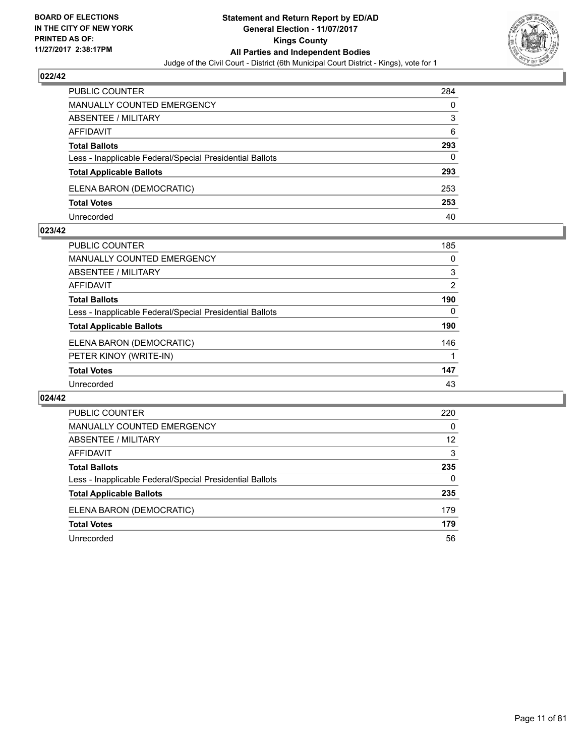BOARD OF ELECTIONS
IN THE CITY OF NEW YORK
PRINTED AS OF:
11/27/2017 2:38:17PM

**Statement and Return Report by ED/AD**
**General Election - 11/07/2017**
**Kings County**
**All Parties and Independent Bodies**
Judge of the Civil Court - District (6th Municipal Court District - Kings), vote for 1

### 022/42

| | |
|---|---|
| PUBLIC COUNTER | 284 |
| MANUALLY COUNTED EMERGENCY | 0 |
| ABSENTEE / MILITARY | 3 |
| AFFIDAVIT | 6 |
| **Total Ballots** | **293** |
| Less - Inapplicable Federal/Special Presidential Ballots | 0 |
| **Total Applicable Ballots** | **293** |
| ELENA BARON (DEMOCRATIC) | 253 |
| **Total Votes** | **253** |
| Unrecorded | 40 |

### 023/42

| | |
|---|---|
| PUBLIC COUNTER | 185 |
| MANUALLY COUNTED EMERGENCY | 0 |
| ABSENTEE / MILITARY | 3 |
| AFFIDAVIT | 2 |
| **Total Ballots** | **190** |
| Less - Inapplicable Federal/Special Presidential Ballots | 0 |
| **Total Applicable Ballots** | **190** |
| ELENA BARON (DEMOCRATIC) | 146 |
| PETER KINOY (WRITE-IN) | 1 |
| **Total Votes** | **147** |
| Unrecorded | 43 |

### 024/42

| | |
|---|---|
| PUBLIC COUNTER | 220 |
| MANUALLY COUNTED EMERGENCY | 0 |
| ABSENTEE / MILITARY | 12 |
| AFFIDAVIT | 3 |
| **Total Ballots** | **235** |
| Less - Inapplicable Federal/Special Presidential Ballots | 0 |
| **Total Applicable Ballots** | **235** |
| ELENA BARON (DEMOCRATIC) | 179 |
| **Total Votes** | **179** |
| Unrecorded | 56 |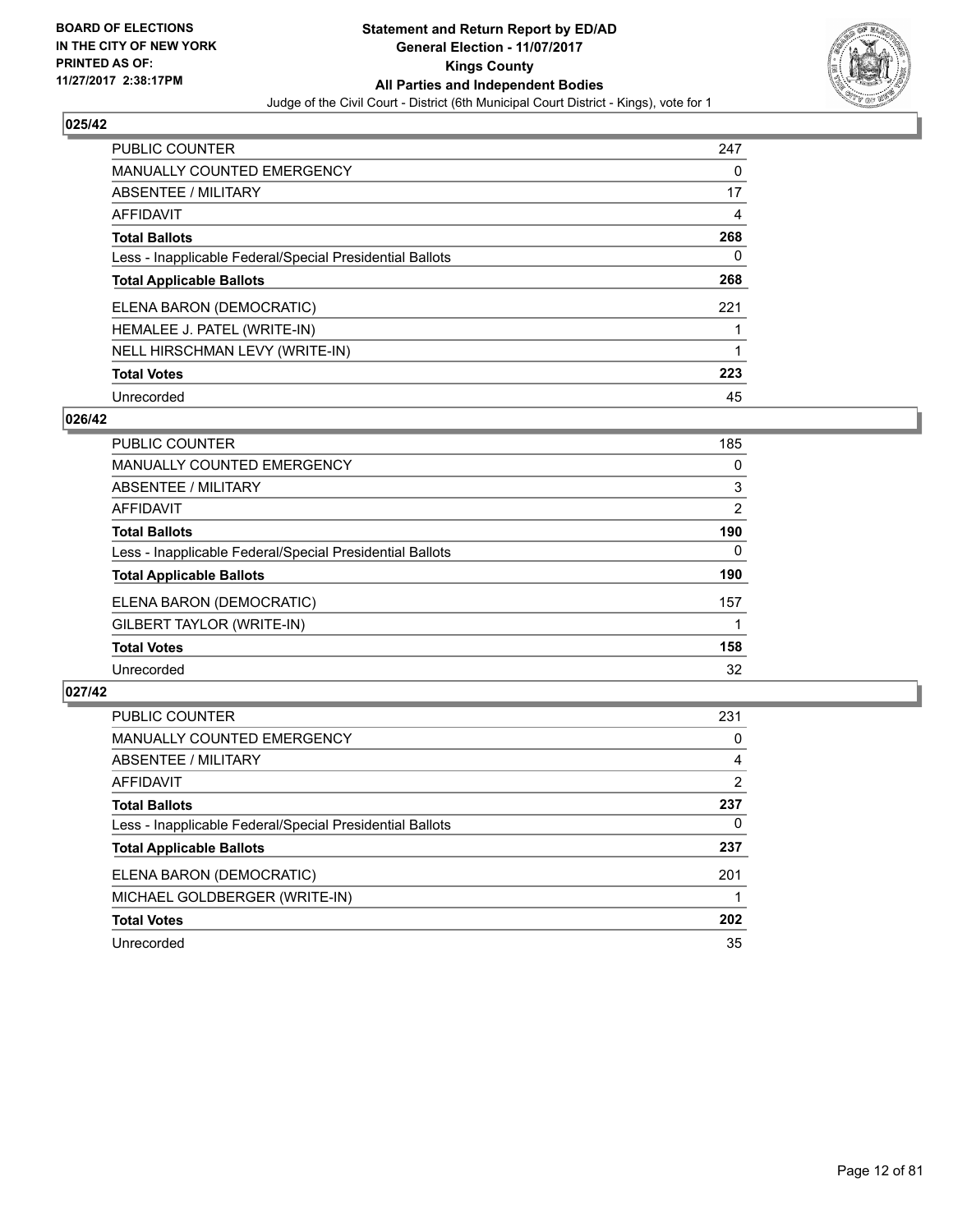**BOARD OF ELECTIONS IN THE CITY OF NEW YORK PRINTED AS OF: 11/27/2017 2:38:17PM**

**Statement and Return Report by ED/AD General Election - 11/07/2017 Kings County All Parties and Independent Bodies**

Judge of the Civil Court - District (6th Municipal Court District - Kings), vote for 1

## 025/42

| | |
|---|---|
| PUBLIC COUNTER | 247 |
| MANUALLY COUNTED EMERGENCY | 0 |
| ABSENTEE / MILITARY | 17 |
| AFFIDAVIT | 4 |
| **Total Ballots** | **268** |
| Less - Inapplicable Federal/Special Presidential Ballots | 0 |
| **Total Applicable Ballots** | **268** |
| ELENA BARON (DEMOCRATIC) | 221 |
| HEMALEE J. PATEL (WRITE-IN) | 1 |
| NELL HIRSCHMAN LEVY (WRITE-IN) | 1 |
| **Total Votes** | **223** |
| Unrecorded | 45 |

## 026/42

| | |
|---|---|
| PUBLIC COUNTER | 185 |
| MANUALLY COUNTED EMERGENCY | 0 |
| ABSENTEE / MILITARY | 3 |
| AFFIDAVIT | 2 |
| **Total Ballots** | **190** |
| Less - Inapplicable Federal/Special Presidential Ballots | 0 |
| **Total Applicable Ballots** | **190** |
| ELENA BARON (DEMOCRATIC) | 157 |
| GILBERT TAYLOR (WRITE-IN) | 1 |
| **Total Votes** | **158** |
| Unrecorded | 32 |

## 027/42

| | |
|---|---|
| PUBLIC COUNTER | 231 |
| MANUALLY COUNTED EMERGENCY | 0 |
| ABSENTEE / MILITARY | 4 |
| AFFIDAVIT | 2 |
| **Total Ballots** | **237** |
| Less - Inapplicable Federal/Special Presidential Ballots | 0 |
| **Total Applicable Ballots** | **237** |
| ELENA BARON (DEMOCRATIC) | 201 |
| MICHAEL GOLDBERGER (WRITE-IN) | 1 |
| **Total Votes** | **202** |
| Unrecorded | 35 |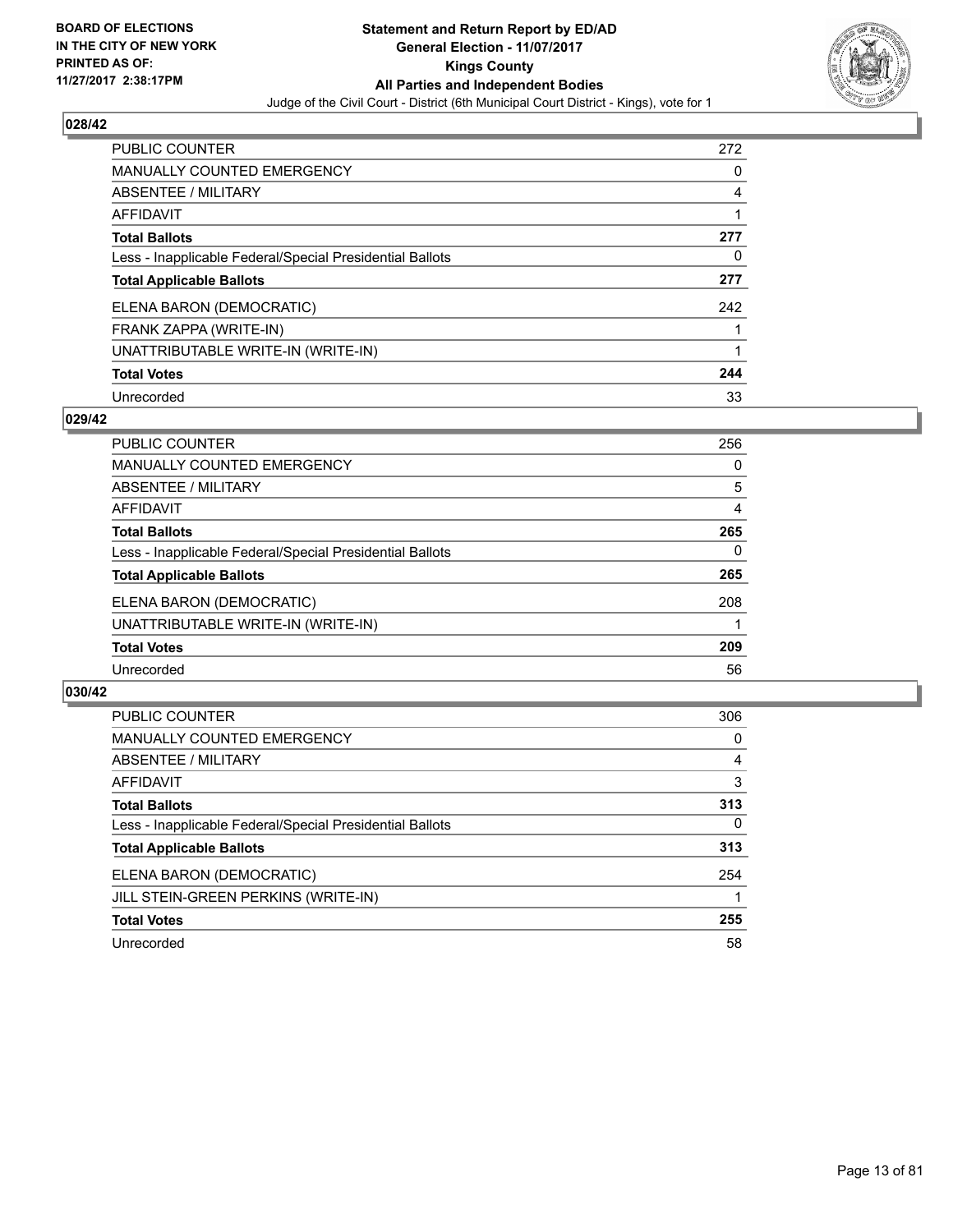BOARD OF ELECTIONS
IN THE CITY OF NEW YORK
PRINTED AS OF:
11/27/2017 2:38:17PM

**Statement and Return Report by ED/AD**
**General Election - 11/07/2017**
**Kings County**
**All Parties and Independent Bodies**
Judge of the Civil Court - District (6th Municipal Court District - Kings), vote for 1

### 028/42

| | |
|---|---|
| PUBLIC COUNTER | 272 |
| MANUALLY COUNTED EMERGENCY | 0 |
| ABSENTEE / MILITARY | 4 |
| AFFIDAVIT | 1 |
| **Total Ballots** | **277** |
| Less - Inapplicable Federal/Special Presidential Ballots | 0 |
| **Total Applicable Ballots** | **277** |
| ELENA BARON (DEMOCRATIC) | 242 |
| FRANK ZAPPA (WRITE-IN) | 1 |
| UNATTRIBUTABLE WRITE-IN (WRITE-IN) | 1 |
| **Total Votes** | **244** |
| Unrecorded | 33 |

### 029/42

| | |
|---|---|
| PUBLIC COUNTER | 256 |
| MANUALLY COUNTED EMERGENCY | 0 |
| ABSENTEE / MILITARY | 5 |
| AFFIDAVIT | 4 |
| **Total Ballots** | **265** |
| Less - Inapplicable Federal/Special Presidential Ballots | 0 |
| **Total Applicable Ballots** | **265** |
| ELENA BARON (DEMOCRATIC) | 208 |
| UNATTRIBUTABLE WRITE-IN (WRITE-IN) | 1 |
| **Total Votes** | **209** |
| Unrecorded | 56 |

### 030/42

| | |
|---|---|
| PUBLIC COUNTER | 306 |
| MANUALLY COUNTED EMERGENCY | 0 |
| ABSENTEE / MILITARY | 4 |
| AFFIDAVIT | 3 |
| **Total Ballots** | **313** |
| Less - Inapplicable Federal/Special Presidential Ballots | 0 |
| **Total Applicable Ballots** | **313** |
| ELENA BARON (DEMOCRATIC) | 254 |
| JILL STEIN-GREEN PERKINS (WRITE-IN) | 1 |
| **Total Votes** | **255** |
| Unrecorded | 58 |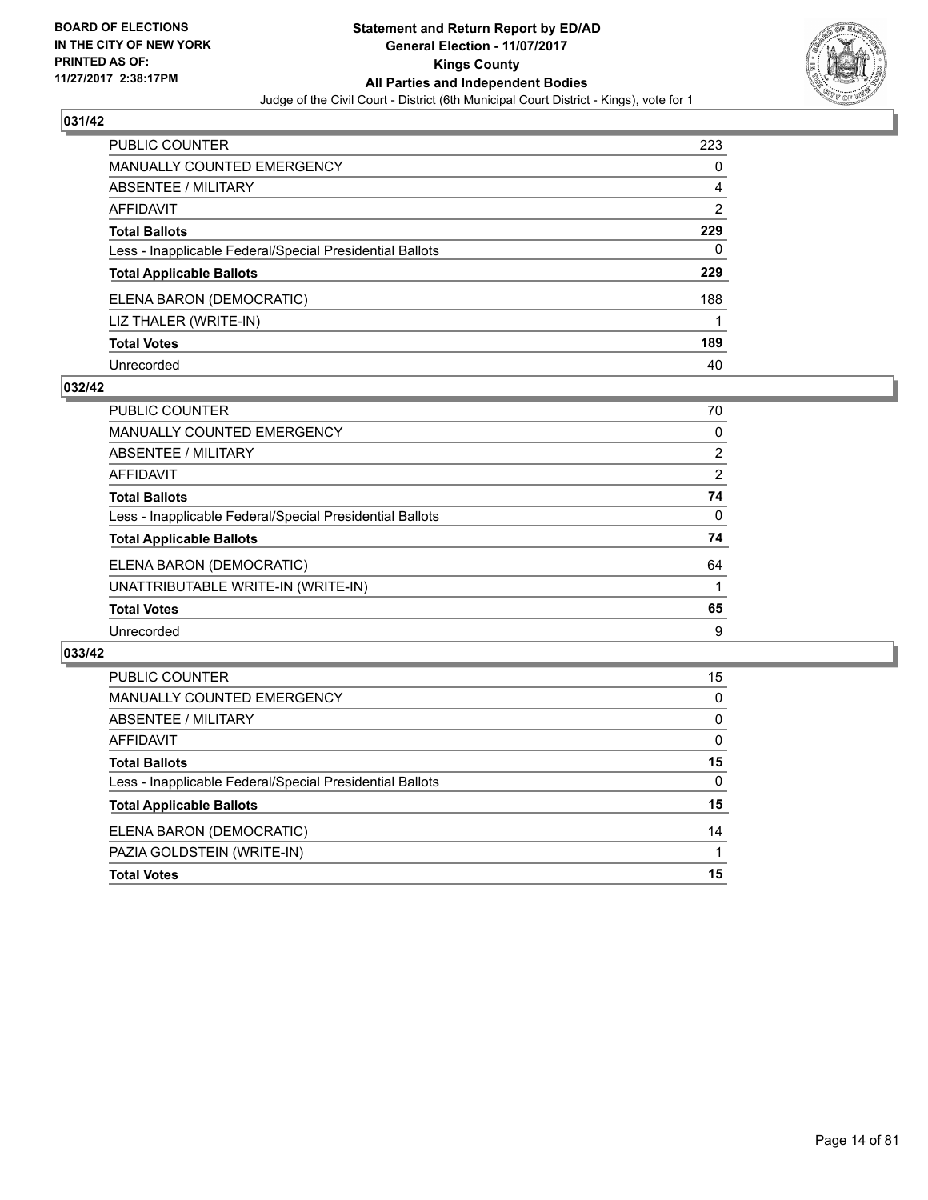## 031/42

| | |
|---|---|
| PUBLIC COUNTER | 223 |
| MANUALLY COUNTED EMERGENCY | 0 |
| ABSENTEE / MILITARY | 4 |
| AFFIDAVIT | 2 |
| **Total Ballots** | **229** |
| Less - Inapplicable Federal/Special Presidential Ballots | 0 |
| **Total Applicable Ballots** | **229** |
| ELENA BARON (DEMOCRATIC) | 188 |
| LIZ THALER (WRITE-IN) | 1 |
| **Total Votes** | **189** |
| Unrecorded | 40 |

## 032/42

| | |
|---|---|
| PUBLIC COUNTER | 70 |
| MANUALLY COUNTED EMERGENCY | 0 |
| ABSENTEE / MILITARY | 2 |
| AFFIDAVIT | 2 |
| **Total Ballots** | **74** |
| Less - Inapplicable Federal/Special Presidential Ballots | 0 |
| **Total Applicable Ballots** | **74** |
| ELENA BARON (DEMOCRATIC) | 64 |
| UNATTRIBUTABLE WRITE-IN (WRITE-IN) | 1 |
| **Total Votes** | **65** |
| Unrecorded | 9 |

## 033/42

| | |
|---|---|
| PUBLIC COUNTER | 15 |
| MANUALLY COUNTED EMERGENCY | 0 |
| ABSENTEE / MILITARY | 0 |
| AFFIDAVIT | 0 |
| **Total Ballots** | **15** |
| Less - Inapplicable Federal/Special Presidential Ballots | 0 |
| **Total Applicable Ballots** | **15** |
| ELENA BARON (DEMOCRATIC) | 14 |
| PAZIA GOLDSTEIN (WRITE-IN) | 1 |
| **Total Votes** | **15** |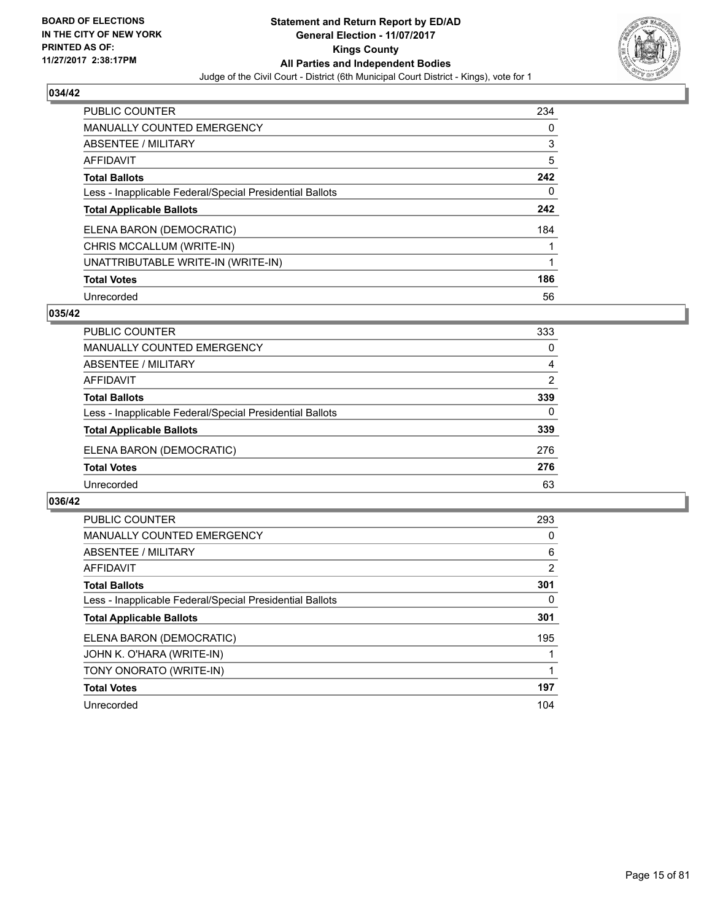**BOARD OF ELECTIONS IN THE CITY OF NEW YORK PRINTED AS OF: 11/27/2017 2:38:17PM**

**Statement and Return Report by ED/AD General Election - 11/07/2017 Kings County All Parties and Independent Bodies**

Judge of the Civil Court - District (6th Municipal Court District - Kings), vote for 1

## 034/42

| | |
|---|---|
| PUBLIC COUNTER | 234 |
| MANUALLY COUNTED EMERGENCY | 0 |
| ABSENTEE / MILITARY | 3 |
| AFFIDAVIT | 5 |
| **Total Ballots** | **242** |
| Less - Inapplicable Federal/Special Presidential Ballots | 0 |
| **Total Applicable Ballots** | **242** |
| ELENA BARON (DEMOCRATIC) | 184 |
| CHRIS MCCALLUM (WRITE-IN) | 1 |
| UNATTRIBUTABLE WRITE-IN (WRITE-IN) | 1 |
| **Total Votes** | **186** |
| Unrecorded | 56 |

## 035/42

| | |
|---|---|
| PUBLIC COUNTER | 333 |
| MANUALLY COUNTED EMERGENCY | 0 |
| ABSENTEE / MILITARY | 4 |
| AFFIDAVIT | 2 |
| **Total Ballots** | **339** |
| Less - Inapplicable Federal/Special Presidential Ballots | 0 |
| **Total Applicable Ballots** | **339** |
| ELENA BARON (DEMOCRATIC) | 276 |
| **Total Votes** | **276** |
| Unrecorded | 63 |

## 036/42

| | |
|---|---|
| PUBLIC COUNTER | 293 |
| MANUALLY COUNTED EMERGENCY | 0 |
| ABSENTEE / MILITARY | 6 |
| AFFIDAVIT | 2 |
| **Total Ballots** | **301** |
| Less - Inapplicable Federal/Special Presidential Ballots | 0 |
| **Total Applicable Ballots** | **301** |
| ELENA BARON (DEMOCRATIC) | 195 |
| JOHN K. O'HARA (WRITE-IN) | 1 |
| TONY ONORATO (WRITE-IN) | 1 |
| **Total Votes** | **197** |
| Unrecorded | 104 |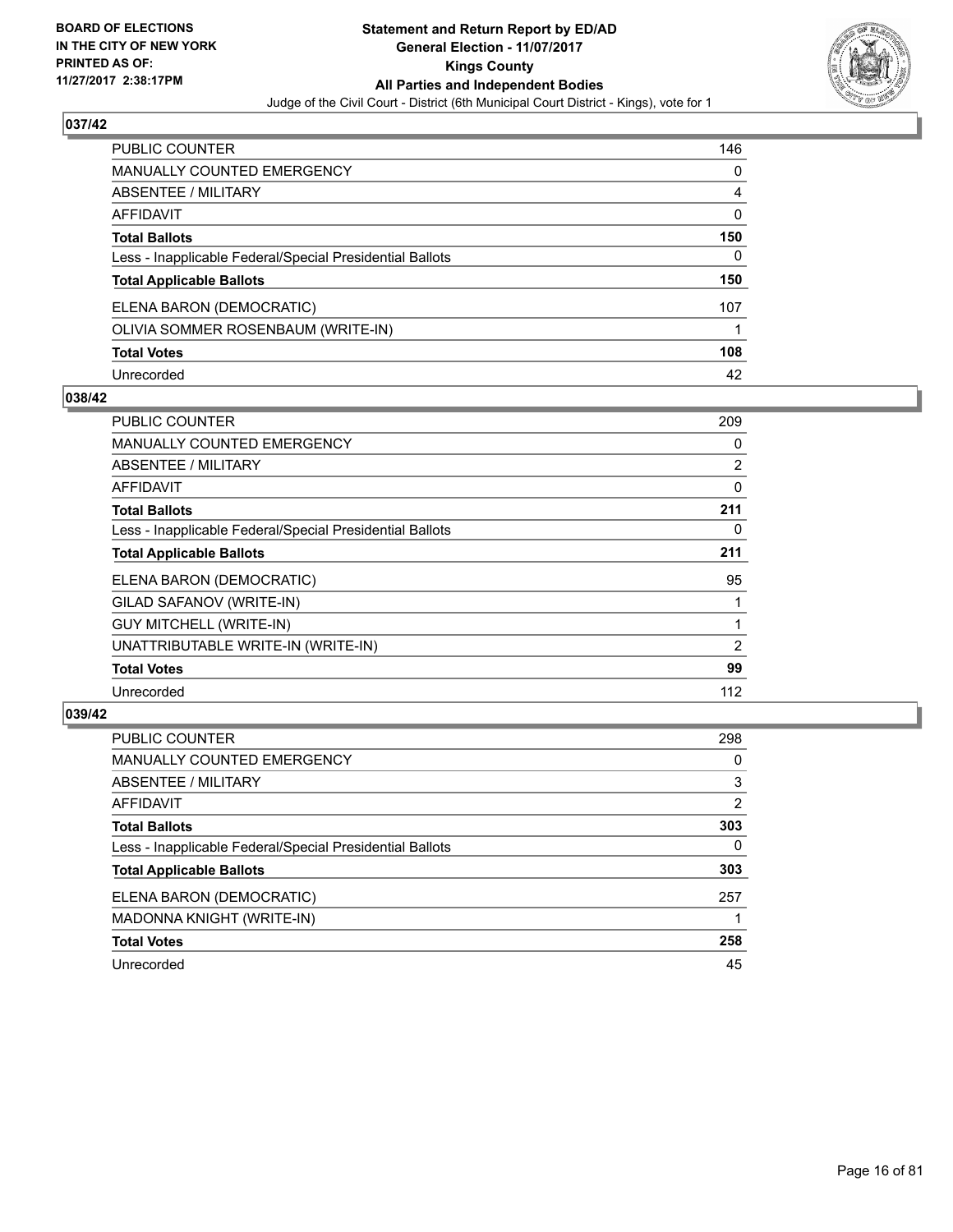BOARD OF ELECTIONS
IN THE CITY OF NEW YORK
PRINTED AS OF:
11/27/2017 2:38:17PM

**Statement and Return Report by ED/AD**
**General Election - 11/07/2017**
**Kings County**
**All Parties and Independent Bodies**
Judge of the Civil Court - District (6th Municipal Court District - Kings), vote for 1

### 037/42

| | |
|---|---|
| PUBLIC COUNTER | 146 |
| MANUALLY COUNTED EMERGENCY | 0 |
| ABSENTEE / MILITARY | 4 |
| AFFIDAVIT | 0 |
| **Total Ballots** | **150** |
| Less - Inapplicable Federal/Special Presidential Ballots | 0 |
| **Total Applicable Ballots** | **150** |
| ELENA BARON (DEMOCRATIC) | 107 |
| OLIVIA SOMMER ROSENBAUM (WRITE-IN) | 1 |
| **Total Votes** | **108** |
| Unrecorded | 42 |

### 038/42

| | |
|---|---|
| PUBLIC COUNTER | 209 |
| MANUALLY COUNTED EMERGENCY | 0 |
| ABSENTEE / MILITARY | 2 |
| AFFIDAVIT | 0 |
| **Total Ballots** | **211** |
| Less - Inapplicable Federal/Special Presidential Ballots | 0 |
| **Total Applicable Ballots** | **211** |
| ELENA BARON (DEMOCRATIC) | 95 |
| GILAD SAFANOV (WRITE-IN) | 1 |
| GUY MITCHELL (WRITE-IN) | 1 |
| UNATTRIBUTABLE WRITE-IN (WRITE-IN) | 2 |
| **Total Votes** | **99** |
| Unrecorded | 112 |

### 039/42

| | |
|---|---|
| PUBLIC COUNTER | 298 |
| MANUALLY COUNTED EMERGENCY | 0 |
| ABSENTEE / MILITARY | 3 |
| AFFIDAVIT | 2 |
| **Total Ballots** | **303** |
| Less - Inapplicable Federal/Special Presidential Ballots | 0 |
| **Total Applicable Ballots** | **303** |
| ELENA BARON (DEMOCRATIC) | 257 |
| MADONNA KNIGHT (WRITE-IN) | 1 |
| **Total Votes** | **258** |
| Unrecorded | 45 |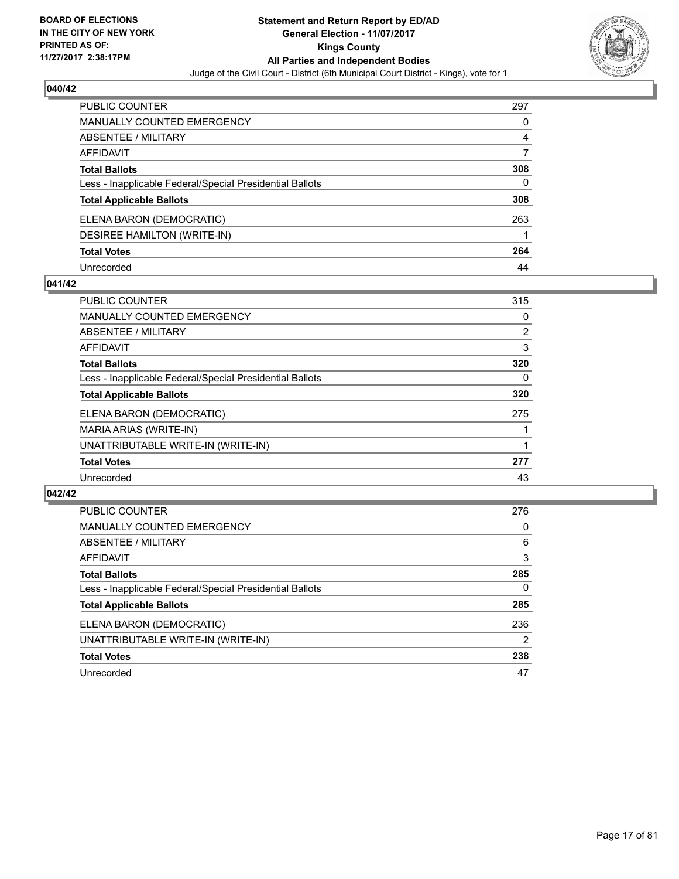BOARD OF ELECTIONS
IN THE CITY OF NEW YORK
PRINTED AS OF:
11/27/2017 2:38:17PM

# Statement and Return Report by ED/AD
## General Election - 11/07/2017
## Kings County
## All Parties and Independent Bodies
Judge of the Civil Court - District (6th Municipal Court District - Kings), vote for 1

### 040/42

| | |
|---|---|
| PUBLIC COUNTER | 297 |
| MANUALLY COUNTED EMERGENCY | 0 |
| ABSENTEE / MILITARY | 4 |
| AFFIDAVIT | 7 |
| **Total Ballots** | **308** |
| Less - Inapplicable Federal/Special Presidential Ballots | 0 |
| **Total Applicable Ballots** | **308** |
| ELENA BARON (DEMOCRATIC) | 263 |
| DESIREE HAMILTON (WRITE-IN) | 1 |
| **Total Votes** | **264** |
| Unrecorded | 44 |

### 041/42

| | |
|---|---|
| PUBLIC COUNTER | 315 |
| MANUALLY COUNTED EMERGENCY | 0 |
| ABSENTEE / MILITARY | 2 |
| AFFIDAVIT | 3 |
| **Total Ballots** | **320** |
| Less - Inapplicable Federal/Special Presidential Ballots | 0 |
| **Total Applicable Ballots** | **320** |
| ELENA BARON (DEMOCRATIC) | 275 |
| MARIA ARIAS (WRITE-IN) | 1 |
| UNATTRIBUTABLE WRITE-IN (WRITE-IN) | 1 |
| **Total Votes** | **277** |
| Unrecorded | 43 |

### 042/42

| | |
|---|---|
| PUBLIC COUNTER | 276 |
| MANUALLY COUNTED EMERGENCY | 0 |
| ABSENTEE / MILITARY | 6 |
| AFFIDAVIT | 3 |
| **Total Ballots** | **285** |
| Less - Inapplicable Federal/Special Presidential Ballots | 0 |
| **Total Applicable Ballots** | **285** |
| ELENA BARON (DEMOCRATIC) | 236 |
| UNATTRIBUTABLE WRITE-IN (WRITE-IN) | 2 |
| **Total Votes** | **238** |
| Unrecorded | 47 |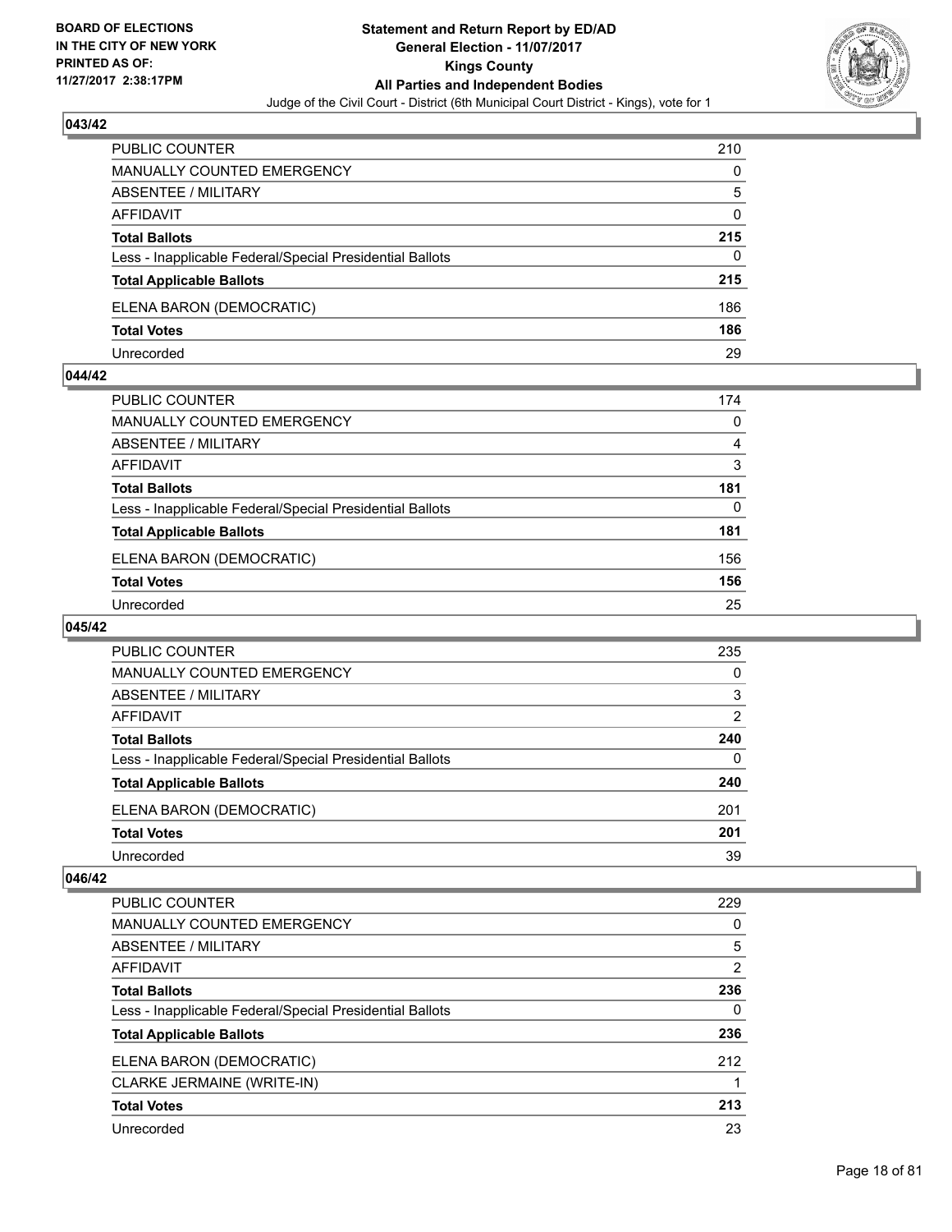## 043/42

| | |
|---|---|
| PUBLIC COUNTER | 210 |
| MANUALLY COUNTED EMERGENCY | 0 |
| ABSENTEE / MILITARY | 5 |
| AFFIDAVIT | 0 |
| **Total Ballots** | **215** |
| Less - Inapplicable Federal/Special Presidential Ballots | 0 |
| **Total Applicable Ballots** | **215** |
| ELENA BARON (DEMOCRATIC) | 186 |
| **Total Votes** | **186** |
| Unrecorded | 29 |

## 044/42

| | |
|---|---|
| PUBLIC COUNTER | 174 |
| MANUALLY COUNTED EMERGENCY | 0 |
| ABSENTEE / MILITARY | 4 |
| AFFIDAVIT | 3 |
| **Total Ballots** | **181** |
| Less - Inapplicable Federal/Special Presidential Ballots | 0 |
| **Total Applicable Ballots** | **181** |
| ELENA BARON (DEMOCRATIC) | 156 |
| **Total Votes** | **156** |
| Unrecorded | 25 |

## 045/42

| | |
|---|---|
| PUBLIC COUNTER | 235 |
| MANUALLY COUNTED EMERGENCY | 0 |
| ABSENTEE / MILITARY | 3 |
| AFFIDAVIT | 2 |
| **Total Ballots** | **240** |
| Less - Inapplicable Federal/Special Presidential Ballots | 0 |
| **Total Applicable Ballots** | **240** |
| ELENA BARON (DEMOCRATIC) | 201 |
| **Total Votes** | **201** |
| Unrecorded | 39 |

## 046/42

| | |
|---|---|
| PUBLIC COUNTER | 229 |
| MANUALLY COUNTED EMERGENCY | 0 |
| ABSENTEE / MILITARY | 5 |
| AFFIDAVIT | 2 |
| **Total Ballots** | **236** |
| Less - Inapplicable Federal/Special Presidential Ballots | 0 |
| **Total Applicable Ballots** | **236** |
| ELENA BARON (DEMOCRATIC) | 212 |
| CLARKE JERMAINE (WRITE-IN) | 1 |
| **Total Votes** | **213** |
| Unrecorded | 23 |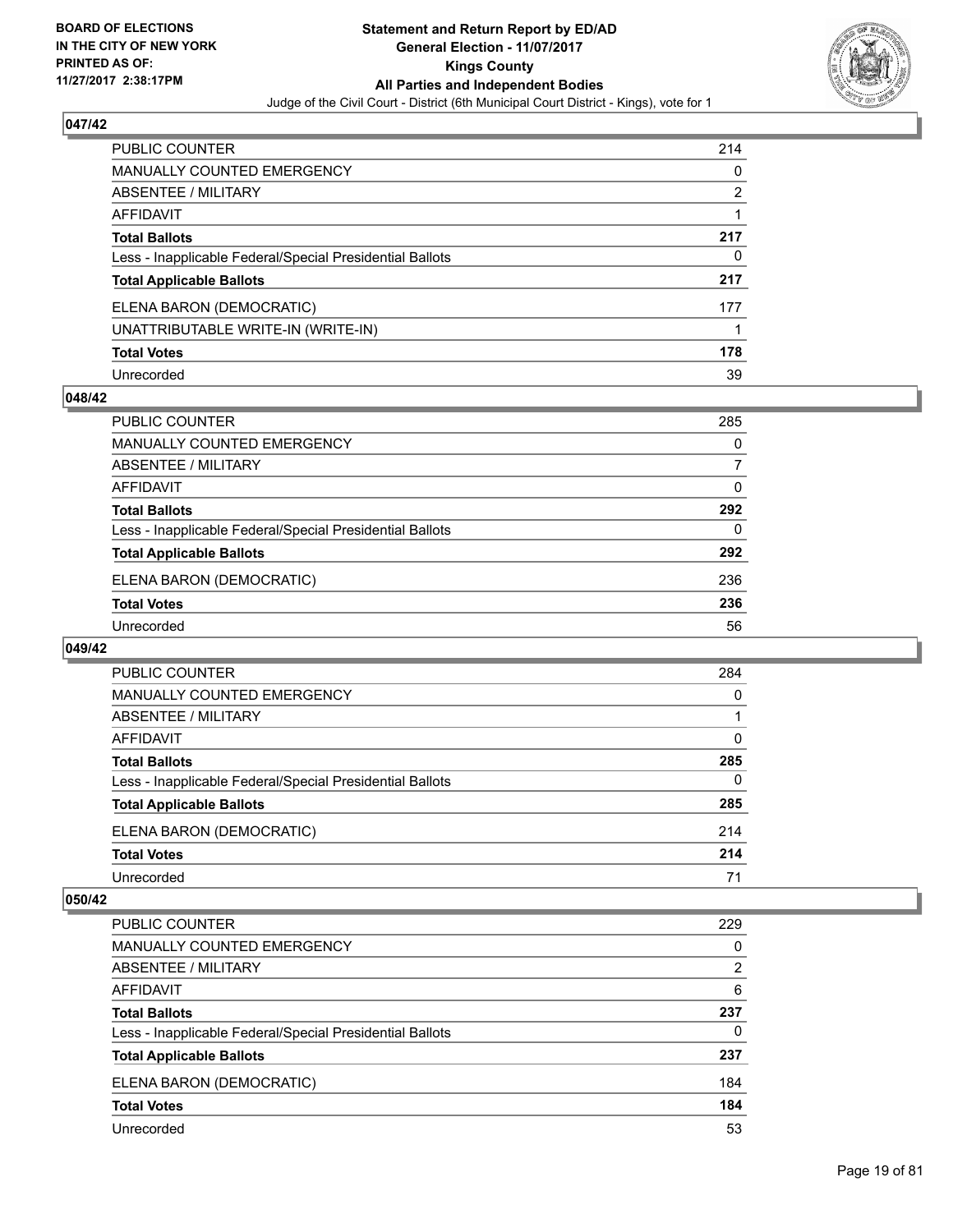## 047/42

| | |
|---|---|
| PUBLIC COUNTER | 214 |
| MANUALLY COUNTED EMERGENCY | 0 |
| ABSENTEE / MILITARY | 2 |
| AFFIDAVIT | 1 |
| **Total Ballots** | **217** |
| Less - Inapplicable Federal/Special Presidential Ballots | 0 |
| **Total Applicable Ballots** | **217** |
| ELENA BARON (DEMOCRATIC) | 177 |
| UNATTRIBUTABLE WRITE-IN (WRITE-IN) | 1 |
| **Total Votes** | **178** |
| Unrecorded | 39 |

## 048/42

| | |
|---|---|
| PUBLIC COUNTER | 285 |
| MANUALLY COUNTED EMERGENCY | 0 |
| ABSENTEE / MILITARY | 7 |
| AFFIDAVIT | 0 |
| **Total Ballots** | **292** |
| Less - Inapplicable Federal/Special Presidential Ballots | 0 |
| **Total Applicable Ballots** | **292** |
| ELENA BARON (DEMOCRATIC) | 236 |
| **Total Votes** | **236** |
| Unrecorded | 56 |

## 049/42

| | |
|---|---|
| PUBLIC COUNTER | 284 |
| MANUALLY COUNTED EMERGENCY | 0 |
| ABSENTEE / MILITARY | 1 |
| AFFIDAVIT | 0 |
| **Total Ballots** | **285** |
| Less - Inapplicable Federal/Special Presidential Ballots | 0 |
| **Total Applicable Ballots** | **285** |
| ELENA BARON (DEMOCRATIC) | 214 |
| **Total Votes** | **214** |
| Unrecorded | 71 |

## 050/42

| | |
|---|---|
| PUBLIC COUNTER | 229 |
| MANUALLY COUNTED EMERGENCY | 0 |
| ABSENTEE / MILITARY | 2 |
| AFFIDAVIT | 6 |
| **Total Ballots** | **237** |
| Less - Inapplicable Federal/Special Presidential Ballots | 0 |
| **Total Applicable Ballots** | **237** |
| ELENA BARON (DEMOCRATIC) | 184 |
| **Total Votes** | **184** |
| Unrecorded | 53 |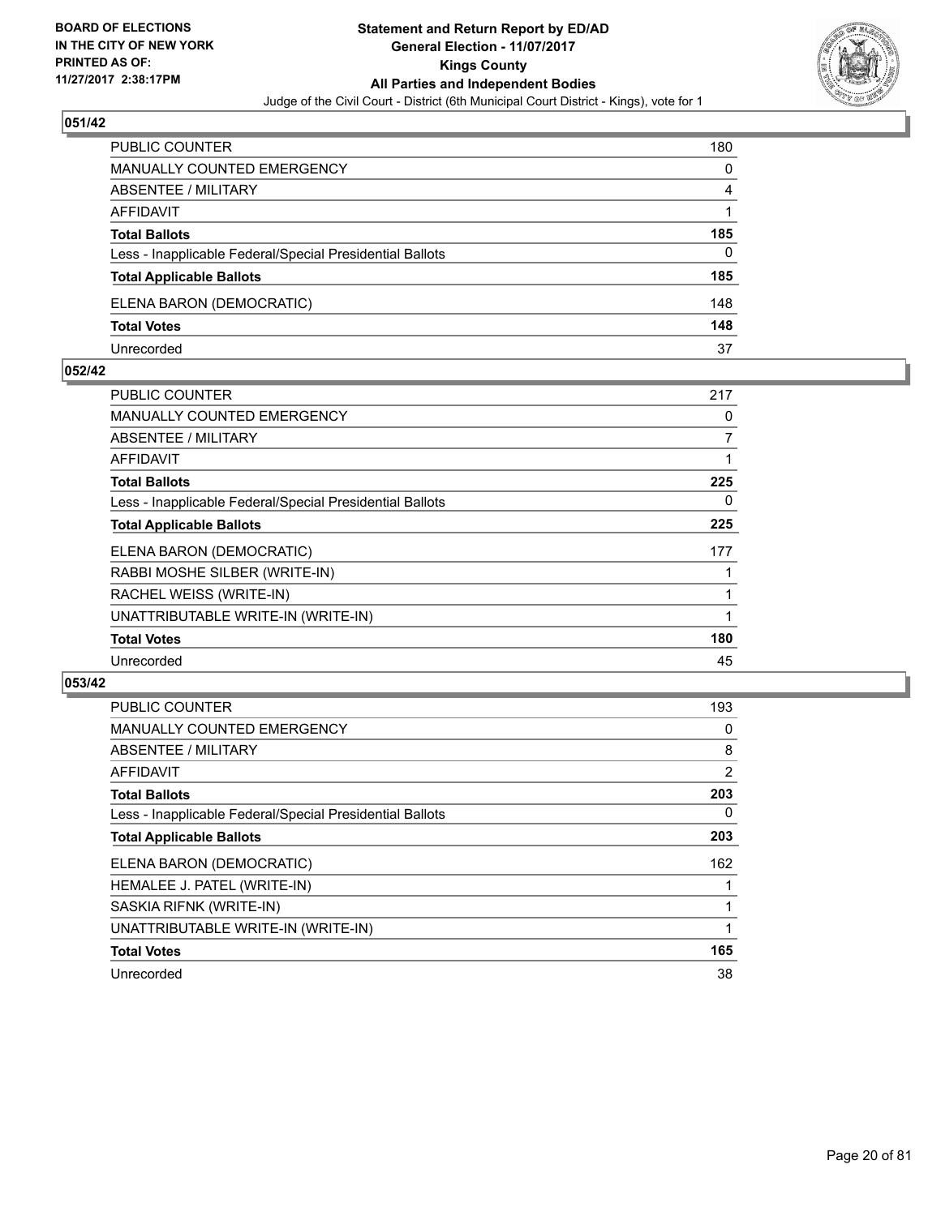**BOARD OF ELECTIONS IN THE CITY OF NEW YORK PRINTED AS OF: 11/27/2017 2:38:17PM**

# Statement and Return Report by ED/AD
## General Election - 11/07/2017
## Kings County
## All Parties and Independent Bodies
Judge of the Civil Court - District (6th Municipal Court District - Kings), vote for 1

### 051/42

| | |
|---|---|
| PUBLIC COUNTER | 180 |
| MANUALLY COUNTED EMERGENCY | 0 |
| ABSENTEE / MILITARY | 4 |
| AFFIDAVIT | 1 |
| **Total Ballots** | **185** |
| Less - Inapplicable Federal/Special Presidential Ballots | 0 |
| **Total Applicable Ballots** | **185** |
| ELENA BARON (DEMOCRATIC) | 148 |
| **Total Votes** | **148** |
| Unrecorded | 37 |

### 052/42

| | |
|---|---|
| PUBLIC COUNTER | 217 |
| MANUALLY COUNTED EMERGENCY | 0 |
| ABSENTEE / MILITARY | 7 |
| AFFIDAVIT | 1 |
| **Total Ballots** | **225** |
| Less - Inapplicable Federal/Special Presidential Ballots | 0 |
| **Total Applicable Ballots** | **225** |
| ELENA BARON (DEMOCRATIC) | 177 |
| RABBI MOSHE SILBER (WRITE-IN) | 1 |
| RACHEL WEISS (WRITE-IN) | 1 |
| UNATTRIBUTABLE WRITE-IN (WRITE-IN) | 1 |
| **Total Votes** | **180** |
| Unrecorded | 45 |

### 053/42

| | |
|---|---|
| PUBLIC COUNTER | 193 |
| MANUALLY COUNTED EMERGENCY | 0 |
| ABSENTEE / MILITARY | 8 |
| AFFIDAVIT | 2 |
| **Total Ballots** | **203** |
| Less - Inapplicable Federal/Special Presidential Ballots | 0 |
| **Total Applicable Ballots** | **203** |
| ELENA BARON (DEMOCRATIC) | 162 |
| HEMALEE J. PATEL (WRITE-IN) | 1 |
| SASKIA RIFNK (WRITE-IN) | 1 |
| UNATTRIBUTABLE WRITE-IN (WRITE-IN) | 1 |
| **Total Votes** | **165** |
| Unrecorded | 38 |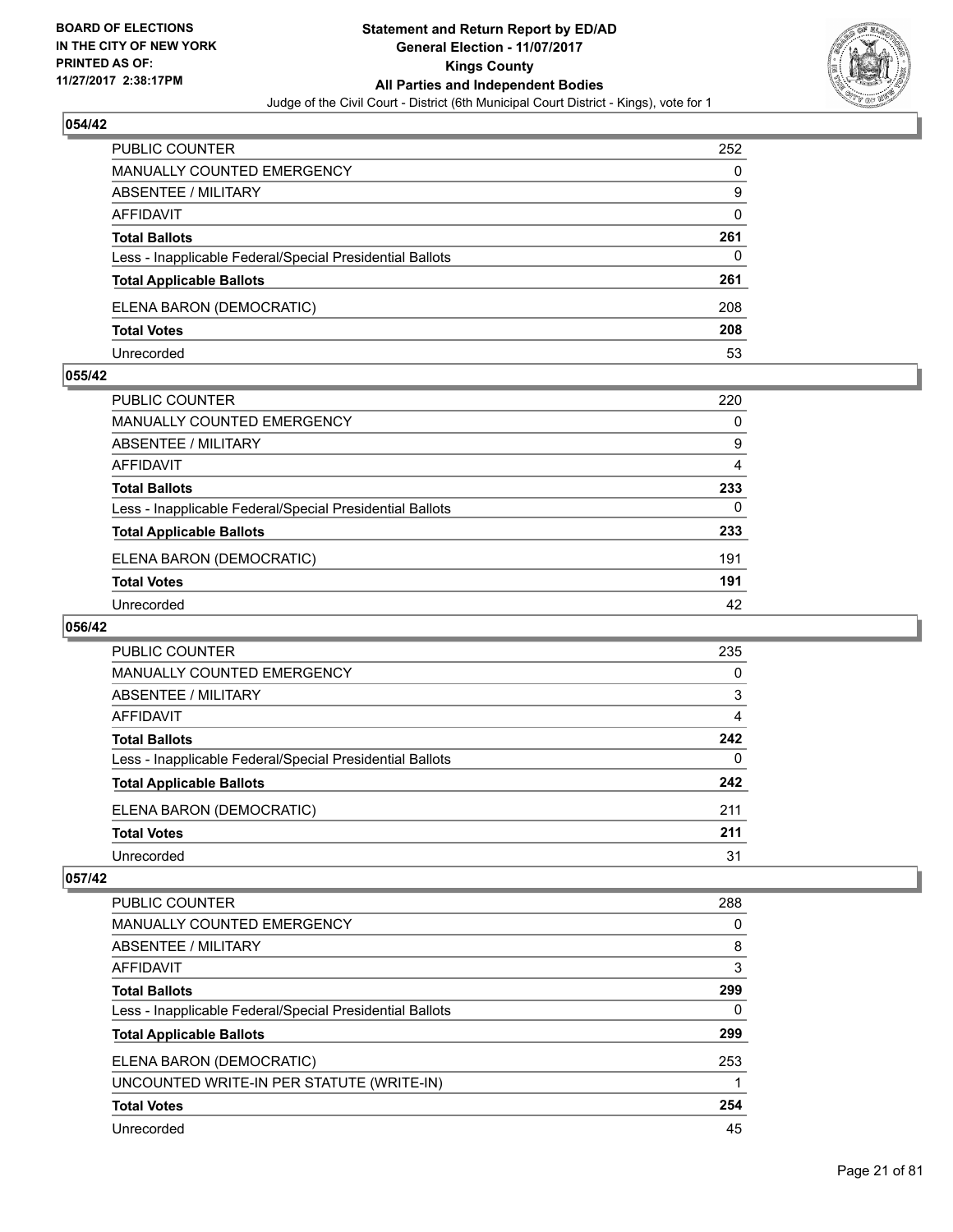## 054/42

| | |
|---|---|
| PUBLIC COUNTER | 252 |
| MANUALLY COUNTED EMERGENCY | 0 |
| ABSENTEE / MILITARY | 9 |
| AFFIDAVIT | 0 |
| **Total Ballots** | **261** |
| Less - Inapplicable Federal/Special Presidential Ballots | 0 |
| **Total Applicable Ballots** | **261** |
| ELENA BARON (DEMOCRATIC) | 208 |
| **Total Votes** | **208** |
| Unrecorded | 53 |

## 055/42

| | |
|---|---|
| PUBLIC COUNTER | 220 |
| MANUALLY COUNTED EMERGENCY | 0 |
| ABSENTEE / MILITARY | 9 |
| AFFIDAVIT | 4 |
| **Total Ballots** | **233** |
| Less - Inapplicable Federal/Special Presidential Ballots | 0 |
| **Total Applicable Ballots** | **233** |
| ELENA BARON (DEMOCRATIC) | 191 |
| **Total Votes** | **191** |
| Unrecorded | 42 |

## 056/42

| | |
|---|---|
| PUBLIC COUNTER | 235 |
| MANUALLY COUNTED EMERGENCY | 0 |
| ABSENTEE / MILITARY | 3 |
| AFFIDAVIT | 4 |
| **Total Ballots** | **242** |
| Less - Inapplicable Federal/Special Presidential Ballots | 0 |
| **Total Applicable Ballots** | **242** |
| ELENA BARON (DEMOCRATIC) | 211 |
| **Total Votes** | **211** |
| Unrecorded | 31 |

## 057/42

| | |
|---|---|
| PUBLIC COUNTER | 288 |
| MANUALLY COUNTED EMERGENCY | 0 |
| ABSENTEE / MILITARY | 8 |
| AFFIDAVIT | 3 |
| **Total Ballots** | **299** |
| Less - Inapplicable Federal/Special Presidential Ballots | 0 |
| **Total Applicable Ballots** | **299** |
| ELENA BARON (DEMOCRATIC) | 253 |
| UNCOUNTED WRITE-IN PER STATUTE (WRITE-IN) | 1 |
| **Total Votes** | **254** |
| Unrecorded | 45 |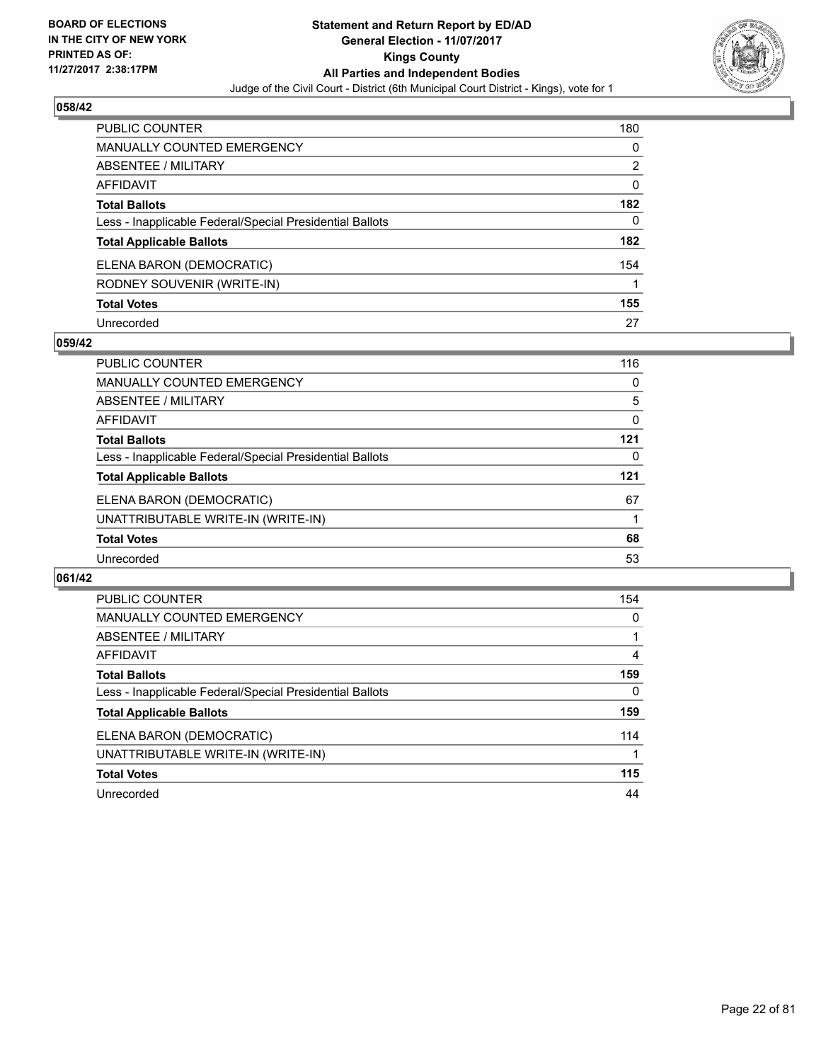BOARD OF ELECTIONS
IN THE CITY OF NEW YORK
PRINTED AS OF:
11/27/2017 2:38:17PM

**Statement and Return Report by ED/AD**
**General Election - 11/07/2017**
**Kings County**
**All Parties and Independent Bodies**
Judge of the Civil Court - District (6th Municipal Court District - Kings), vote for 1

## 058/42

| | |
|---|---|
| PUBLIC COUNTER | 180 |
| MANUALLY COUNTED EMERGENCY | 0 |
| ABSENTEE / MILITARY | 2 |
| AFFIDAVIT | 0 |
| **Total Ballots** | **182** |
| Less - Inapplicable Federal/Special Presidential Ballots | 0 |
| **Total Applicable Ballots** | **182** |
| ELENA BARON (DEMOCRATIC) | 154 |
| RODNEY SOUVENIR (WRITE-IN) | 1 |
| **Total Votes** | **155** |
| Unrecorded | 27 |

## 059/42

| | |
|---|---|
| PUBLIC COUNTER | 116 |
| MANUALLY COUNTED EMERGENCY | 0 |
| ABSENTEE / MILITARY | 5 |
| AFFIDAVIT | 0 |
| **Total Ballots** | **121** |
| Less - Inapplicable Federal/Special Presidential Ballots | 0 |
| **Total Applicable Ballots** | **121** |
| ELENA BARON (DEMOCRATIC) | 67 |
| UNATTRIBUTABLE WRITE-IN (WRITE-IN) | 1 |
| **Total Votes** | **68** |
| Unrecorded | 53 |

## 061/42

| | |
|---|---|
| PUBLIC COUNTER | 154 |
| MANUALLY COUNTED EMERGENCY | 0 |
| ABSENTEE / MILITARY | 1 |
| AFFIDAVIT | 4 |
| **Total Ballots** | **159** |
| Less - Inapplicable Federal/Special Presidential Ballots | 0 |
| **Total Applicable Ballots** | **159** |
| ELENA BARON (DEMOCRATIC) | 114 |
| UNATTRIBUTABLE WRITE-IN (WRITE-IN) | 1 |
| **Total Votes** | **115** |
| Unrecorded | 44 |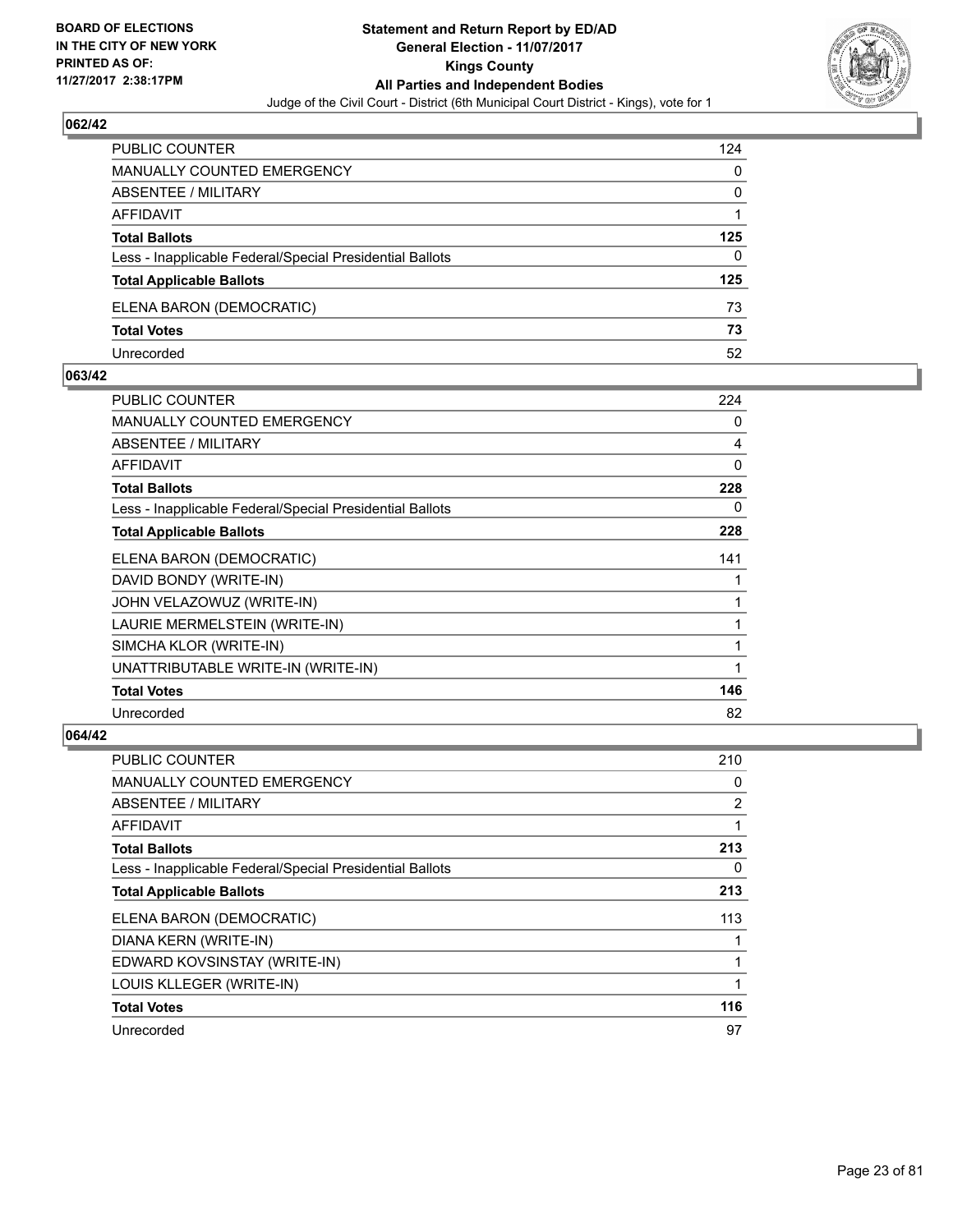## 062/42

| | |
|---|---|
| PUBLIC COUNTER | 124 |
| MANUALLY COUNTED EMERGENCY | 0 |
| ABSENTEE / MILITARY | 0 |
| AFFIDAVIT | 1 |
| **Total Ballots** | **125** |
| Less - Inapplicable Federal/Special Presidential Ballots | 0 |
| **Total Applicable Ballots** | **125** |
| ELENA BARON (DEMOCRATIC) | 73 |
| **Total Votes** | **73** |
| Unrecorded | 52 |

## 063/42

| | |
|---|---|
| PUBLIC COUNTER | 224 |
| MANUALLY COUNTED EMERGENCY | 0 |
| ABSENTEE / MILITARY | 4 |
| AFFIDAVIT | 0 |
| **Total Ballots** | **228** |
| Less - Inapplicable Federal/Special Presidential Ballots | 0 |
| **Total Applicable Ballots** | **228** |
| ELENA BARON (DEMOCRATIC) | 141 |
| DAVID BONDY (WRITE-IN) | 1 |
| JOHN VELAZOWUZ (WRITE-IN) | 1 |
| LAURIE MERMELSTEIN (WRITE-IN) | 1 |
| SIMCHA KLOR (WRITE-IN) | 1 |
| UNATTRIBUTABLE WRITE-IN (WRITE-IN) | 1 |
| **Total Votes** | **146** |
| Unrecorded | 82 |

## 064/42

| | |
|---|---|
| PUBLIC COUNTER | 210 |
| MANUALLY COUNTED EMERGENCY | 0 |
| ABSENTEE / MILITARY | 2 |
| AFFIDAVIT | 1 |
| **Total Ballots** | **213** |
| Less - Inapplicable Federal/Special Presidential Ballots | 0 |
| **Total Applicable Ballots** | **213** |
| ELENA BARON (DEMOCRATIC) | 113 |
| DIANA KERN (WRITE-IN) | 1 |
| EDWARD KOVSINSTAY (WRITE-IN) | 1 |
| LOUIS KLLEGER (WRITE-IN) | 1 |
| **Total Votes** | **116** |
| Unrecorded | 97 |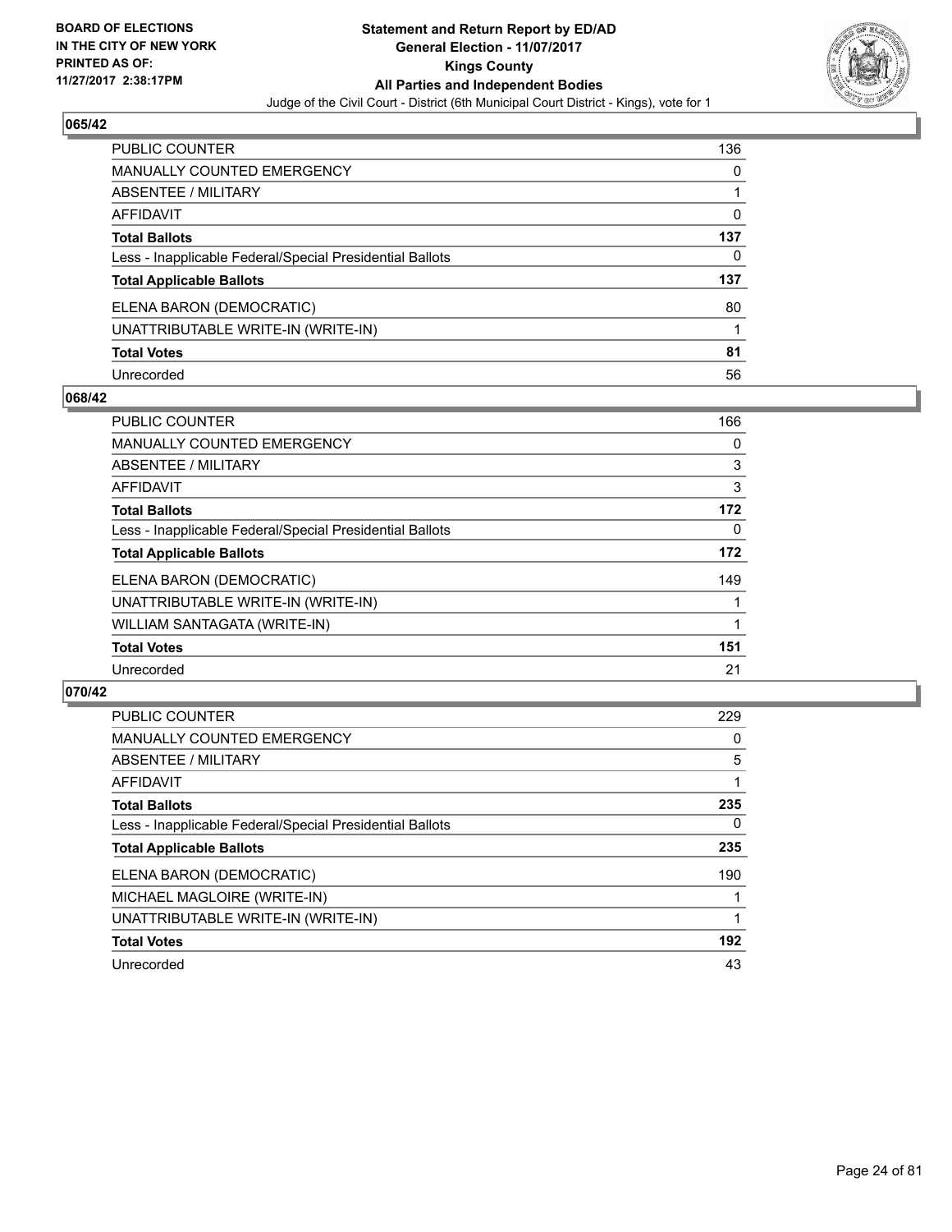**BOARD OF ELECTIONS IN THE CITY OF NEW YORK PRINTED AS OF: 11/27/2017 2:38:17PM**

**Statement and Return Report by ED/AD**
**General Election - 11/07/2017**
**Kings County**
**All Parties and Independent Bodies**
Judge of the Civil Court - District (6th Municipal Court District - Kings), vote for 1

## 065/42

| | |
|---|---|
| PUBLIC COUNTER | 136 |
| MANUALLY COUNTED EMERGENCY | 0 |
| ABSENTEE / MILITARY | 1 |
| AFFIDAVIT | 0 |
| **Total Ballots** | **137** |
| Less - Inapplicable Federal/Special Presidential Ballots | 0 |
| **Total Applicable Ballots** | **137** |
| ELENA BARON (DEMOCRATIC) | 80 |
| UNATTRIBUTABLE WRITE-IN (WRITE-IN) | 1 |
| **Total Votes** | **81** |
| Unrecorded | 56 |

## 068/42

| | |
|---|---|
| PUBLIC COUNTER | 166 |
| MANUALLY COUNTED EMERGENCY | 0 |
| ABSENTEE / MILITARY | 3 |
| AFFIDAVIT | 3 |
| **Total Ballots** | **172** |
| Less - Inapplicable Federal/Special Presidential Ballots | 0 |
| **Total Applicable Ballots** | **172** |
| ELENA BARON (DEMOCRATIC) | 149 |
| UNATTRIBUTABLE WRITE-IN (WRITE-IN) | 1 |
| WILLIAM SANTAGATA (WRITE-IN) | 1 |
| **Total Votes** | **151** |
| Unrecorded | 21 |

## 070/42

| | |
|---|---|
| PUBLIC COUNTER | 229 |
| MANUALLY COUNTED EMERGENCY | 0 |
| ABSENTEE / MILITARY | 5 |
| AFFIDAVIT | 1 |
| **Total Ballots** | **235** |
| Less - Inapplicable Federal/Special Presidential Ballots | 0 |
| **Total Applicable Ballots** | **235** |
| ELENA BARON (DEMOCRATIC) | 190 |
| MICHAEL MAGLOIRE (WRITE-IN) | 1 |
| UNATTRIBUTABLE WRITE-IN (WRITE-IN) | 1 |
| **Total Votes** | **192** |
| Unrecorded | 43 |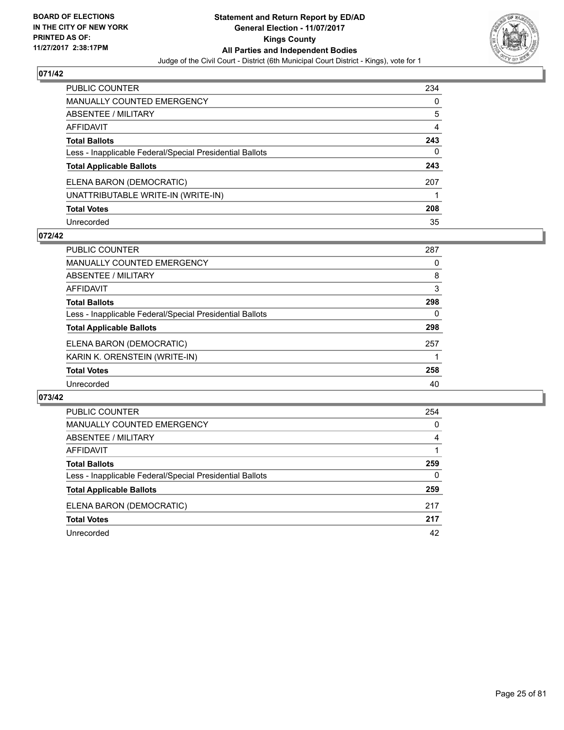BOARD OF ELECTIONS
IN THE CITY OF NEW YORK
PRINTED AS OF:
11/27/2017 2:38:17PM

**Statement and Return Report by ED/AD**
**General Election - 11/07/2017**
**Kings County**
**All Parties and Independent Bodies**
Judge of the Civil Court - District (6th Municipal Court District - Kings), vote for 1

## 071/42

| | |
|---|---|
| PUBLIC COUNTER | 234 |
| MANUALLY COUNTED EMERGENCY | 0 |
| ABSENTEE / MILITARY | 5 |
| AFFIDAVIT | 4 |
| **Total Ballots** | **243** |
| Less - Inapplicable Federal/Special Presidential Ballots | 0 |
| **Total Applicable Ballots** | **243** |
| ELENA BARON (DEMOCRATIC) | 207 |
| UNATTRIBUTABLE WRITE-IN (WRITE-IN) | 1 |
| **Total Votes** | **208** |
| Unrecorded | 35 |

## 072/42

| | |
|---|---|
| PUBLIC COUNTER | 287 |
| MANUALLY COUNTED EMERGENCY | 0 |
| ABSENTEE / MILITARY | 8 |
| AFFIDAVIT | 3 |
| **Total Ballots** | **298** |
| Less - Inapplicable Federal/Special Presidential Ballots | 0 |
| **Total Applicable Ballots** | **298** |
| ELENA BARON (DEMOCRATIC) | 257 |
| KARIN K. ORENSTEIN (WRITE-IN) | 1 |
| **Total Votes** | **258** |
| Unrecorded | 40 |

## 073/42

| | |
|---|---|
| PUBLIC COUNTER | 254 |
| MANUALLY COUNTED EMERGENCY | 0 |
| ABSENTEE / MILITARY | 4 |
| AFFIDAVIT | 1 |
| **Total Ballots** | **259** |
| Less - Inapplicable Federal/Special Presidential Ballots | 0 |
| **Total Applicable Ballots** | **259** |
| ELENA BARON (DEMOCRATIC) | 217 |
| **Total Votes** | **217** |
| Unrecorded | 42 |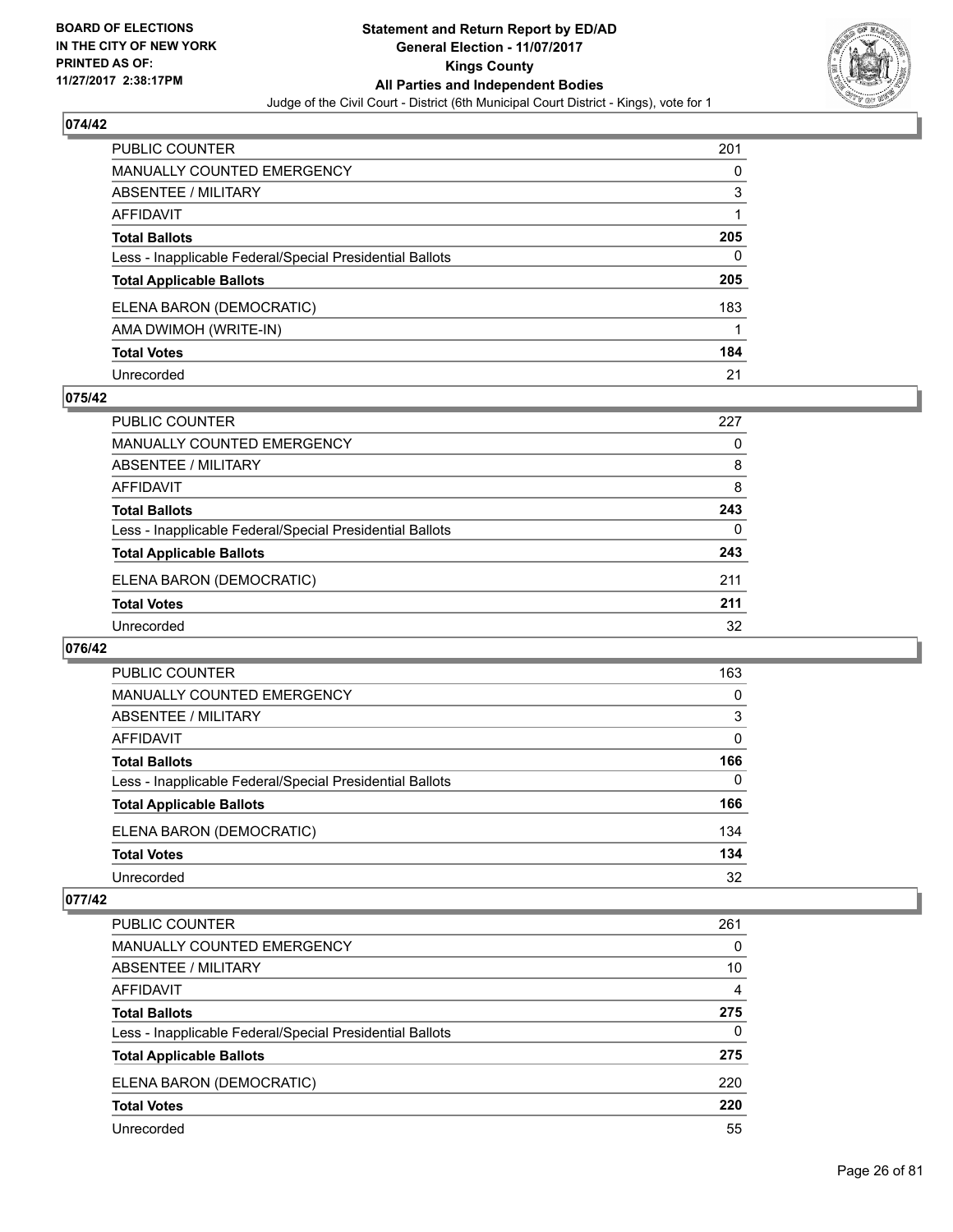## 074/42

| | |
|---|---|
| PUBLIC COUNTER | 201 |
| MANUALLY COUNTED EMERGENCY | 0 |
| ABSENTEE / MILITARY | 3 |
| AFFIDAVIT | 1 |
| **Total Ballots** | **205** |
| Less - Inapplicable Federal/Special Presidential Ballots | 0 |
| **Total Applicable Ballots** | **205** |
| ELENA BARON (DEMOCRATIC) | 183 |
| AMA DWIMOH (WRITE-IN) | 1 |
| **Total Votes** | **184** |
| Unrecorded | 21 |

## 075/42

| | |
|---|---|
| PUBLIC COUNTER | 227 |
| MANUALLY COUNTED EMERGENCY | 0 |
| ABSENTEE / MILITARY | 8 |
| AFFIDAVIT | 8 |
| **Total Ballots** | **243** |
| Less - Inapplicable Federal/Special Presidential Ballots | 0 |
| **Total Applicable Ballots** | **243** |
| ELENA BARON (DEMOCRATIC) | 211 |
| **Total Votes** | **211** |
| Unrecorded | 32 |

## 076/42

| | |
|---|---|
| PUBLIC COUNTER | 163 |
| MANUALLY COUNTED EMERGENCY | 0 |
| ABSENTEE / MILITARY | 3 |
| AFFIDAVIT | 0 |
| **Total Ballots** | **166** |
| Less - Inapplicable Federal/Special Presidential Ballots | 0 |
| **Total Applicable Ballots** | **166** |
| ELENA BARON (DEMOCRATIC) | 134 |
| **Total Votes** | **134** |
| Unrecorded | 32 |

## 077/42

| | |
|---|---|
| PUBLIC COUNTER | 261 |
| MANUALLY COUNTED EMERGENCY | 0 |
| ABSENTEE / MILITARY | 10 |
| AFFIDAVIT | 4 |
| **Total Ballots** | **275** |
| Less - Inapplicable Federal/Special Presidential Ballots | 0 |
| **Total Applicable Ballots** | **275** |
| ELENA BARON (DEMOCRATIC) | 220 |
| **Total Votes** | **220** |
| Unrecorded | 55 |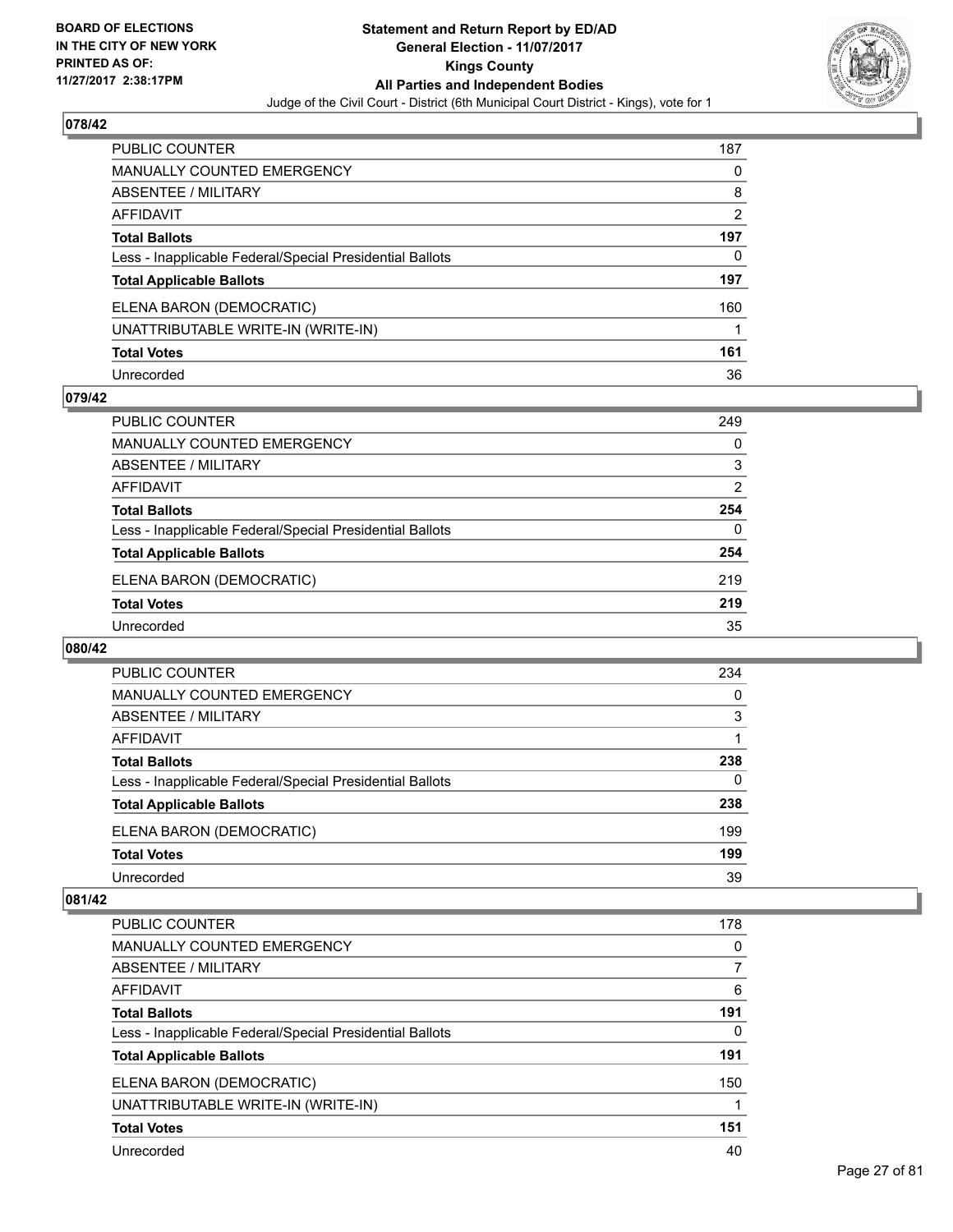## 078/42

| | |
|---|---|
| PUBLIC COUNTER | 187 |
| MANUALLY COUNTED EMERGENCY | 0 |
| ABSENTEE / MILITARY | 8 |
| AFFIDAVIT | 2 |
| **Total Ballots** | **197** |
| Less - Inapplicable Federal/Special Presidential Ballots | 0 |
| **Total Applicable Ballots** | **197** |
| ELENA BARON (DEMOCRATIC) | 160 |
| UNATTRIBUTABLE WRITE-IN (WRITE-IN) | 1 |
| **Total Votes** | **161** |
| Unrecorded | 36 |

## 079/42

| | |
|---|---|
| PUBLIC COUNTER | 249 |
| MANUALLY COUNTED EMERGENCY | 0 |
| ABSENTEE / MILITARY | 3 |
| AFFIDAVIT | 2 |
| **Total Ballots** | **254** |
| Less - Inapplicable Federal/Special Presidential Ballots | 0 |
| **Total Applicable Ballots** | **254** |
| ELENA BARON (DEMOCRATIC) | 219 |
| **Total Votes** | **219** |
| Unrecorded | 35 |

## 080/42

| | |
|---|---|
| PUBLIC COUNTER | 234 |
| MANUALLY COUNTED EMERGENCY | 0 |
| ABSENTEE / MILITARY | 3 |
| AFFIDAVIT | 1 |
| **Total Ballots** | **238** |
| Less - Inapplicable Federal/Special Presidential Ballots | 0 |
| **Total Applicable Ballots** | **238** |
| ELENA BARON (DEMOCRATIC) | 199 |
| **Total Votes** | **199** |
| Unrecorded | 39 |

## 081/42

| | |
|---|---|
| PUBLIC COUNTER | 178 |
| MANUALLY COUNTED EMERGENCY | 0 |
| ABSENTEE / MILITARY | 7 |
| AFFIDAVIT | 6 |
| **Total Ballots** | **191** |
| Less - Inapplicable Federal/Special Presidential Ballots | 0 |
| **Total Applicable Ballots** | **191** |
| ELENA BARON (DEMOCRATIC) | 150 |
| UNATTRIBUTABLE WRITE-IN (WRITE-IN) | 1 |
| **Total Votes** | **151** |
| Unrecorded | 40 |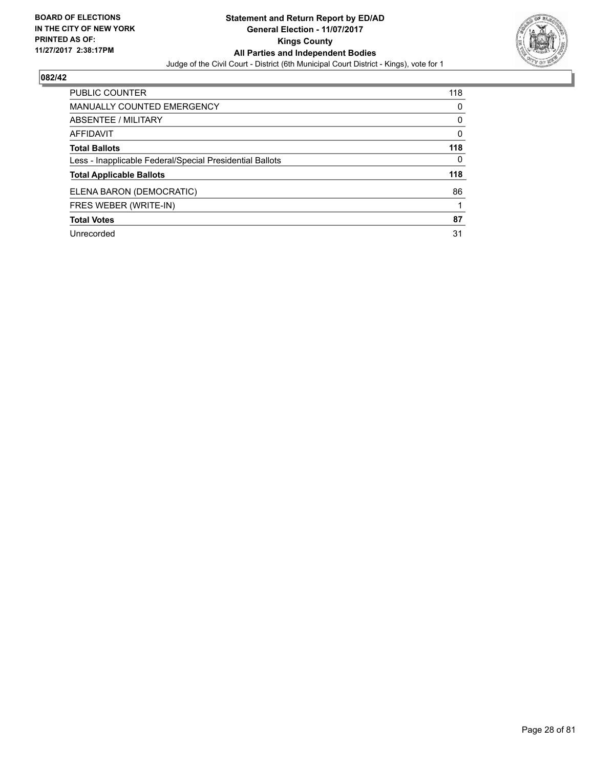BOARD OF ELECTIONS
IN THE CITY OF NEW YORK
PRINTED AS OF:
11/27/2017 2:38:17PM

**Statement and Return Report by ED/AD**
**General Election - 11/07/2017**
**Kings County**
**All Parties and Independent Bodies**
Judge of the Civil Court - District (6th Municipal Court District - Kings), vote for 1

## 082/42

| | |
|---|---|
| PUBLIC COUNTER | 118 |
| MANUALLY COUNTED EMERGENCY | 0 |
| ABSENTEE / MILITARY | 0 |
| AFFIDAVIT | 0 |
| **Total Ballots** | **118** |
| Less - Inapplicable Federal/Special Presidential Ballots | 0 |
| **Total Applicable Ballots** | **118** |
| ELENA BARON (DEMOCRATIC) | 86 |
| FRES WEBER (WRITE-IN) | 1 |
| **Total Votes** | **87** |
| Unrecorded | 31 |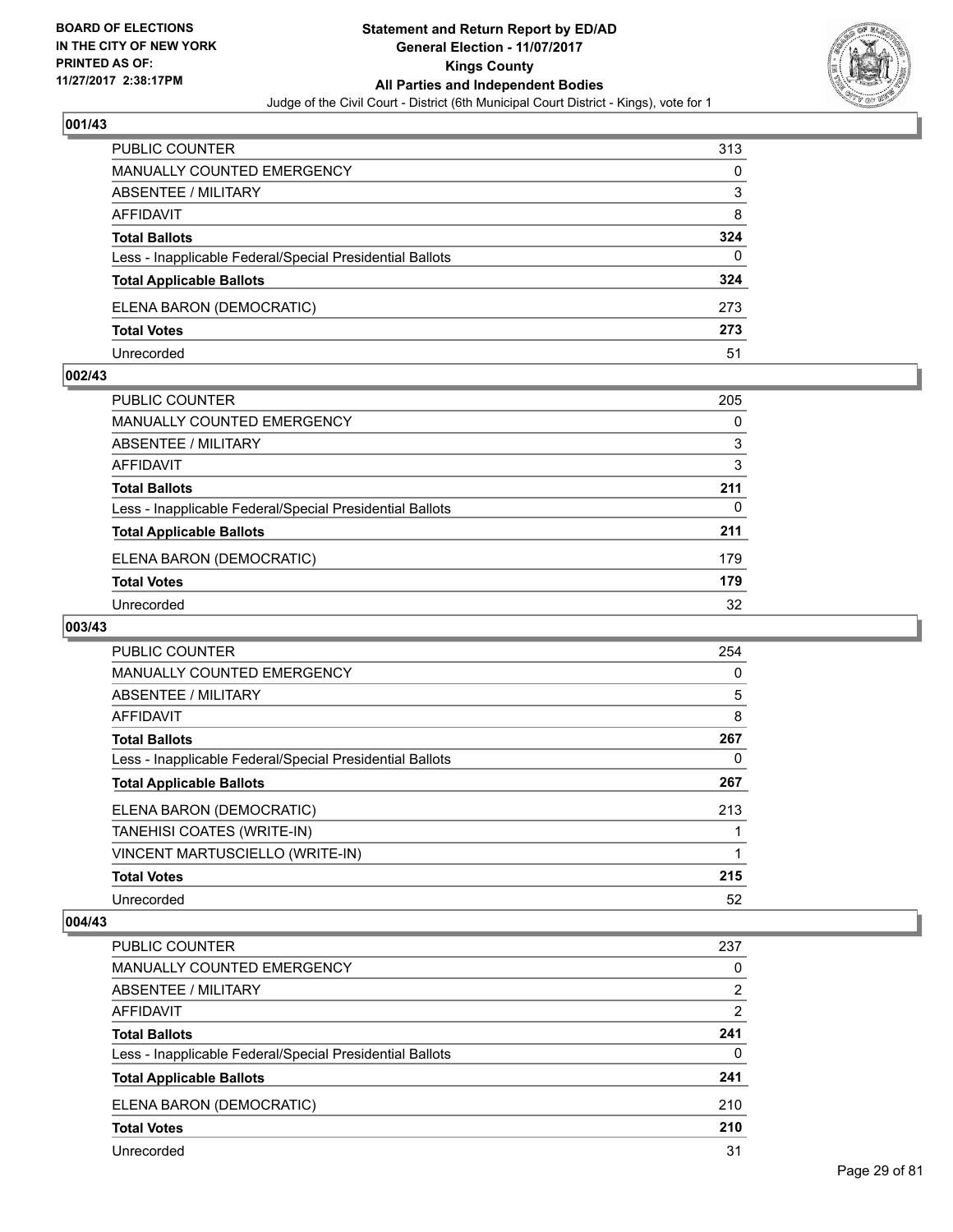**BOARD OF ELECTIONS IN THE CITY OF NEW YORK PRINTED AS OF: 11/27/2017 2:38:17PM**

# Statement and Return Report by ED/AD
## General Election - 11/07/2017
## Kings County
## All Parties and Independent Bodies
Judge of the Civil Court - District (6th Municipal Court District - Kings), vote for 1

### 001/43

| | |
|---|---|
| PUBLIC COUNTER | 313 |
| MANUALLY COUNTED EMERGENCY | 0 |
| ABSENTEE / MILITARY | 3 |
| AFFIDAVIT | 8 |
| **Total Ballots** | **324** |
| Less - Inapplicable Federal/Special Presidential Ballots | 0 |
| **Total Applicable Ballots** | **324** |
| ELENA BARON (DEMOCRATIC) | 273 |
| **Total Votes** | **273** |
| Unrecorded | 51 |

### 002/43

| | |
|---|---|
| PUBLIC COUNTER | 205 |
| MANUALLY COUNTED EMERGENCY | 0 |
| ABSENTEE / MILITARY | 3 |
| AFFIDAVIT | 3 |
| **Total Ballots** | **211** |
| Less - Inapplicable Federal/Special Presidential Ballots | 0 |
| **Total Applicable Ballots** | **211** |
| ELENA BARON (DEMOCRATIC) | 179 |
| **Total Votes** | **179** |
| Unrecorded | 32 |

### 003/43

| | |
|---|---|
| PUBLIC COUNTER | 254 |
| MANUALLY COUNTED EMERGENCY | 0 |
| ABSENTEE / MILITARY | 5 |
| AFFIDAVIT | 8 |
| **Total Ballots** | **267** |
| Less - Inapplicable Federal/Special Presidential Ballots | 0 |
| **Total Applicable Ballots** | **267** |
| ELENA BARON (DEMOCRATIC) | 213 |
| TANEHISI COATES (WRITE-IN) | 1 |
| VINCENT MARTUSCIELLO (WRITE-IN) | 1 |
| **Total Votes** | **215** |
| Unrecorded | 52 |

### 004/43

| | |
|---|---|
| PUBLIC COUNTER | 237 |
| MANUALLY COUNTED EMERGENCY | 0 |
| ABSENTEE / MILITARY | 2 |
| AFFIDAVIT | 2 |
| **Total Ballots** | **241** |
| Less - Inapplicable Federal/Special Presidential Ballots | 0 |
| **Total Applicable Ballots** | **241** |
| ELENA BARON (DEMOCRATIC) | 210 |
| **Total Votes** | **210** |
| Unrecorded | 31 |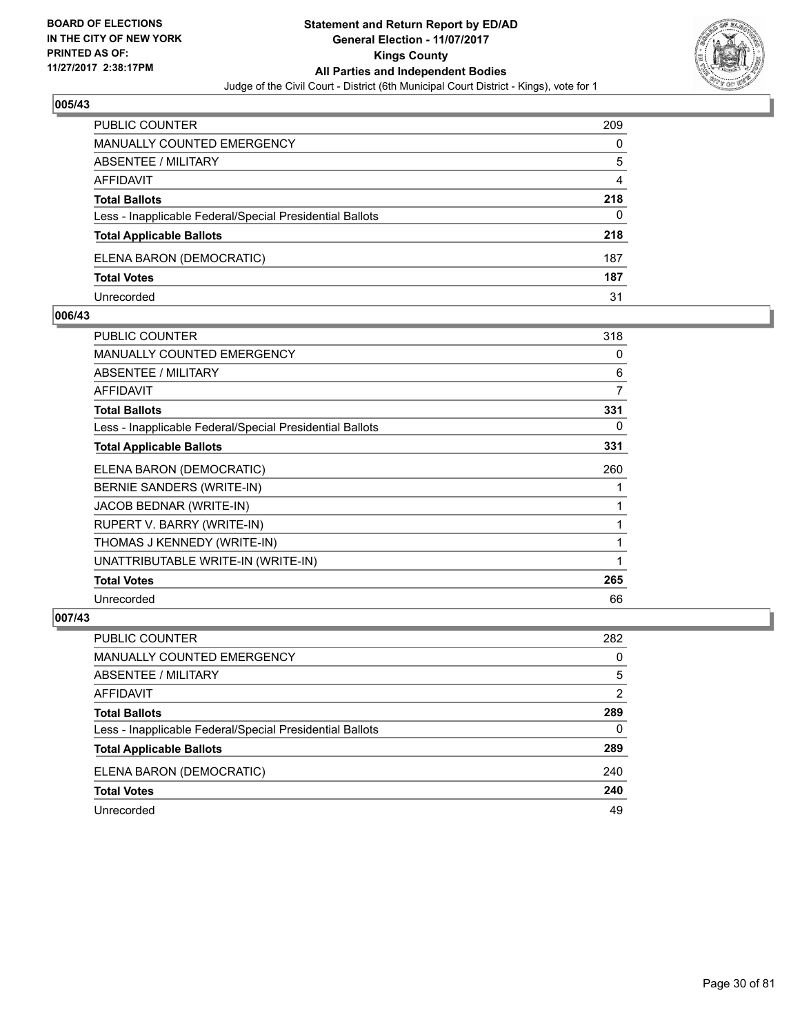**BOARD OF ELECTIONS IN THE CITY OF NEW YORK PRINTED AS OF: 11/27/2017 2:38:17PM**

# Statement and Return Report by ED/AD
## General Election - 11/07/2017
## Kings County
## All Parties and Independent Bodies
Judge of the Civil Court - District (6th Municipal Court District - Kings), vote for 1

### 005/43

| | |
|---|---|
| PUBLIC COUNTER | 209 |
| MANUALLY COUNTED EMERGENCY | 0 |
| ABSENTEE / MILITARY | 5 |
| AFFIDAVIT | 4 |
| **Total Ballots** | **218** |
| Less - Inapplicable Federal/Special Presidential Ballots | 0 |
| **Total Applicable Ballots** | **218** |
| ELENA BARON (DEMOCRATIC) | 187 |
| **Total Votes** | **187** |
| Unrecorded | 31 |

### 006/43

| | |
|---|---|
| PUBLIC COUNTER | 318 |
| MANUALLY COUNTED EMERGENCY | 0 |
| ABSENTEE / MILITARY | 6 |
| AFFIDAVIT | 7 |
| **Total Ballots** | **331** |
| Less - Inapplicable Federal/Special Presidential Ballots | 0 |
| **Total Applicable Ballots** | **331** |
| ELENA BARON (DEMOCRATIC) | 260 |
| BERNIE SANDERS (WRITE-IN) | 1 |
| JACOB BEDNAR (WRITE-IN) | 1 |
| RUPERT V. BARRY (WRITE-IN) | 1 |
| THOMAS J KENNEDY (WRITE-IN) | 1 |
| UNATTRIBUTABLE WRITE-IN (WRITE-IN) | 1 |
| **Total Votes** | **265** |
| Unrecorded | 66 |

### 007/43

| | |
|---|---|
| PUBLIC COUNTER | 282 |
| MANUALLY COUNTED EMERGENCY | 0 |
| ABSENTEE / MILITARY | 5 |
| AFFIDAVIT | 2 |
| **Total Ballots** | **289** |
| Less - Inapplicable Federal/Special Presidential Ballots | 0 |
| **Total Applicable Ballots** | **289** |
| ELENA BARON (DEMOCRATIC) | 240 |
| **Total Votes** | **240** |
| Unrecorded | 49 |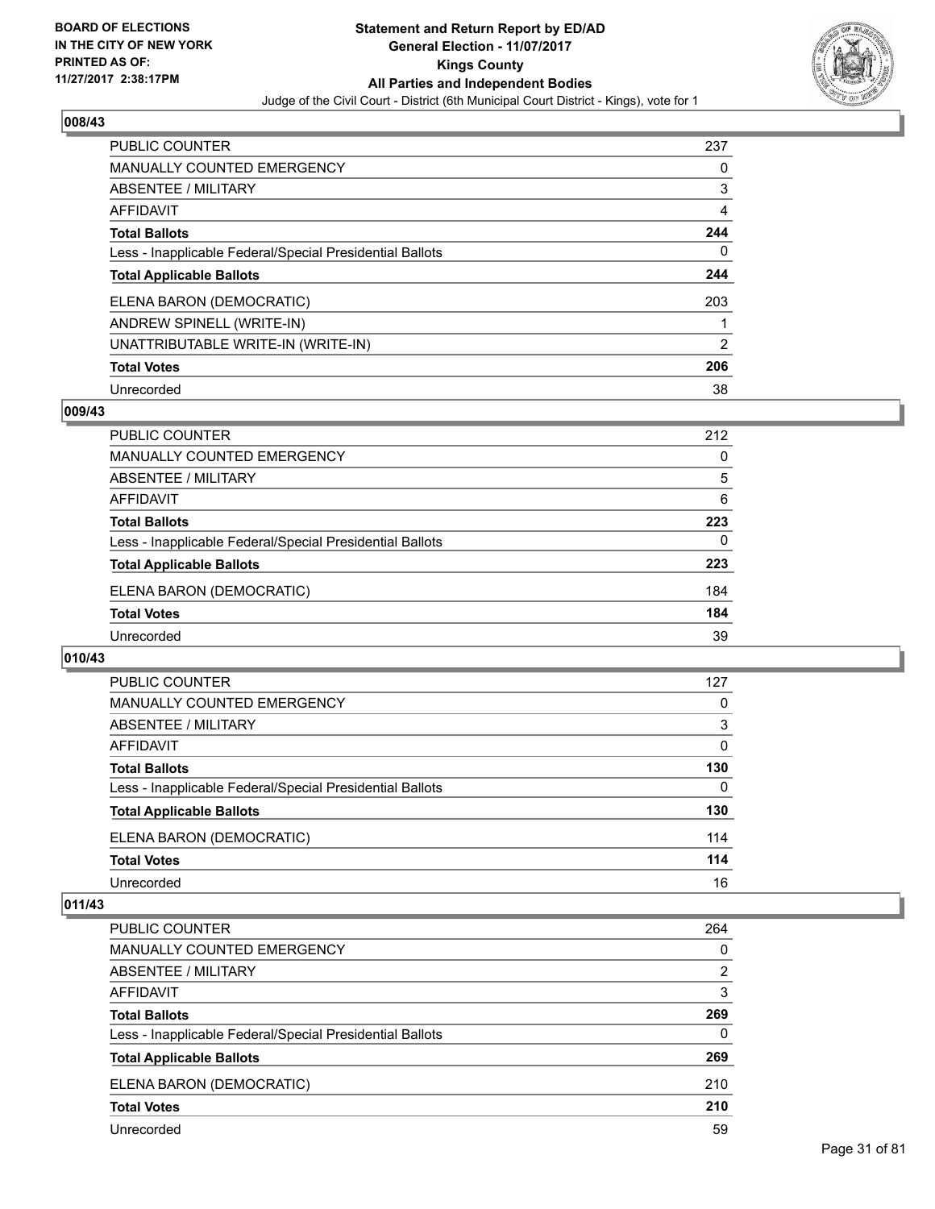## 008/43

| | |
|---|---|
| PUBLIC COUNTER | 237 |
| MANUALLY COUNTED EMERGENCY | 0 |
| ABSENTEE / MILITARY | 3 |
| AFFIDAVIT | 4 |
| **Total Ballots** | **244** |
| Less - Inapplicable Federal/Special Presidential Ballots | 0 |
| **Total Applicable Ballots** | **244** |
| ELENA BARON (DEMOCRATIC) | 203 |
| ANDREW SPINELL (WRITE-IN) | 1 |
| UNATTRIBUTABLE WRITE-IN (WRITE-IN) | 2 |
| **Total Votes** | **206** |
| Unrecorded | 38 |

## 009/43

| | |
|---|---|
| PUBLIC COUNTER | 212 |
| MANUALLY COUNTED EMERGENCY | 0 |
| ABSENTEE / MILITARY | 5 |
| AFFIDAVIT | 6 |
| **Total Ballots** | **223** |
| Less - Inapplicable Federal/Special Presidential Ballots | 0 |
| **Total Applicable Ballots** | **223** |
| ELENA BARON (DEMOCRATIC) | 184 |
| **Total Votes** | **184** |
| Unrecorded | 39 |

## 010/43

| | |
|---|---|
| PUBLIC COUNTER | 127 |
| MANUALLY COUNTED EMERGENCY | 0 |
| ABSENTEE / MILITARY | 3 |
| AFFIDAVIT | 0 |
| **Total Ballots** | **130** |
| Less - Inapplicable Federal/Special Presidential Ballots | 0 |
| **Total Applicable Ballots** | **130** |
| ELENA BARON (DEMOCRATIC) | 114 |
| **Total Votes** | **114** |
| Unrecorded | 16 |

## 011/43

| | |
|---|---|
| PUBLIC COUNTER | 264 |
| MANUALLY COUNTED EMERGENCY | 0 |
| ABSENTEE / MILITARY | 2 |
| AFFIDAVIT | 3 |
| **Total Ballots** | **269** |
| Less - Inapplicable Federal/Special Presidential Ballots | 0 |
| **Total Applicable Ballots** | **269** |
| ELENA BARON (DEMOCRATIC) | 210 |
| **Total Votes** | **210** |
| Unrecorded | 59 |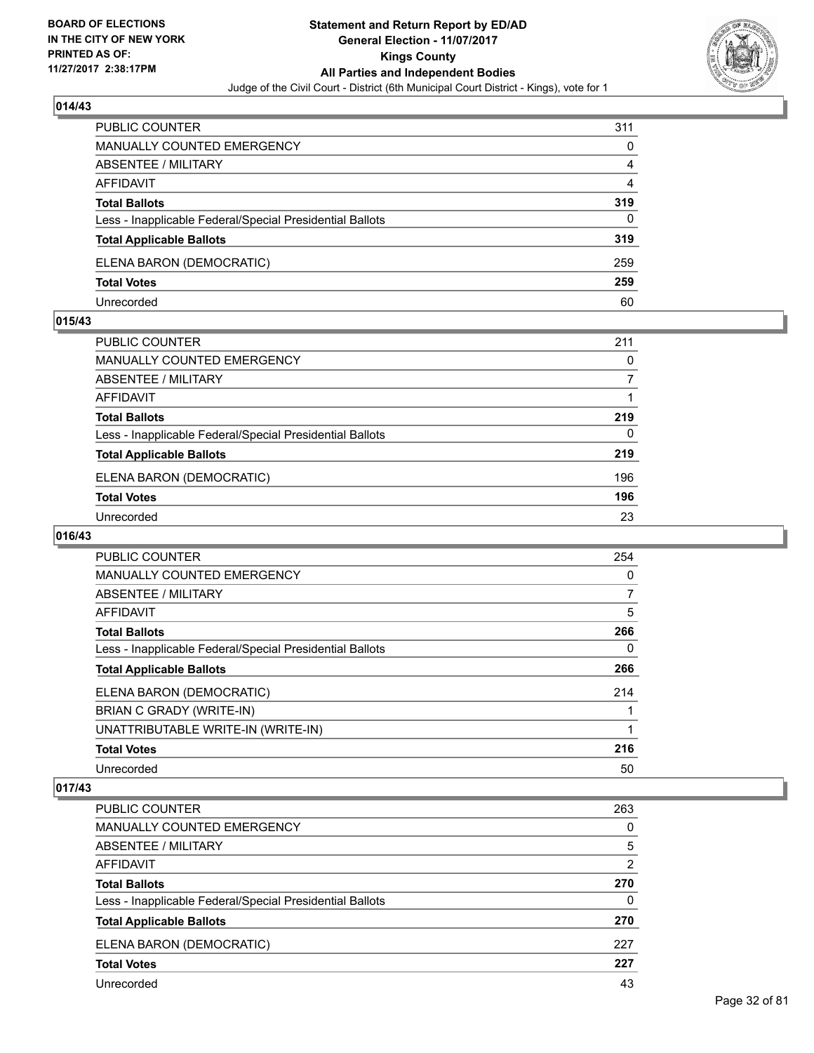**BOARD OF ELECTIONS IN THE CITY OF NEW YORK PRINTED AS OF: 11/27/2017 2:38:17PM**

# Statement and Return Report by ED/AD
## General Election - 11/07/2017
## Kings County
## All Parties and Independent Bodies
### Judge of the Civil Court - District (6th Municipal Court District - Kings), vote for 1

### 014/43

| | |
|---|---|
| PUBLIC COUNTER | 311 |
| MANUALLY COUNTED EMERGENCY | 0 |
| ABSENTEE / MILITARY | 4 |
| AFFIDAVIT | 4 |
| **Total Ballots** | **319** |
| Less - Inapplicable Federal/Special Presidential Ballots | 0 |
| **Total Applicable Ballots** | **319** |
| ELENA BARON (DEMOCRATIC) | 259 |
| **Total Votes** | **259** |
| Unrecorded | 60 |

### 015/43

| | |
|---|---|
| PUBLIC COUNTER | 211 |
| MANUALLY COUNTED EMERGENCY | 0 |
| ABSENTEE / MILITARY | 7 |
| AFFIDAVIT | 1 |
| **Total Ballots** | **219** |
| Less - Inapplicable Federal/Special Presidential Ballots | 0 |
| **Total Applicable Ballots** | **219** |
| ELENA BARON (DEMOCRATIC) | 196 |
| **Total Votes** | **196** |
| Unrecorded | 23 |

### 016/43

| | |
|---|---|
| PUBLIC COUNTER | 254 |
| MANUALLY COUNTED EMERGENCY | 0 |
| ABSENTEE / MILITARY | 7 |
| AFFIDAVIT | 5 |
| **Total Ballots** | **266** |
| Less - Inapplicable Federal/Special Presidential Ballots | 0 |
| **Total Applicable Ballots** | **266** |
| ELENA BARON (DEMOCRATIC) | 214 |
| BRIAN C GRADY (WRITE-IN) | 1 |
| UNATTRIBUTABLE WRITE-IN (WRITE-IN) | 1 |
| **Total Votes** | **216** |
| Unrecorded | 50 |

### 017/43

| | |
|---|---|
| PUBLIC COUNTER | 263 |
| MANUALLY COUNTED EMERGENCY | 0 |
| ABSENTEE / MILITARY | 5 |
| AFFIDAVIT | 2 |
| **Total Ballots** | **270** |
| Less - Inapplicable Federal/Special Presidential Ballots | 0 |
| **Total Applicable Ballots** | **270** |
| ELENA BARON (DEMOCRATIC) | 227 |
| **Total Votes** | **227** |
| Unrecorded | 43 |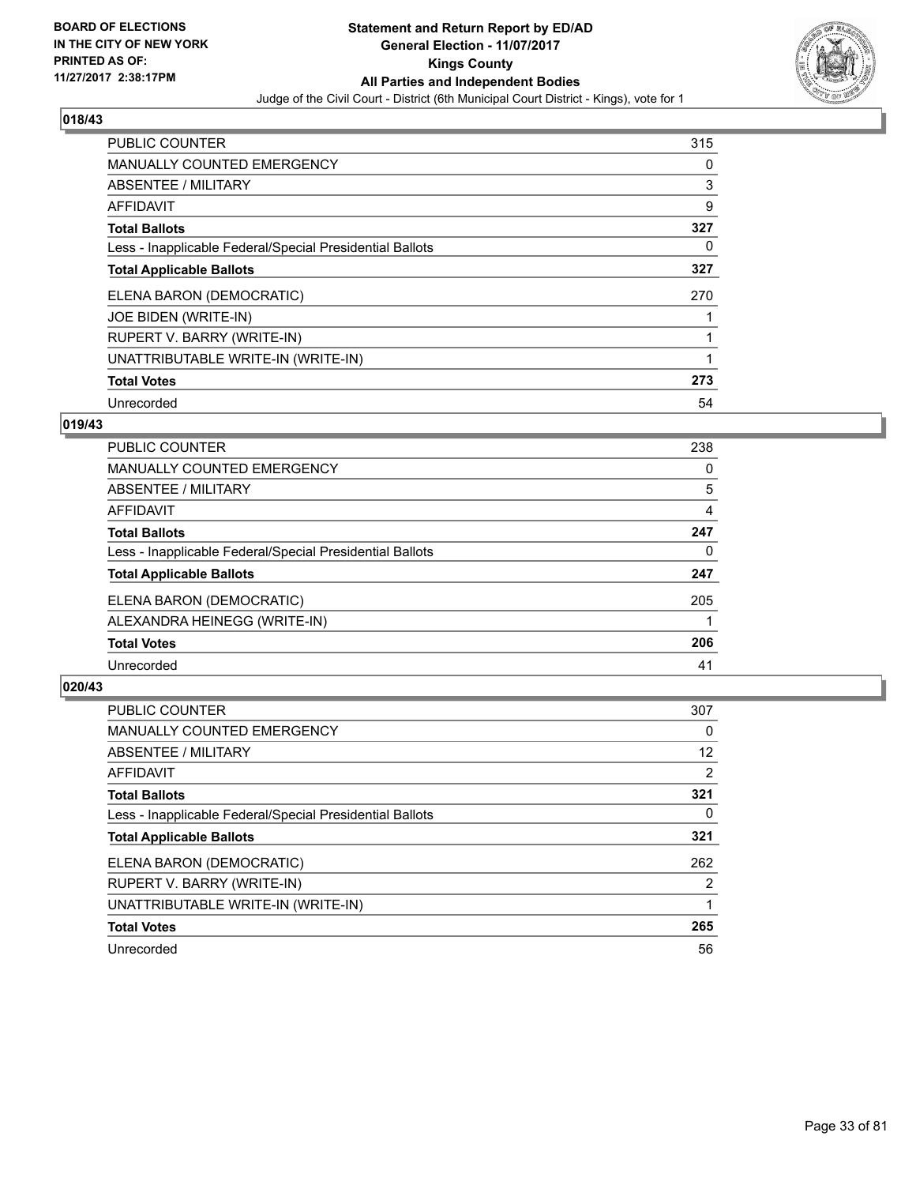BOARD OF ELECTIONS
IN THE CITY OF NEW YORK
PRINTED AS OF:
11/27/2017 2:38:17PM

**Statement and Return Report by ED/AD**
**General Election - 11/07/2017**
**Kings County**
**All Parties and Independent Bodies**
Judge of the Civil Court - District (6th Municipal Court District - Kings), vote for 1

### 018/43

| | |
|---|---|
| PUBLIC COUNTER | 315 |
| MANUALLY COUNTED EMERGENCY | 0 |
| ABSENTEE / MILITARY | 3 |
| AFFIDAVIT | 9 |
| **Total Ballots** | **327** |
| Less - Inapplicable Federal/Special Presidential Ballots | 0 |
| **Total Applicable Ballots** | **327** |
| ELENA BARON (DEMOCRATIC) | 270 |
| JOE BIDEN (WRITE-IN) | 1 |
| RUPERT V. BARRY (WRITE-IN) | 1 |
| UNATTRIBUTABLE WRITE-IN (WRITE-IN) | 1 |
| **Total Votes** | **273** |
| Unrecorded | 54 |

### 019/43

| | |
|---|---|
| PUBLIC COUNTER | 238 |
| MANUALLY COUNTED EMERGENCY | 0 |
| ABSENTEE / MILITARY | 5 |
| AFFIDAVIT | 4 |
| **Total Ballots** | **247** |
| Less - Inapplicable Federal/Special Presidential Ballots | 0 |
| **Total Applicable Ballots** | **247** |
| ELENA BARON (DEMOCRATIC) | 205 |
| ALEXANDRA HEINEGG (WRITE-IN) | 1 |
| **Total Votes** | **206** |
| Unrecorded | 41 |

### 020/43

| | |
|---|---|
| PUBLIC COUNTER | 307 |
| MANUALLY COUNTED EMERGENCY | 0 |
| ABSENTEE / MILITARY | 12 |
| AFFIDAVIT | 2 |
| **Total Ballots** | **321** |
| Less - Inapplicable Federal/Special Presidential Ballots | 0 |
| **Total Applicable Ballots** | **321** |
| ELENA BARON (DEMOCRATIC) | 262 |
| RUPERT V. BARRY (WRITE-IN) | 2 |
| UNATTRIBUTABLE WRITE-IN (WRITE-IN) | 1 |
| **Total Votes** | **265** |
| Unrecorded | 56 |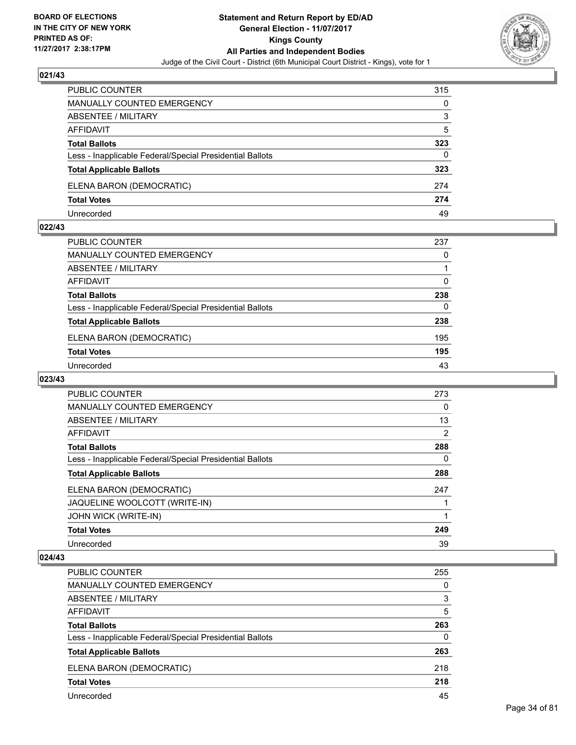**BOARD OF ELECTIONS IN THE CITY OF NEW YORK PRINTED AS OF: 11/27/2017 2:38:17PM**

**Statement and Return Report by ED/AD**
**General Election - 11/07/2017**
**Kings County**
**All Parties and Independent Bodies**
Judge of the Civil Court - District (6th Municipal Court District - Kings), vote for 1

### 021/43

| | |
|---|---|
| PUBLIC COUNTER | 315 |
| MANUALLY COUNTED EMERGENCY | 0 |
| ABSENTEE / MILITARY | 3 |
| AFFIDAVIT | 5 |
| **Total Ballots** | **323** |
| Less - Inapplicable Federal/Special Presidential Ballots | 0 |
| **Total Applicable Ballots** | **323** |
| ELENA BARON (DEMOCRATIC) | 274 |
| **Total Votes** | **274** |
| Unrecorded | 49 |

### 022/43

| | |
|---|---|
| PUBLIC COUNTER | 237 |
| MANUALLY COUNTED EMERGENCY | 0 |
| ABSENTEE / MILITARY | 1 |
| AFFIDAVIT | 0 |
| **Total Ballots** | **238** |
| Less - Inapplicable Federal/Special Presidential Ballots | 0 |
| **Total Applicable Ballots** | **238** |
| ELENA BARON (DEMOCRATIC) | 195 |
| **Total Votes** | **195** |
| Unrecorded | 43 |

### 023/43

| | |
|---|---|
| PUBLIC COUNTER | 273 |
| MANUALLY COUNTED EMERGENCY | 0 |
| ABSENTEE / MILITARY | 13 |
| AFFIDAVIT | 2 |
| **Total Ballots** | **288** |
| Less - Inapplicable Federal/Special Presidential Ballots | 0 |
| **Total Applicable Ballots** | **288** |
| ELENA BARON (DEMOCRATIC) | 247 |
| JAQUELINE WOOLCOTT (WRITE-IN) | 1 |
| JOHN WICK (WRITE-IN) | 1 |
| **Total Votes** | **249** |
| Unrecorded | 39 |

### 024/43

| | |
|---|---|
| PUBLIC COUNTER | 255 |
| MANUALLY COUNTED EMERGENCY | 0 |
| ABSENTEE / MILITARY | 3 |
| AFFIDAVIT | 5 |
| **Total Ballots** | **263** |
| Less - Inapplicable Federal/Special Presidential Ballots | 0 |
| **Total Applicable Ballots** | **263** |
| ELENA BARON (DEMOCRATIC) | 218 |
| **Total Votes** | **218** |
| Unrecorded | 45 |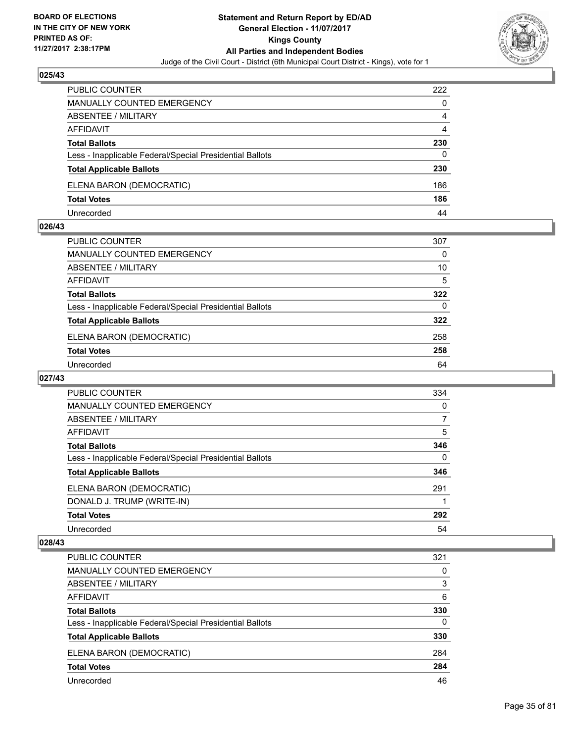## 025/43

| | |
|---|---|
| PUBLIC COUNTER | 222 |
| MANUALLY COUNTED EMERGENCY | 0 |
| ABSENTEE / MILITARY | 4 |
| AFFIDAVIT | 4 |
| **Total Ballots** | **230** |
| Less - Inapplicable Federal/Special Presidential Ballots | 0 |
| **Total Applicable Ballots** | **230** |
| ELENA BARON (DEMOCRATIC) | 186 |
| **Total Votes** | **186** |
| Unrecorded | 44 |

## 026/43

| | |
|---|---|
| PUBLIC COUNTER | 307 |
| MANUALLY COUNTED EMERGENCY | 0 |
| ABSENTEE / MILITARY | 10 |
| AFFIDAVIT | 5 |
| **Total Ballots** | **322** |
| Less - Inapplicable Federal/Special Presidential Ballots | 0 |
| **Total Applicable Ballots** | **322** |
| ELENA BARON (DEMOCRATIC) | 258 |
| **Total Votes** | **258** |
| Unrecorded | 64 |

## 027/43

| | |
|---|---|
| PUBLIC COUNTER | 334 |
| MANUALLY COUNTED EMERGENCY | 0 |
| ABSENTEE / MILITARY | 7 |
| AFFIDAVIT | 5 |
| **Total Ballots** | **346** |
| Less - Inapplicable Federal/Special Presidential Ballots | 0 |
| **Total Applicable Ballots** | **346** |
| ELENA BARON (DEMOCRATIC) | 291 |
| DONALD J. TRUMP (WRITE-IN) | 1 |
| **Total Votes** | **292** |
| Unrecorded | 54 |

## 028/43

| | |
|---|---|
| PUBLIC COUNTER | 321 |
| MANUALLY COUNTED EMERGENCY | 0 |
| ABSENTEE / MILITARY | 3 |
| AFFIDAVIT | 6 |
| **Total Ballots** | **330** |
| Less - Inapplicable Federal/Special Presidential Ballots | 0 |
| **Total Applicable Ballots** | **330** |
| ELENA BARON (DEMOCRATIC) | 284 |
| **Total Votes** | **284** |
| Unrecorded | 46 |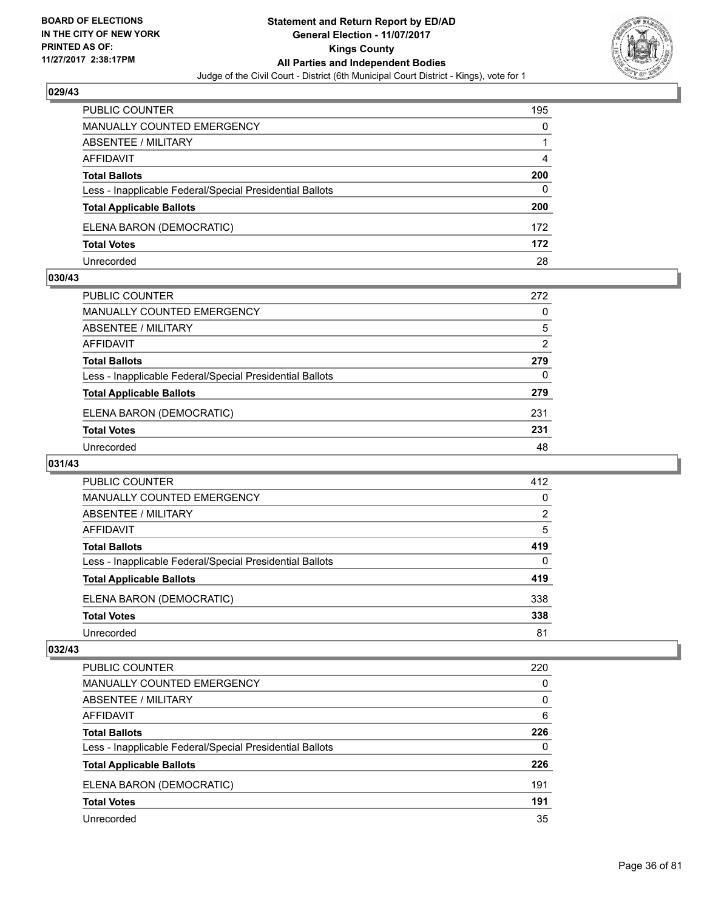## 029/43

| | |
|---|---|
| PUBLIC COUNTER | 195 |
| MANUALLY COUNTED EMERGENCY | 0 |
| ABSENTEE / MILITARY | 1 |
| AFFIDAVIT | 4 |
| **Total Ballots** | **200** |
| Less - Inapplicable Federal/Special Presidential Ballots | 0 |
| **Total Applicable Ballots** | **200** |
| ELENA BARON (DEMOCRATIC) | 172 |
| **Total Votes** | **172** |
| Unrecorded | 28 |

## 030/43

| | |
|---|---|
| PUBLIC COUNTER | 272 |
| MANUALLY COUNTED EMERGENCY | 0 |
| ABSENTEE / MILITARY | 5 |
| AFFIDAVIT | 2 |
| **Total Ballots** | **279** |
| Less - Inapplicable Federal/Special Presidential Ballots | 0 |
| **Total Applicable Ballots** | **279** |
| ELENA BARON (DEMOCRATIC) | 231 |
| **Total Votes** | **231** |
| Unrecorded | 48 |

## 031/43

| | |
|---|---|
| PUBLIC COUNTER | 412 |
| MANUALLY COUNTED EMERGENCY | 0 |
| ABSENTEE / MILITARY | 2 |
| AFFIDAVIT | 5 |
| **Total Ballots** | **419** |
| Less - Inapplicable Federal/Special Presidential Ballots | 0 |
| **Total Applicable Ballots** | **419** |
| ELENA BARON (DEMOCRATIC) | 338 |
| **Total Votes** | **338** |
| Unrecorded | 81 |

## 032/43

| | |
|---|---|
| PUBLIC COUNTER | 220 |
| MANUALLY COUNTED EMERGENCY | 0 |
| ABSENTEE / MILITARY | 0 |
| AFFIDAVIT | 6 |
| **Total Ballots** | **226** |
| Less - Inapplicable Federal/Special Presidential Ballots | 0 |
| **Total Applicable Ballots** | **226** |
| ELENA BARON (DEMOCRATIC) | 191 |
| **Total Votes** | **191** |
| Unrecorded | 35 |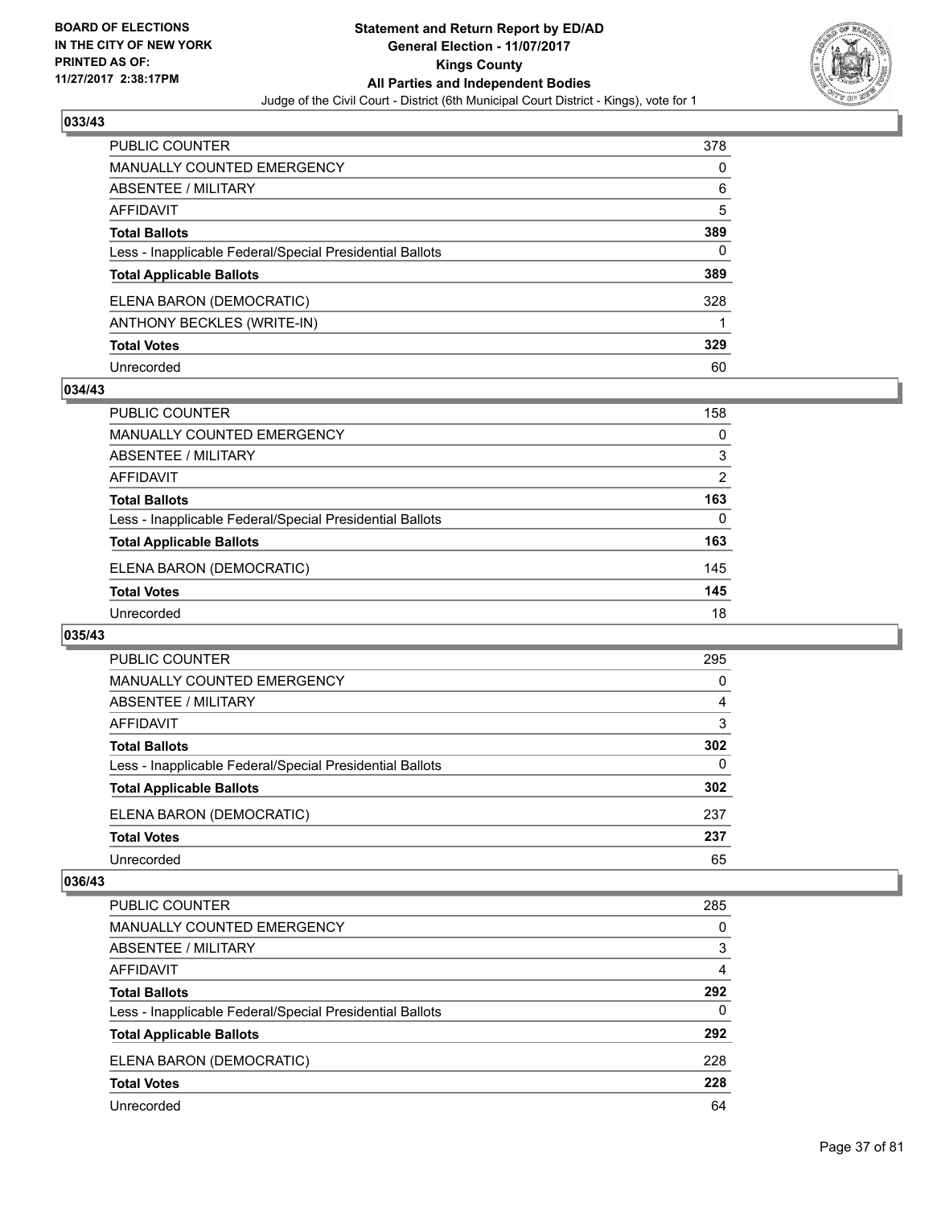BOARD OF ELECTIONS
IN THE CITY OF NEW YORK
PRINTED AS OF:
11/27/2017 2:38:17PM

**Statement and Return Report by ED/AD**
**General Election - 11/07/2017**
**Kings County**
**All Parties and Independent Bodies**
Judge of the Civil Court - District (6th Municipal Court District - Kings), vote for 1

### 033/43

| | |
|---|---|
| PUBLIC COUNTER | 378 |
| MANUALLY COUNTED EMERGENCY | 0 |
| ABSENTEE / MILITARY | 6 |
| AFFIDAVIT | 5 |
| **Total Ballots** | **389** |
| Less - Inapplicable Federal/Special Presidential Ballots | 0 |
| **Total Applicable Ballots** | **389** |
| ELENA BARON (DEMOCRATIC) | 328 |
| ANTHONY BECKLES (WRITE-IN) | 1 |
| **Total Votes** | **329** |
| Unrecorded | 60 |

### 034/43

| | |
|---|---|
| PUBLIC COUNTER | 158 |
| MANUALLY COUNTED EMERGENCY | 0 |
| ABSENTEE / MILITARY | 3 |
| AFFIDAVIT | 2 |
| **Total Ballots** | **163** |
| Less - Inapplicable Federal/Special Presidential Ballots | 0 |
| **Total Applicable Ballots** | **163** |
| ELENA BARON (DEMOCRATIC) | 145 |
| **Total Votes** | **145** |
| Unrecorded | 18 |

### 035/43

| | |
|---|---|
| PUBLIC COUNTER | 295 |
| MANUALLY COUNTED EMERGENCY | 0 |
| ABSENTEE / MILITARY | 4 |
| AFFIDAVIT | 3 |
| **Total Ballots** | **302** |
| Less - Inapplicable Federal/Special Presidential Ballots | 0 |
| **Total Applicable Ballots** | **302** |
| ELENA BARON (DEMOCRATIC) | 237 |
| **Total Votes** | **237** |
| Unrecorded | 65 |

### 036/43

| | |
|---|---|
| PUBLIC COUNTER | 285 |
| MANUALLY COUNTED EMERGENCY | 0 |
| ABSENTEE / MILITARY | 3 |
| AFFIDAVIT | 4 |
| **Total Ballots** | **292** |
| Less - Inapplicable Federal/Special Presidential Ballots | 0 |
| **Total Applicable Ballots** | **292** |
| ELENA BARON (DEMOCRATIC) | 228 |
| **Total Votes** | **228** |
| Unrecorded | 64 |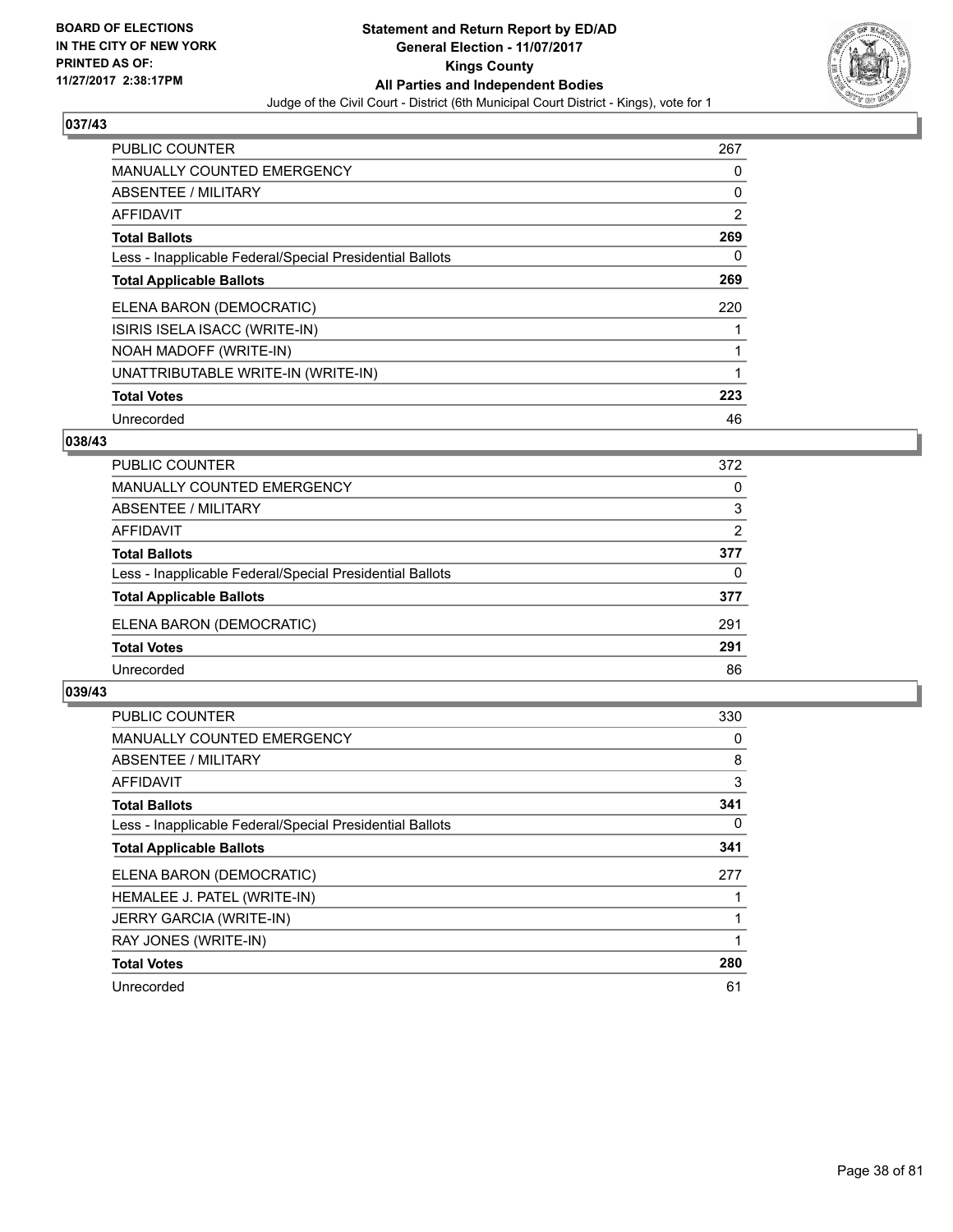**BOARD OF ELECTIONS IN THE CITY OF NEW YORK PRINTED AS OF: 11/27/2017 2:38:17PM**

# Statement and Return Report by ED/AD
## General Election - 11/07/2017
## Kings County
## All Parties and Independent Bodies
### Judge of the Civil Court - District (6th Municipal Court District - Kings), vote for 1

### 037/43

| | |
|---|---|
| PUBLIC COUNTER | 267 |
| MANUALLY COUNTED EMERGENCY | 0 |
| ABSENTEE / MILITARY | 0 |
| AFFIDAVIT | 2 |
| **Total Ballots** | **269** |
| Less - Inapplicable Federal/Special Presidential Ballots | 0 |
| **Total Applicable Ballots** | **269** |
| ELENA BARON (DEMOCRATIC) | 220 |
| ISIRIS ISELA ISACC (WRITE-IN) | 1 |
| NOAH MADOFF (WRITE-IN) | 1 |
| UNATTRIBUTABLE WRITE-IN (WRITE-IN) | 1 |
| **Total Votes** | **223** |
| Unrecorded | 46 |

### 038/43

| | |
|---|---|
| PUBLIC COUNTER | 372 |
| MANUALLY COUNTED EMERGENCY | 0 |
| ABSENTEE / MILITARY | 3 |
| AFFIDAVIT | 2 |
| **Total Ballots** | **377** |
| Less - Inapplicable Federal/Special Presidential Ballots | 0 |
| **Total Applicable Ballots** | **377** |
| ELENA BARON (DEMOCRATIC) | 291 |
| **Total Votes** | **291** |
| Unrecorded | 86 |

### 039/43

| | |
|---|---|
| PUBLIC COUNTER | 330 |
| MANUALLY COUNTED EMERGENCY | 0 |
| ABSENTEE / MILITARY | 8 |
| AFFIDAVIT | 3 |
| **Total Ballots** | **341** |
| Less - Inapplicable Federal/Special Presidential Ballots | 0 |
| **Total Applicable Ballots** | **341** |
| ELENA BARON (DEMOCRATIC) | 277 |
| HEMALEE J. PATEL (WRITE-IN) | 1 |
| JERRY GARCIA (WRITE-IN) | 1 |
| RAY JONES (WRITE-IN) | 1 |
| **Total Votes** | **280** |
| Unrecorded | 61 |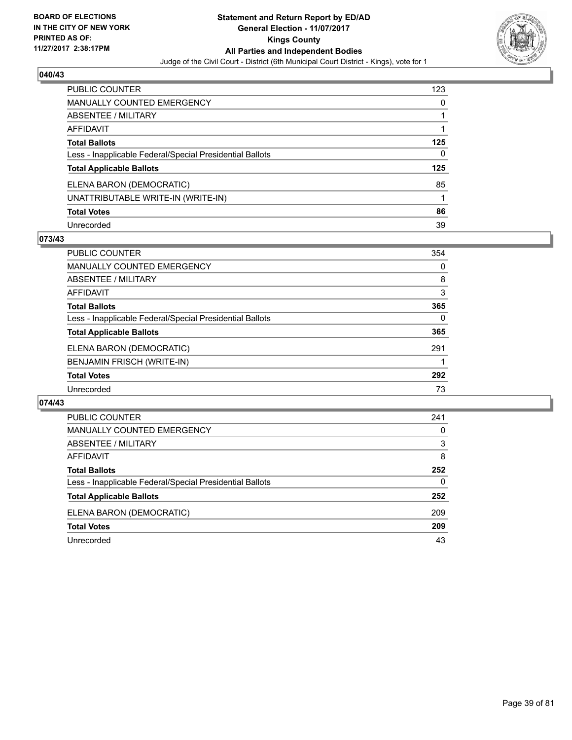BOARD OF ELECTIONS IN THE CITY OF NEW YORK PRINTED AS OF: 11/27/2017 2:38:17PM

**Statement and Return Report by ED/AD**
**General Election - 11/07/2017**
**Kings County**
**All Parties and Independent Bodies**
Judge of the Civil Court - District (6th Municipal Court District - Kings), vote for 1

### 040/43

| | |
|---|---|
| PUBLIC COUNTER | 123 |
| MANUALLY COUNTED EMERGENCY | 0 |
| ABSENTEE / MILITARY | 1 |
| AFFIDAVIT | 1 |
| **Total Ballots** | **125** |
| Less - Inapplicable Federal/Special Presidential Ballots | 0 |
| **Total Applicable Ballots** | **125** |
| ELENA BARON (DEMOCRATIC) | 85 |
| UNATTRIBUTABLE WRITE-IN (WRITE-IN) | 1 |
| **Total Votes** | **86** |
| Unrecorded | 39 |

### 073/43

| | |
|---|---|
| PUBLIC COUNTER | 354 |
| MANUALLY COUNTED EMERGENCY | 0 |
| ABSENTEE / MILITARY | 8 |
| AFFIDAVIT | 3 |
| **Total Ballots** | **365** |
| Less - Inapplicable Federal/Special Presidential Ballots | 0 |
| **Total Applicable Ballots** | **365** |
| ELENA BARON (DEMOCRATIC) | 291 |
| BENJAMIN FRISCH (WRITE-IN) | 1 |
| **Total Votes** | **292** |
| Unrecorded | 73 |

### 074/43

| | |
|---|---|
| PUBLIC COUNTER | 241 |
| MANUALLY COUNTED EMERGENCY | 0 |
| ABSENTEE / MILITARY | 3 |
| AFFIDAVIT | 8 |
| **Total Ballots** | **252** |
| Less - Inapplicable Federal/Special Presidential Ballots | 0 |
| **Total Applicable Ballots** | **252** |
| ELENA BARON (DEMOCRATIC) | 209 |
| **Total Votes** | **209** |
| Unrecorded | 43 |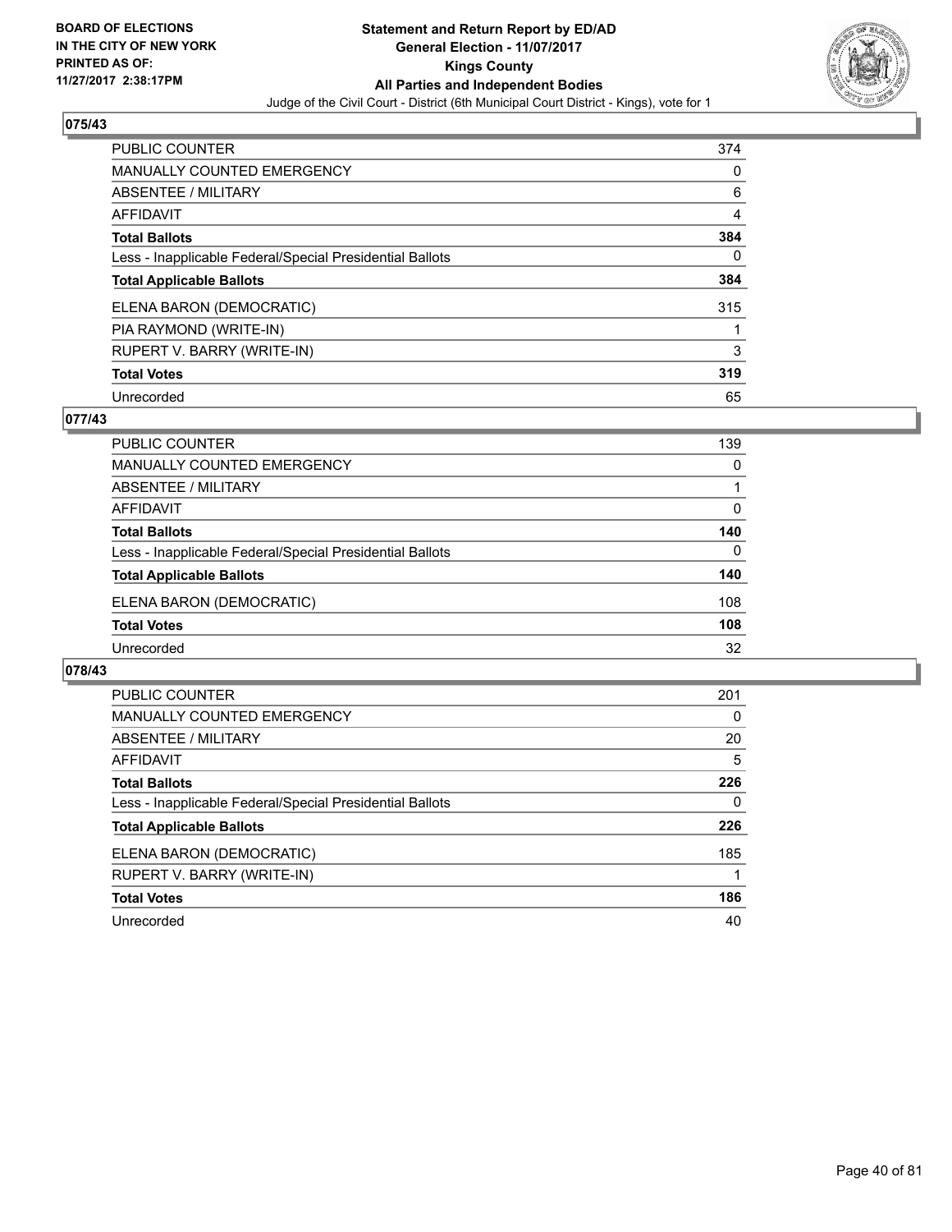**BOARD OF ELECTIONS IN THE CITY OF NEW YORK PRINTED AS OF: 11/27/2017 2:38:17PM**

# Statement and Return Report by ED/AD
## General Election - 11/07/2017
## Kings County
## All Parties and Independent Bodies
### Judge of the Civil Court - District (6th Municipal Court District - Kings), vote for 1

## 075/43

| | |
|---|---|
| PUBLIC COUNTER | 374 |
| MANUALLY COUNTED EMERGENCY | 0 |
| ABSENTEE / MILITARY | 6 |
| AFFIDAVIT | 4 |
| **Total Ballots** | **384** |
| Less - Inapplicable Federal/Special Presidential Ballots | 0 |
| **Total Applicable Ballots** | **384** |
| ELENA BARON (DEMOCRATIC) | 315 |
| PIA RAYMOND (WRITE-IN) | 1 |
| RUPERT V. BARRY (WRITE-IN) | 3 |
| **Total Votes** | **319** |
| Unrecorded | 65 |

## 077/43

| | |
|---|---|
| PUBLIC COUNTER | 139 |
| MANUALLY COUNTED EMERGENCY | 0 |
| ABSENTEE / MILITARY | 1 |
| AFFIDAVIT | 0 |
| **Total Ballots** | **140** |
| Less - Inapplicable Federal/Special Presidential Ballots | 0 |
| **Total Applicable Ballots** | **140** |
| ELENA BARON (DEMOCRATIC) | 108 |
| **Total Votes** | **108** |
| Unrecorded | 32 |

## 078/43

| | |
|---|---|
| PUBLIC COUNTER | 201 |
| MANUALLY COUNTED EMERGENCY | 0 |
| ABSENTEE / MILITARY | 20 |
| AFFIDAVIT | 5 |
| **Total Ballots** | **226** |
| Less - Inapplicable Federal/Special Presidential Ballots | 0 |
| **Total Applicable Ballots** | **226** |
| ELENA BARON (DEMOCRATIC) | 185 |
| RUPERT V. BARRY (WRITE-IN) | 1 |
| **Total Votes** | **186** |
| Unrecorded | 40 |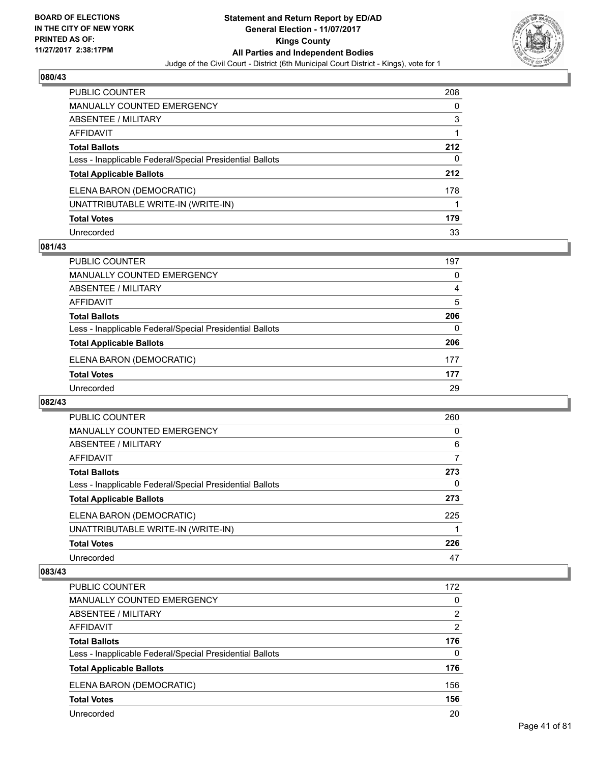BOARD OF ELECTIONS
IN THE CITY OF NEW YORK
PRINTED AS OF:
11/27/2017 2:38:17PM

**Statement and Return Report by ED/AD**
**General Election - 11/07/2017**
**Kings County**
**All Parties and Independent Bodies**
Judge of the Civil Court - District (6th Municipal Court District - Kings), vote for 1

### 080/43

| | |
|---|---|
| PUBLIC COUNTER | 208 |
| MANUALLY COUNTED EMERGENCY | 0 |
| ABSENTEE / MILITARY | 3 |
| AFFIDAVIT | 1 |
| **Total Ballots** | **212** |
| Less - Inapplicable Federal/Special Presidential Ballots | 0 |
| **Total Applicable Ballots** | **212** |
| ELENA BARON (DEMOCRATIC) | 178 |
| UNATTRIBUTABLE WRITE-IN (WRITE-IN) | 1 |
| **Total Votes** | **179** |
| Unrecorded | 33 |

### 081/43

| | |
|---|---|
| PUBLIC COUNTER | 197 |
| MANUALLY COUNTED EMERGENCY | 0 |
| ABSENTEE / MILITARY | 4 |
| AFFIDAVIT | 5 |
| **Total Ballots** | **206** |
| Less - Inapplicable Federal/Special Presidential Ballots | 0 |
| **Total Applicable Ballots** | **206** |
| ELENA BARON (DEMOCRATIC) | 177 |
| **Total Votes** | **177** |
| Unrecorded | 29 |

### 082/43

| | |
|---|---|
| PUBLIC COUNTER | 260 |
| MANUALLY COUNTED EMERGENCY | 0 |
| ABSENTEE / MILITARY | 6 |
| AFFIDAVIT | 7 |
| **Total Ballots** | **273** |
| Less - Inapplicable Federal/Special Presidential Ballots | 0 |
| **Total Applicable Ballots** | **273** |
| ELENA BARON (DEMOCRATIC) | 225 |
| UNATTRIBUTABLE WRITE-IN (WRITE-IN) | 1 |
| **Total Votes** | **226** |
| Unrecorded | 47 |

### 083/43

| | |
|---|---|
| PUBLIC COUNTER | 172 |
| MANUALLY COUNTED EMERGENCY | 0 |
| ABSENTEE / MILITARY | 2 |
| AFFIDAVIT | 2 |
| **Total Ballots** | **176** |
| Less - Inapplicable Federal/Special Presidential Ballots | 0 |
| **Total Applicable Ballots** | **176** |
| ELENA BARON (DEMOCRATIC) | 156 |
| **Total Votes** | **156** |
| Unrecorded | 20 |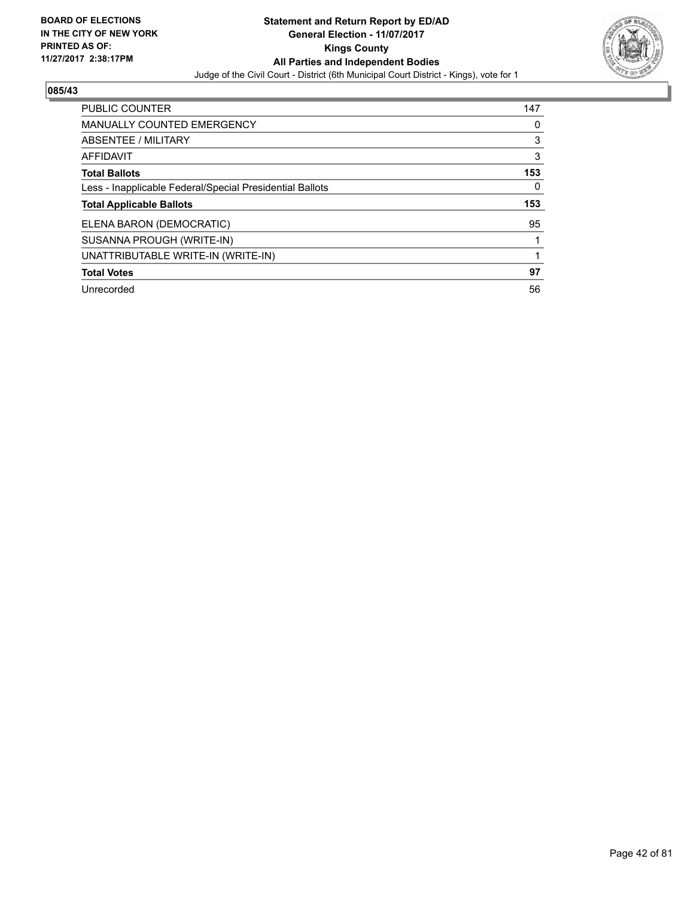**BOARD OF ELECTIONS IN THE CITY OF NEW YORK PRINTED AS OF: 11/27/2017 2:38:17PM**

# Statement and Return Report by ED/AD
## General Election - 11/07/2017
## Kings County
## All Parties and Independent Bodies
Judge of the Civil Court - District (6th Municipal Court District - Kings), vote for 1

### 085/43

| | |
|---|---|
| PUBLIC COUNTER | 147 |
| MANUALLY COUNTED EMERGENCY | 0 |
| ABSENTEE / MILITARY | 3 |
| AFFIDAVIT | 3 |
| **Total Ballots** | **153** |
| Less - Inapplicable Federal/Special Presidential Ballots | 0 |
| **Total Applicable Ballots** | **153** |
| ELENA BARON (DEMOCRATIC) | 95 |
| SUSANNA PROUGH (WRITE-IN) | 1 |
| UNATTRIBUTABLE WRITE-IN (WRITE-IN) | 1 |
| **Total Votes** | **97** |
| Unrecorded | 56 |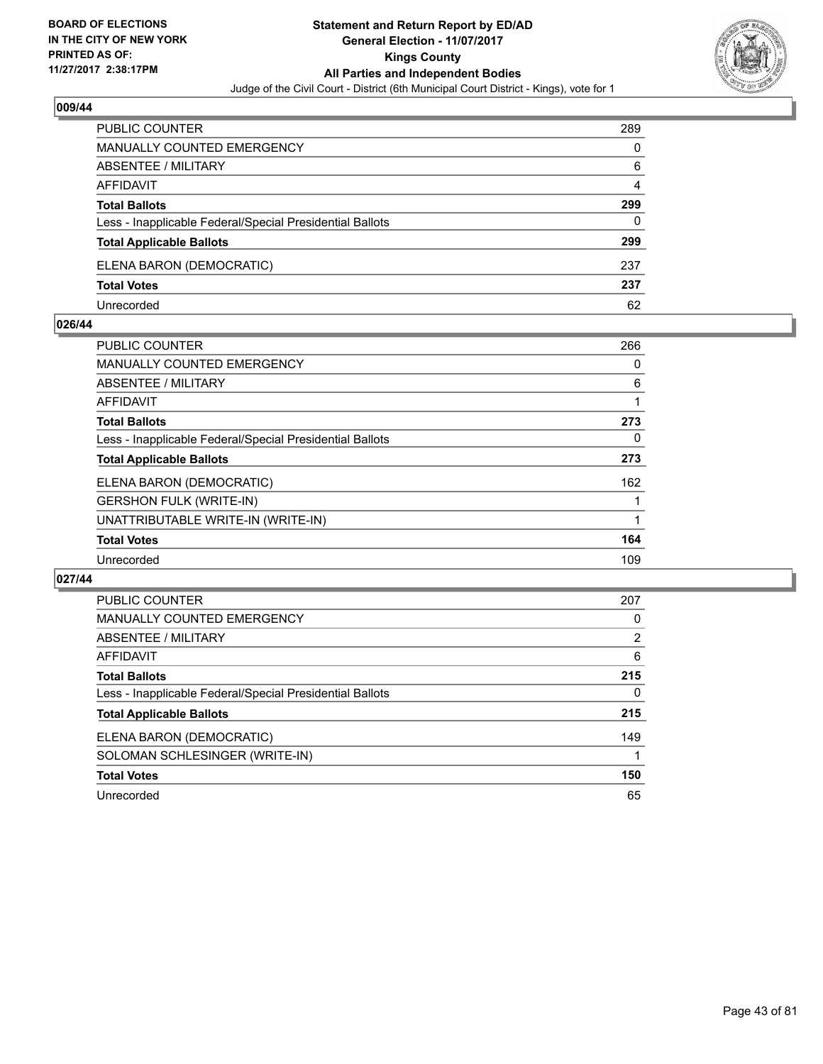**BOARD OF ELECTIONS IN THE CITY OF NEW YORK PRINTED AS OF: 11/27/2017 2:38:17PM**

**Statement and Return Report by ED/AD General Election - 11/07/2017 Kings County All Parties and Independent Bodies**

Judge of the Civil Court - District (6th Municipal Court District - Kings), vote for 1

### 009/44

| | |
|---|---|
| PUBLIC COUNTER | 289 |
| MANUALLY COUNTED EMERGENCY | 0 |
| ABSENTEE / MILITARY | 6 |
| AFFIDAVIT | 4 |
| **Total Ballots** | **299** |
| Less - Inapplicable Federal/Special Presidential Ballots | 0 |
| **Total Applicable Ballots** | **299** |
| ELENA BARON (DEMOCRATIC) | 237 |
| **Total Votes** | **237** |
| Unrecorded | 62 |

### 026/44

| | |
|---|---|
| PUBLIC COUNTER | 266 |
| MANUALLY COUNTED EMERGENCY | 0 |
| ABSENTEE / MILITARY | 6 |
| AFFIDAVIT | 1 |
| **Total Ballots** | **273** |
| Less - Inapplicable Federal/Special Presidential Ballots | 0 |
| **Total Applicable Ballots** | **273** |
| ELENA BARON (DEMOCRATIC) | 162 |
| GERSHON FULK (WRITE-IN) | 1 |
| UNATTRIBUTABLE WRITE-IN (WRITE-IN) | 1 |
| **Total Votes** | **164** |
| Unrecorded | 109 |

### 027/44

| | |
|---|---|
| PUBLIC COUNTER | 207 |
| MANUALLY COUNTED EMERGENCY | 0 |
| ABSENTEE / MILITARY | 2 |
| AFFIDAVIT | 6 |
| **Total Ballots** | **215** |
| Less - Inapplicable Federal/Special Presidential Ballots | 0 |
| **Total Applicable Ballots** | **215** |
| ELENA BARON (DEMOCRATIC) | 149 |
| SOLOMAN SCHLESINGER (WRITE-IN) | 1 |
| **Total Votes** | **150** |
| Unrecorded | 65 |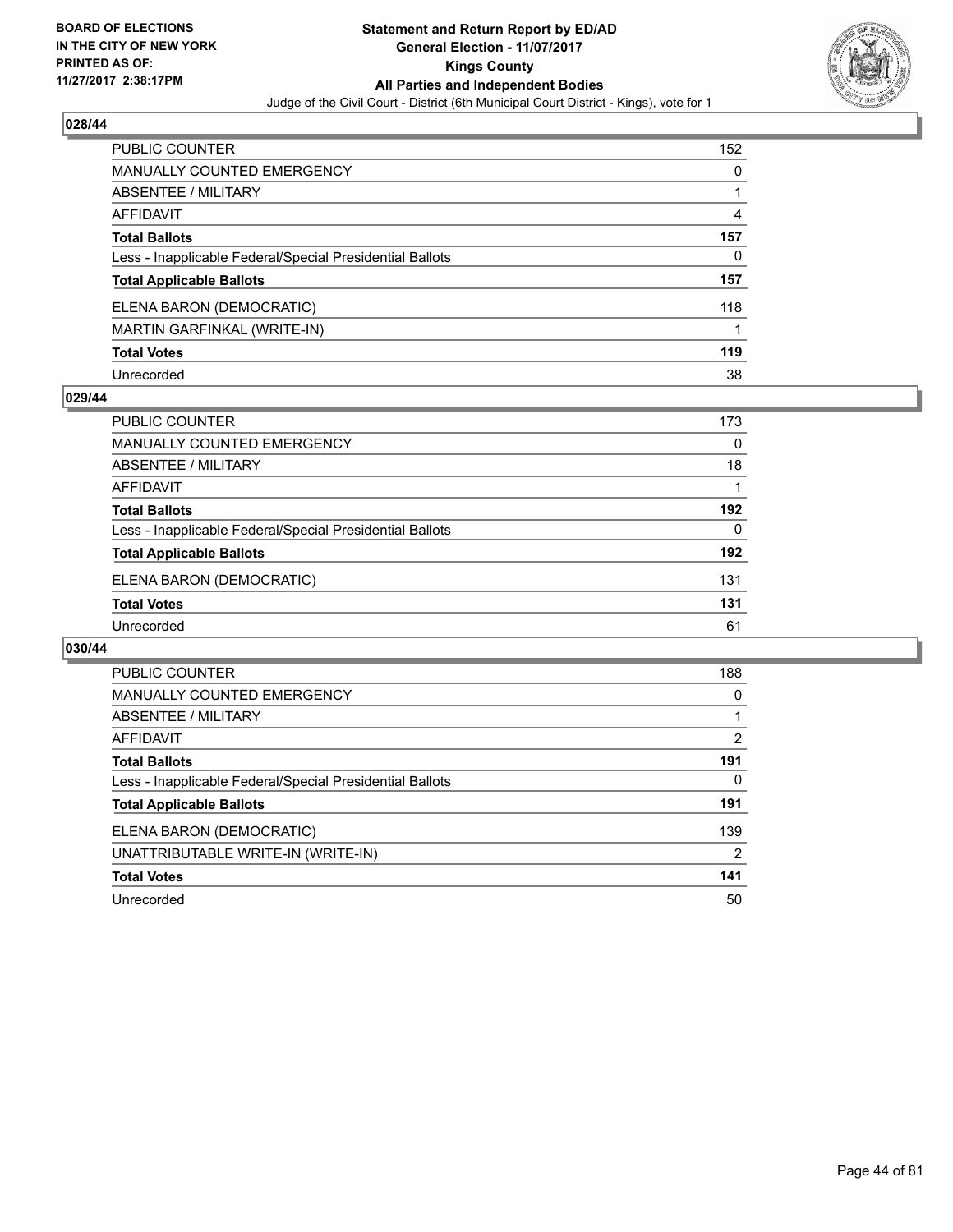BOARD OF ELECTIONS
IN THE CITY OF NEW YORK
PRINTED AS OF:
11/27/2017 2:38:17PM

# Statement and Return Report by ED/AD
## General Election - 11/07/2017
## Kings County
## All Parties and Independent Bodies
Judge of the Civil Court - District (6th Municipal Court District - Kings), vote for 1

### 028/44

| | |
|---|---|
| PUBLIC COUNTER | 152 |
| MANUALLY COUNTED EMERGENCY | 0 |
| ABSENTEE / MILITARY | 1 |
| AFFIDAVIT | 4 |
| **Total Ballots** | **157** |
| Less - Inapplicable Federal/Special Presidential Ballots | 0 |
| **Total Applicable Ballots** | **157** |
| ELENA BARON (DEMOCRATIC) | 118 |
| MARTIN GARFINKAL (WRITE-IN) | 1 |
| **Total Votes** | **119** |
| Unrecorded | 38 |

### 029/44

| | |
|---|---|
| PUBLIC COUNTER | 173 |
| MANUALLY COUNTED EMERGENCY | 0 |
| ABSENTEE / MILITARY | 18 |
| AFFIDAVIT | 1 |
| **Total Ballots** | **192** |
| Less - Inapplicable Federal/Special Presidential Ballots | 0 |
| **Total Applicable Ballots** | **192** |
| ELENA BARON (DEMOCRATIC) | 131 |
| **Total Votes** | **131** |
| Unrecorded | 61 |

### 030/44

| | |
|---|---|
| PUBLIC COUNTER | 188 |
| MANUALLY COUNTED EMERGENCY | 0 |
| ABSENTEE / MILITARY | 1 |
| AFFIDAVIT | 2 |
| **Total Ballots** | **191** |
| Less - Inapplicable Federal/Special Presidential Ballots | 0 |
| **Total Applicable Ballots** | **191** |
| ELENA BARON (DEMOCRATIC) | 139 |
| UNATTRIBUTABLE WRITE-IN (WRITE-IN) | 2 |
| **Total Votes** | **141** |
| Unrecorded | 50 |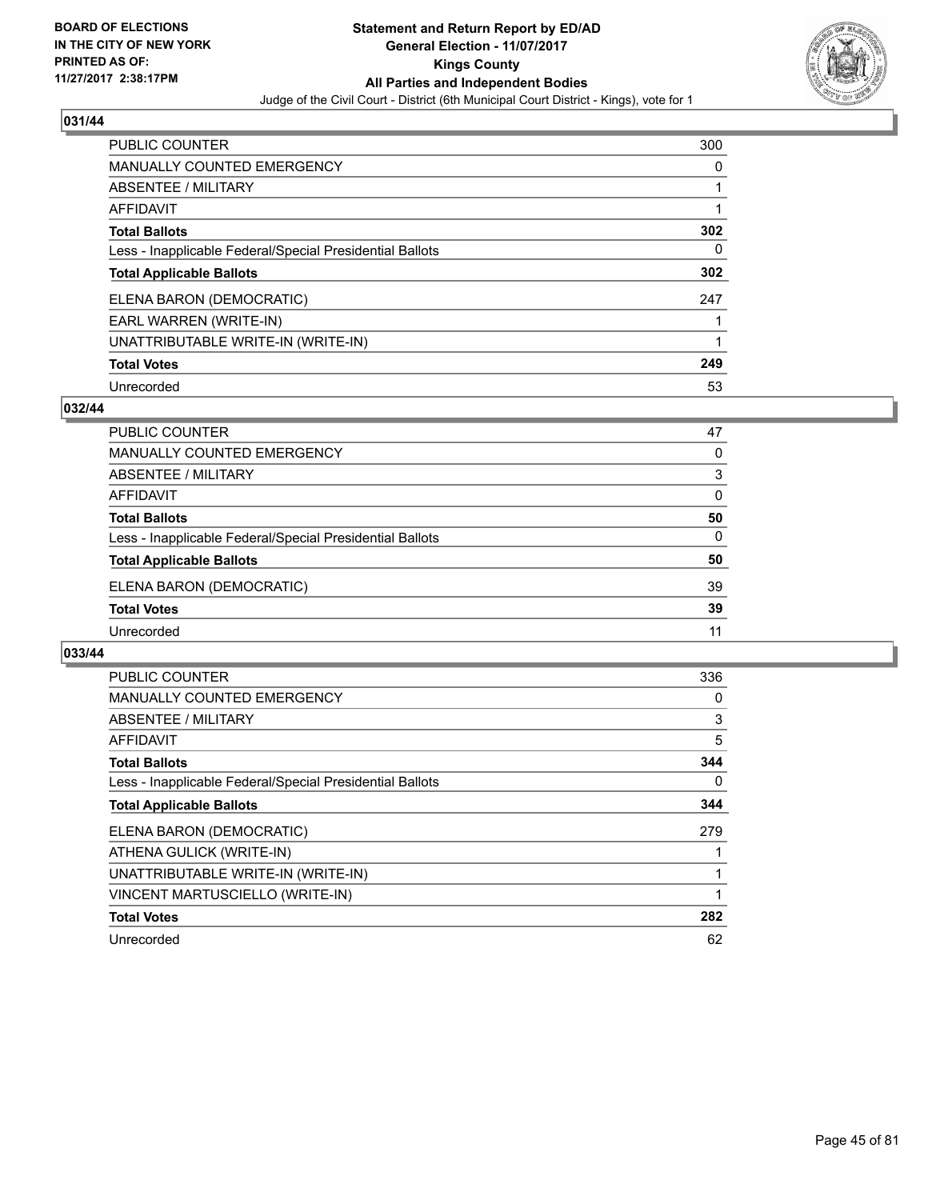BOARD OF ELECTIONS
IN THE CITY OF NEW YORK
PRINTED AS OF:
11/27/2017 2:38:17PM

# Statement and Return Report by ED/AD
## General Election - 11/07/2017
## Kings County
## All Parties and Independent Bodies
Judge of the Civil Court - District (6th Municipal Court District - Kings), vote for 1

### 031/44

| | |
|---|---|
| PUBLIC COUNTER | 300 |
| MANUALLY COUNTED EMERGENCY | 0 |
| ABSENTEE / MILITARY | 1 |
| AFFIDAVIT | 1 |
| **Total Ballots** | **302** |
| Less - Inapplicable Federal/Special Presidential Ballots | 0 |
| **Total Applicable Ballots** | **302** |
| ELENA BARON (DEMOCRATIC) | 247 |
| EARL WARREN (WRITE-IN) | 1 |
| UNATTRIBUTABLE WRITE-IN (WRITE-IN) | 1 |
| **Total Votes** | **249** |
| Unrecorded | 53 |

### 032/44

| | |
|---|---|
| PUBLIC COUNTER | 47 |
| MANUALLY COUNTED EMERGENCY | 0 |
| ABSENTEE / MILITARY | 3 |
| AFFIDAVIT | 0 |
| **Total Ballots** | **50** |
| Less - Inapplicable Federal/Special Presidential Ballots | 0 |
| **Total Applicable Ballots** | **50** |
| ELENA BARON (DEMOCRATIC) | 39 |
| **Total Votes** | **39** |
| Unrecorded | 11 |

### 033/44

| | |
|---|---|
| PUBLIC COUNTER | 336 |
| MANUALLY COUNTED EMERGENCY | 0 |
| ABSENTEE / MILITARY | 3 |
| AFFIDAVIT | 5 |
| **Total Ballots** | **344** |
| Less - Inapplicable Federal/Special Presidential Ballots | 0 |
| **Total Applicable Ballots** | **344** |
| ELENA BARON (DEMOCRATIC) | 279 |
| ATHENA GULICK (WRITE-IN) | 1 |
| UNATTRIBUTABLE WRITE-IN (WRITE-IN) | 1 |
| VINCENT MARTUSCIELLO (WRITE-IN) | 1 |
| **Total Votes** | **282** |
| Unrecorded | 62 |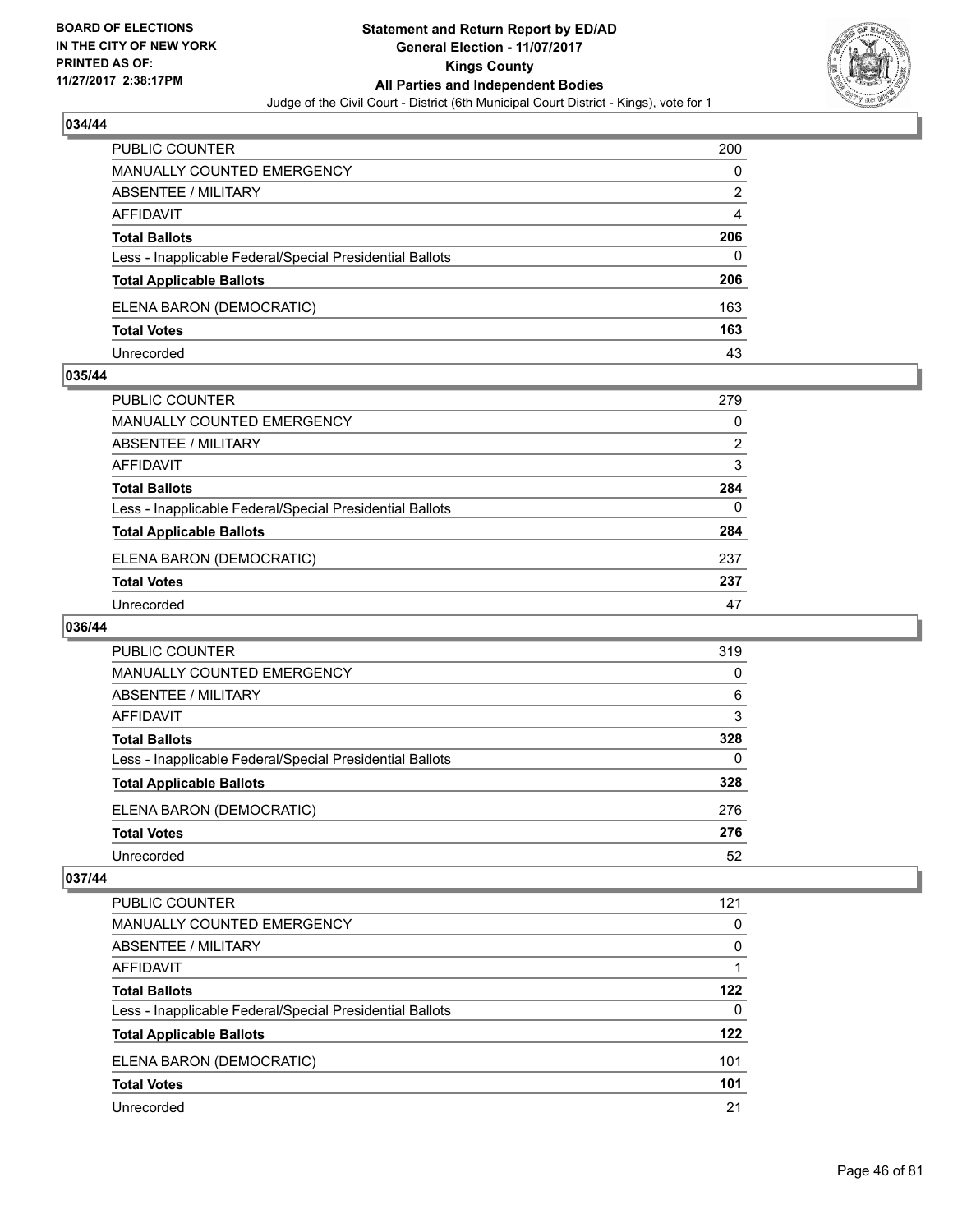## 034/44

| | |
|---|---|
| PUBLIC COUNTER | 200 |
| MANUALLY COUNTED EMERGENCY | 0 |
| ABSENTEE / MILITARY | 2 |
| AFFIDAVIT | 4 |
| **Total Ballots** | **206** |
| Less - Inapplicable Federal/Special Presidential Ballots | 0 |
| **Total Applicable Ballots** | **206** |
| ELENA BARON (DEMOCRATIC) | 163 |
| **Total Votes** | **163** |
| Unrecorded | 43 |

## 035/44

| | |
|---|---|
| PUBLIC COUNTER | 279 |
| MANUALLY COUNTED EMERGENCY | 0 |
| ABSENTEE / MILITARY | 2 |
| AFFIDAVIT | 3 |
| **Total Ballots** | **284** |
| Less - Inapplicable Federal/Special Presidential Ballots | 0 |
| **Total Applicable Ballots** | **284** |
| ELENA BARON (DEMOCRATIC) | 237 |
| **Total Votes** | **237** |
| Unrecorded | 47 |

## 036/44

| | |
|---|---|
| PUBLIC COUNTER | 319 |
| MANUALLY COUNTED EMERGENCY | 0 |
| ABSENTEE / MILITARY | 6 |
| AFFIDAVIT | 3 |
| **Total Ballots** | **328** |
| Less - Inapplicable Federal/Special Presidential Ballots | 0 |
| **Total Applicable Ballots** | **328** |
| ELENA BARON (DEMOCRATIC) | 276 |
| **Total Votes** | **276** |
| Unrecorded | 52 |

## 037/44

| | |
|---|---|
| PUBLIC COUNTER | 121 |
| MANUALLY COUNTED EMERGENCY | 0 |
| ABSENTEE / MILITARY | 0 |
| AFFIDAVIT | 1 |
| **Total Ballots** | **122** |
| Less - Inapplicable Federal/Special Presidential Ballots | 0 |
| **Total Applicable Ballots** | **122** |
| ELENA BARON (DEMOCRATIC) | 101 |
| **Total Votes** | **101** |
| Unrecorded | 21 |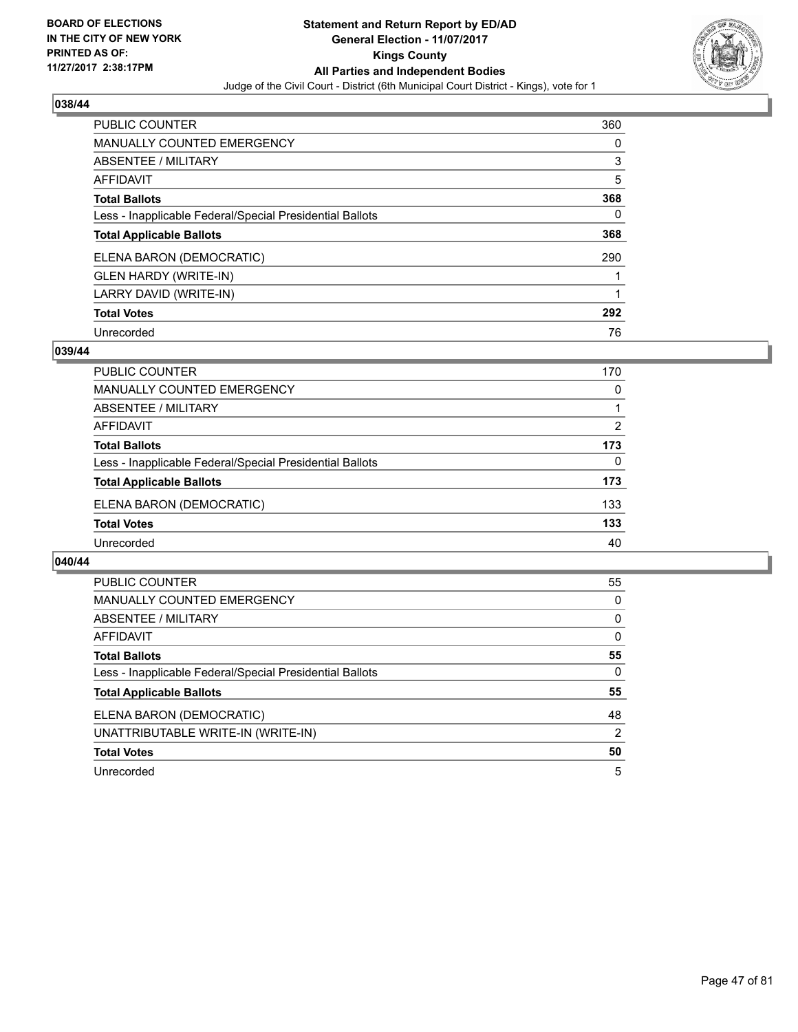## 038/44

| | |
|---|---|
| PUBLIC COUNTER | 360 |
| MANUALLY COUNTED EMERGENCY | 0 |
| ABSENTEE / MILITARY | 3 |
| AFFIDAVIT | 5 |
| **Total Ballots** | **368** |
| Less - Inapplicable Federal/Special Presidential Ballots | 0 |
| **Total Applicable Ballots** | **368** |
| ELENA BARON (DEMOCRATIC) | 290 |
| GLEN HARDY (WRITE-IN) | 1 |
| LARRY DAVID (WRITE-IN) | 1 |
| **Total Votes** | **292** |
| Unrecorded | 76 |

## 039/44

| | |
|---|---|
| PUBLIC COUNTER | 170 |
| MANUALLY COUNTED EMERGENCY | 0 |
| ABSENTEE / MILITARY | 1 |
| AFFIDAVIT | 2 |
| **Total Ballots** | **173** |
| Less - Inapplicable Federal/Special Presidential Ballots | 0 |
| **Total Applicable Ballots** | **173** |
| ELENA BARON (DEMOCRATIC) | 133 |
| **Total Votes** | **133** |
| Unrecorded | 40 |

## 040/44

| | |
|---|---|
| PUBLIC COUNTER | 55 |
| MANUALLY COUNTED EMERGENCY | 0 |
| ABSENTEE / MILITARY | 0 |
| AFFIDAVIT | 0 |
| **Total Ballots** | **55** |
| Less - Inapplicable Federal/Special Presidential Ballots | 0 |
| **Total Applicable Ballots** | **55** |
| ELENA BARON (DEMOCRATIC) | 48 |
| UNATTRIBUTABLE WRITE-IN (WRITE-IN) | 2 |
| **Total Votes** | **50** |
| Unrecorded | 5 |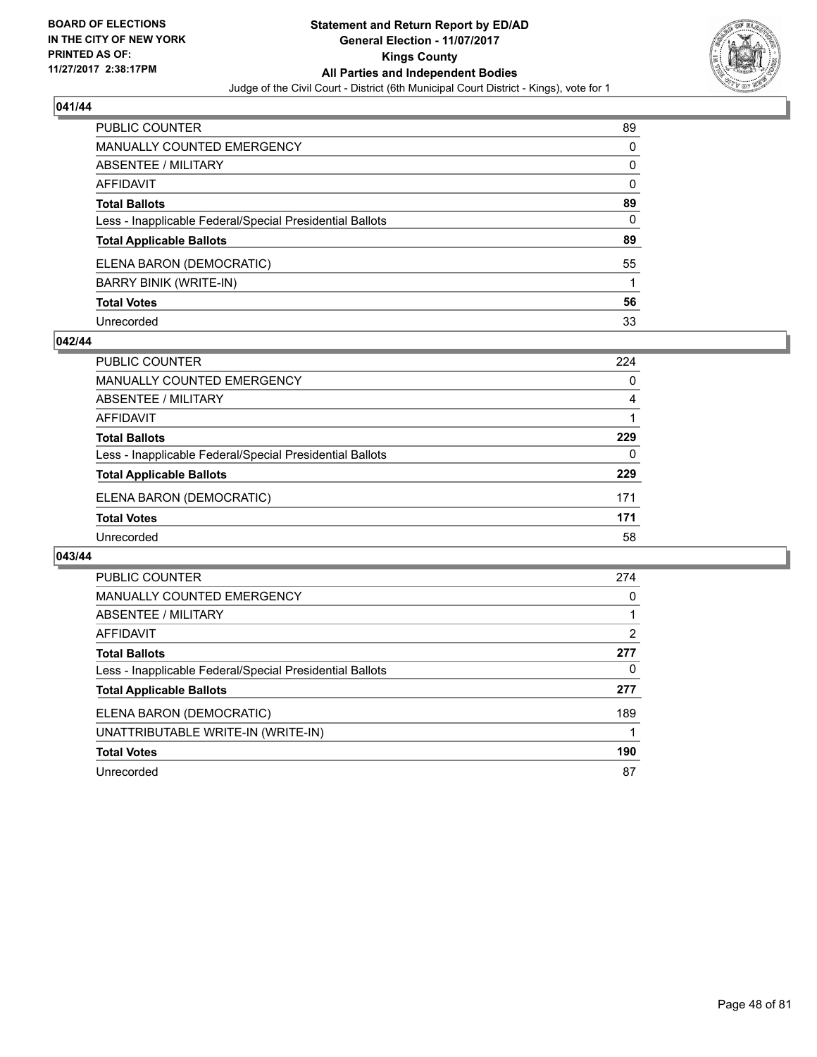**Statement and Return Report by ED/AD**
**General Election - 11/07/2017**
**Kings County**
**All Parties and Independent Bodies**
Judge of the Civil Court - District (6th Municipal Court District - Kings), vote for 1

BOARD OF ELECTIONS
IN THE CITY OF NEW YORK
PRINTED AS OF:
11/27/2017 2:38:17PM

### 041/44

| | |
|---|---|
| PUBLIC COUNTER | 89 |
| MANUALLY COUNTED EMERGENCY | 0 |
| ABSENTEE / MILITARY | 0 |
| AFFIDAVIT | 0 |
| **Total Ballots** | **89** |
| Less - Inapplicable Federal/Special Presidential Ballots | 0 |
| **Total Applicable Ballots** | **89** |
| ELENA BARON (DEMOCRATIC) | 55 |
| BARRY BINIK (WRITE-IN) | 1 |
| **Total Votes** | **56** |
| Unrecorded | 33 |

### 042/44

| | |
|---|---|
| PUBLIC COUNTER | 224 |
| MANUALLY COUNTED EMERGENCY | 0 |
| ABSENTEE / MILITARY | 4 |
| AFFIDAVIT | 1 |
| **Total Ballots** | **229** |
| Less - Inapplicable Federal/Special Presidential Ballots | 0 |
| **Total Applicable Ballots** | **229** |
| ELENA BARON (DEMOCRATIC) | 171 |
| **Total Votes** | **171** |
| Unrecorded | 58 |

### 043/44

| | |
|---|---|
| PUBLIC COUNTER | 274 |
| MANUALLY COUNTED EMERGENCY | 0 |
| ABSENTEE / MILITARY | 1 |
| AFFIDAVIT | 2 |
| **Total Ballots** | **277** |
| Less - Inapplicable Federal/Special Presidential Ballots | 0 |
| **Total Applicable Ballots** | **277** |
| ELENA BARON (DEMOCRATIC) | 189 |
| UNATTRIBUTABLE WRITE-IN (WRITE-IN) | 1 |
| **Total Votes** | **190** |
| Unrecorded | 87 |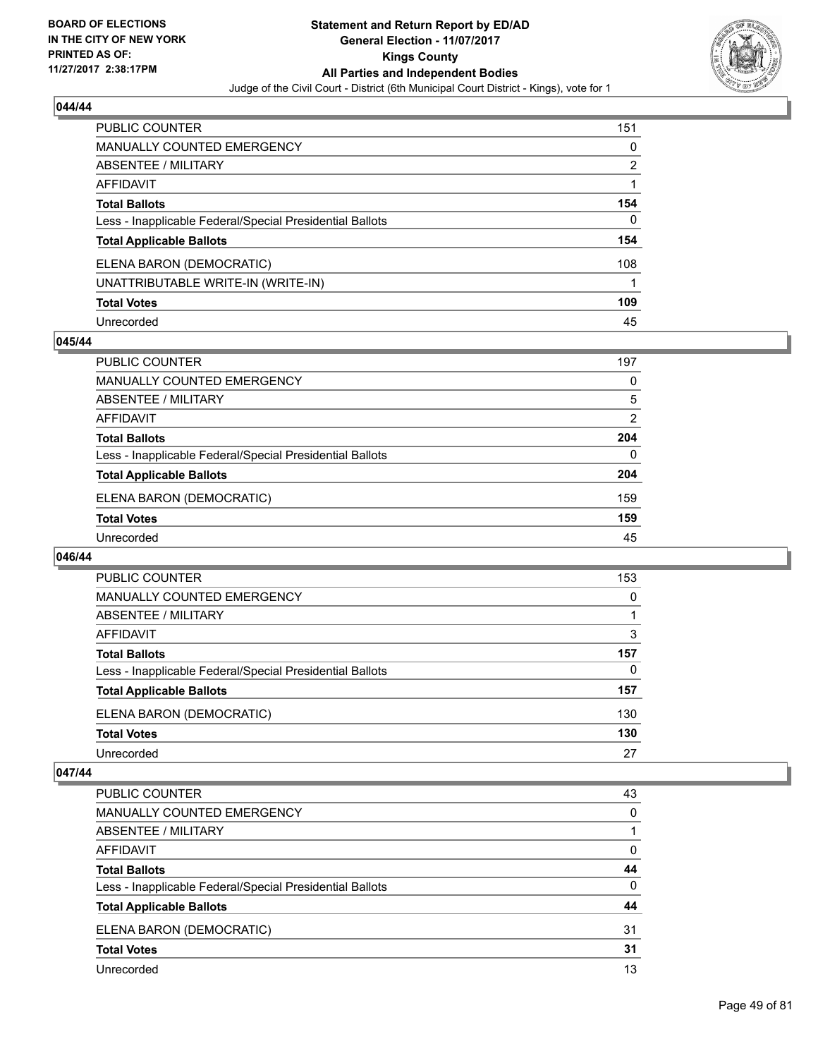## 044/44

| | |
|---|---|
| PUBLIC COUNTER | 151 |
| MANUALLY COUNTED EMERGENCY | 0 |
| ABSENTEE / MILITARY | 2 |
| AFFIDAVIT | 1 |
| **Total Ballots** | **154** |
| Less - Inapplicable Federal/Special Presidential Ballots | 0 |
| **Total Applicable Ballots** | **154** |
| ELENA BARON (DEMOCRATIC) | 108 |
| UNATTRIBUTABLE WRITE-IN (WRITE-IN) | 1 |
| **Total Votes** | **109** |
| Unrecorded | 45 |

## 045/44

| | |
|---|---|
| PUBLIC COUNTER | 197 |
| MANUALLY COUNTED EMERGENCY | 0 |
| ABSENTEE / MILITARY | 5 |
| AFFIDAVIT | 2 |
| **Total Ballots** | **204** |
| Less - Inapplicable Federal/Special Presidential Ballots | 0 |
| **Total Applicable Ballots** | **204** |
| ELENA BARON (DEMOCRATIC) | 159 |
| **Total Votes** | **159** |
| Unrecorded | 45 |

## 046/44

| | |
|---|---|
| PUBLIC COUNTER | 153 |
| MANUALLY COUNTED EMERGENCY | 0 |
| ABSENTEE / MILITARY | 1 |
| AFFIDAVIT | 3 |
| **Total Ballots** | **157** |
| Less - Inapplicable Federal/Special Presidential Ballots | 0 |
| **Total Applicable Ballots** | **157** |
| ELENA BARON (DEMOCRATIC) | 130 |
| **Total Votes** | **130** |
| Unrecorded | 27 |

## 047/44

| | |
|---|---|
| PUBLIC COUNTER | 43 |
| MANUALLY COUNTED EMERGENCY | 0 |
| ABSENTEE / MILITARY | 1 |
| AFFIDAVIT | 0 |
| **Total Ballots** | **44** |
| Less - Inapplicable Federal/Special Presidential Ballots | 0 |
| **Total Applicable Ballots** | **44** |
| ELENA BARON (DEMOCRATIC) | 31 |
| **Total Votes** | **31** |
| Unrecorded | 13 |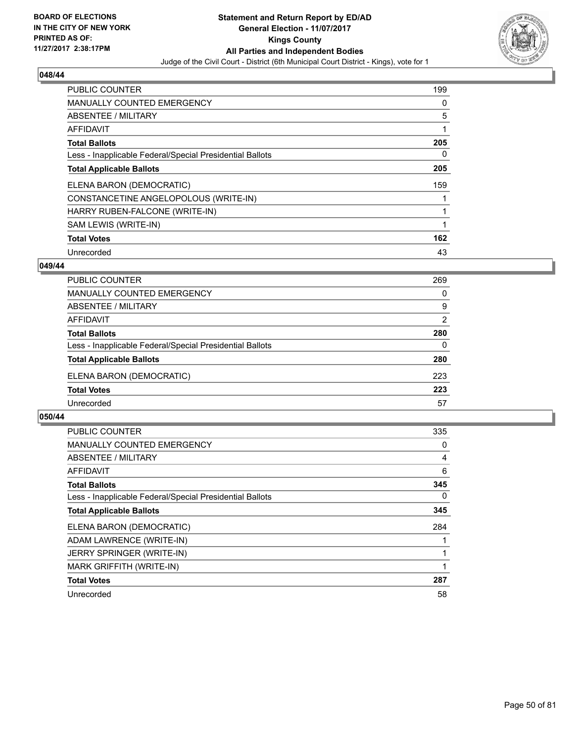BOARD OF ELECTIONS
IN THE CITY OF NEW YORK
PRINTED AS OF:
11/27/2017 2:38:17PM

**Statement and Return Report by ED/AD**
**General Election - 11/07/2017**
**Kings County**
**All Parties and Independent Bodies**
Judge of the Civil Court - District (6th Municipal Court District - Kings), vote for 1

### 048/44

| | |
|---|---|
| PUBLIC COUNTER | 199 |
| MANUALLY COUNTED EMERGENCY | 0 |
| ABSENTEE / MILITARY | 5 |
| AFFIDAVIT | 1 |
| **Total Ballots** | **205** |
| Less - Inapplicable Federal/Special Presidential Ballots | 0 |
| **Total Applicable Ballots** | **205** |
| ELENA BARON (DEMOCRATIC) | 159 |
| CONSTANCETINE ANGELOPOLOUS (WRITE-IN) | 1 |
| HARRY RUBEN-FALCONE (WRITE-IN) | 1 |
| SAM LEWIS (WRITE-IN) | 1 |
| **Total Votes** | **162** |
| Unrecorded | 43 |

### 049/44

| | |
|---|---|
| PUBLIC COUNTER | 269 |
| MANUALLY COUNTED EMERGENCY | 0 |
| ABSENTEE / MILITARY | 9 |
| AFFIDAVIT | 2 |
| **Total Ballots** | **280** |
| Less - Inapplicable Federal/Special Presidential Ballots | 0 |
| **Total Applicable Ballots** | **280** |
| ELENA BARON (DEMOCRATIC) | 223 |
| **Total Votes** | **223** |
| Unrecorded | 57 |

### 050/44

| | |
|---|---|
| PUBLIC COUNTER | 335 |
| MANUALLY COUNTED EMERGENCY | 0 |
| ABSENTEE / MILITARY | 4 |
| AFFIDAVIT | 6 |
| **Total Ballots** | **345** |
| Less - Inapplicable Federal/Special Presidential Ballots | 0 |
| **Total Applicable Ballots** | **345** |
| ELENA BARON (DEMOCRATIC) | 284 |
| ADAM LAWRENCE (WRITE-IN) | 1 |
| JERRY SPRINGER (WRITE-IN) | 1 |
| MARK GRIFFITH (WRITE-IN) | 1 |
| **Total Votes** | **287** |
| Unrecorded | 58 |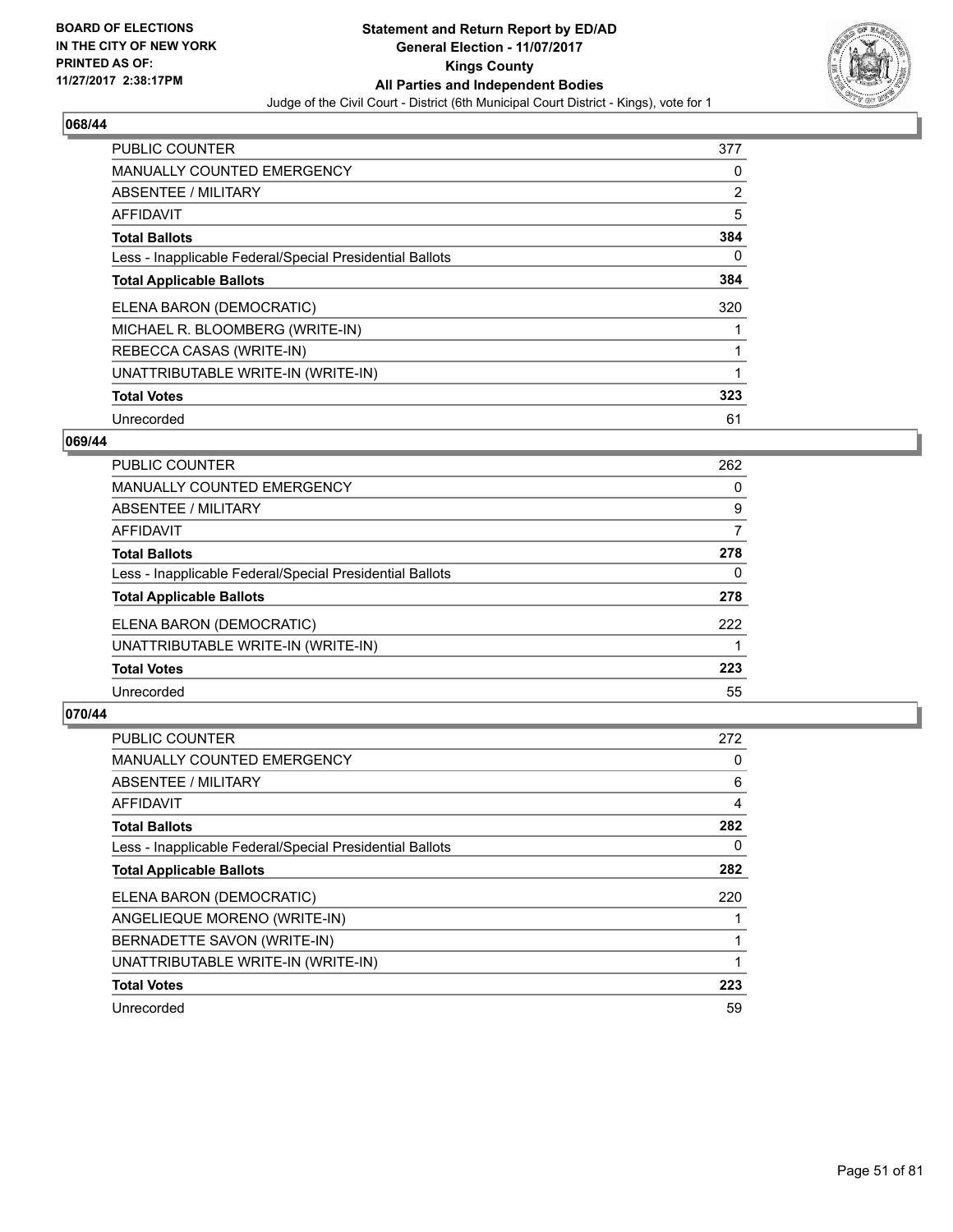**Statement and Return Report by ED/AD**
**General Election - 11/07/2017**
**Kings County**
**All Parties and Independent Bodies**
Judge of the Civil Court - District (6th Municipal Court District - Kings), vote for 1

BOARD OF ELECTIONS
IN THE CITY OF NEW YORK
PRINTED AS OF:
11/27/2017 2:38:17PM

**068/44**

| | |
|---|---|
| PUBLIC COUNTER | 377 |
| MANUALLY COUNTED EMERGENCY | 0 |
| ABSENTEE / MILITARY | 2 |
| AFFIDAVIT | 5 |
| **Total Ballots** | **384** |
| Less - Inapplicable Federal/Special Presidential Ballots | 0 |
| **Total Applicable Ballots** | **384** |
| ELENA BARON (DEMOCRATIC) | 320 |
| MICHAEL R. BLOOMBERG (WRITE-IN) | 1 |
| REBECCA CASAS (WRITE-IN) | 1 |
| UNATTRIBUTABLE WRITE-IN (WRITE-IN) | 1 |
| **Total Votes** | **323** |
| Unrecorded | 61 |

**069/44**

| | |
|---|---|
| PUBLIC COUNTER | 262 |
| MANUALLY COUNTED EMERGENCY | 0 |
| ABSENTEE / MILITARY | 9 |
| AFFIDAVIT | 7 |
| **Total Ballots** | **278** |
| Less - Inapplicable Federal/Special Presidential Ballots | 0 |
| **Total Applicable Ballots** | **278** |
| ELENA BARON (DEMOCRATIC) | 222 |
| UNATTRIBUTABLE WRITE-IN (WRITE-IN) | 1 |
| **Total Votes** | **223** |
| Unrecorded | 55 |

**070/44**

| | |
|---|---|
| PUBLIC COUNTER | 272 |
| MANUALLY COUNTED EMERGENCY | 0 |
| ABSENTEE / MILITARY | 6 |
| AFFIDAVIT | 4 |
| **Total Ballots** | **282** |
| Less - Inapplicable Federal/Special Presidential Ballots | 0 |
| **Total Applicable Ballots** | **282** |
| ELENA BARON (DEMOCRATIC) | 220 |
| ANGELIEQUE MORENO (WRITE-IN) | 1 |
| BERNADETTE SAVON (WRITE-IN) | 1 |
| UNATTRIBUTABLE WRITE-IN (WRITE-IN) | 1 |
| **Total Votes** | **223** |
| Unrecorded | 59 |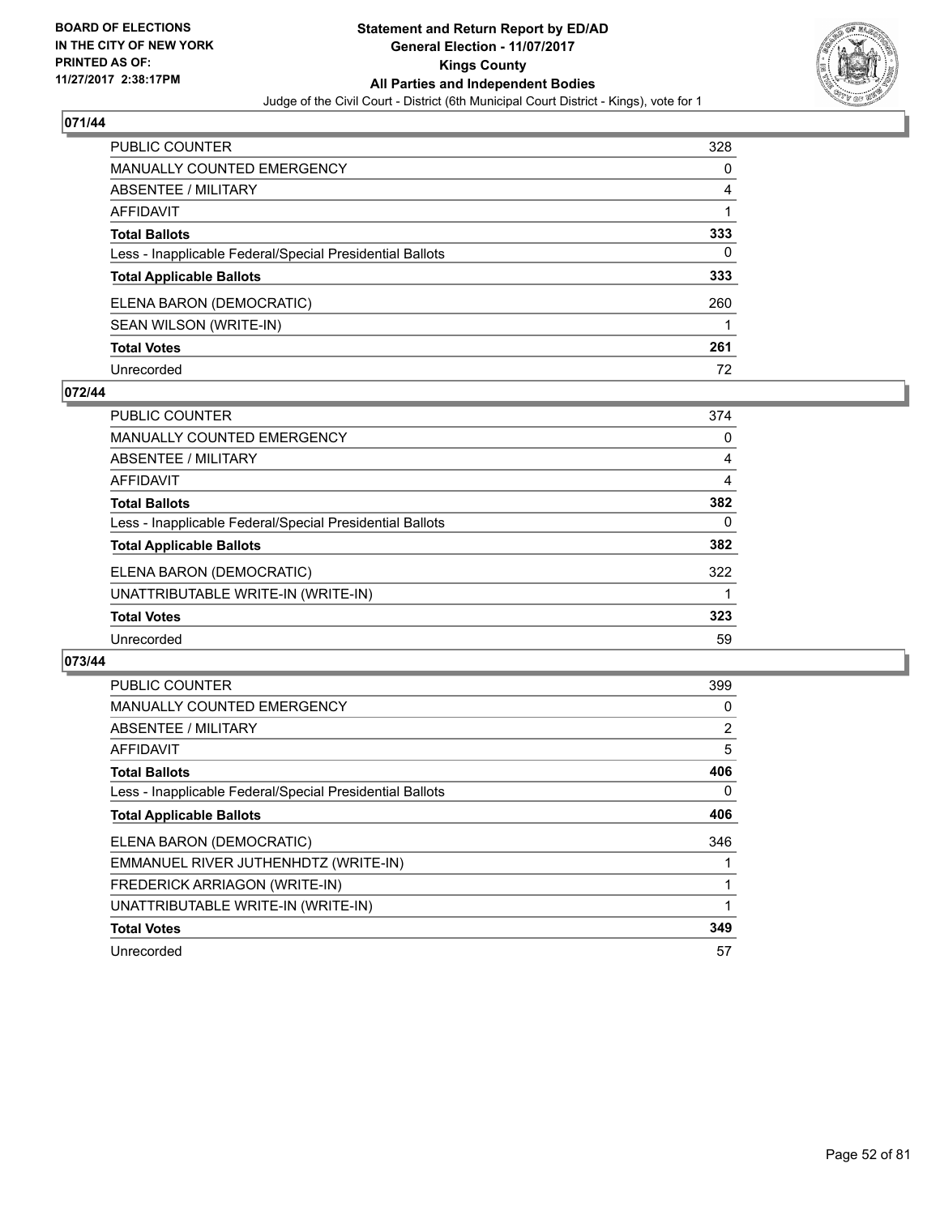BOARD OF ELECTIONS
IN THE CITY OF NEW YORK
PRINTED AS OF:
11/27/2017 2:38:17PM

**Statement and Return Report by ED/AD**
**General Election - 11/07/2017**
**Kings County**
**All Parties and Independent Bodies**
Judge of the Civil Court - District (6th Municipal Court District - Kings), vote for 1

## 071/44

| | |
|---|---|
| PUBLIC COUNTER | 328 |
| MANUALLY COUNTED EMERGENCY | 0 |
| ABSENTEE / MILITARY | 4 |
| AFFIDAVIT | 1 |
| **Total Ballots** | **333** |
| Less - Inapplicable Federal/Special Presidential Ballots | 0 |
| **Total Applicable Ballots** | **333** |
| ELENA BARON (DEMOCRATIC) | 260 |
| SEAN WILSON (WRITE-IN) | 1 |
| **Total Votes** | **261** |
| Unrecorded | 72 |

## 072/44

| | |
|---|---|
| PUBLIC COUNTER | 374 |
| MANUALLY COUNTED EMERGENCY | 0 |
| ABSENTEE / MILITARY | 4 |
| AFFIDAVIT | 4 |
| **Total Ballots** | **382** |
| Less - Inapplicable Federal/Special Presidential Ballots | 0 |
| **Total Applicable Ballots** | **382** |
| ELENA BARON (DEMOCRATIC) | 322 |
| UNATTRIBUTABLE WRITE-IN (WRITE-IN) | 1 |
| **Total Votes** | **323** |
| Unrecorded | 59 |

## 073/44

| | |
|---|---|
| PUBLIC COUNTER | 399 |
| MANUALLY COUNTED EMERGENCY | 0 |
| ABSENTEE / MILITARY | 2 |
| AFFIDAVIT | 5 |
| **Total Ballots** | **406** |
| Less - Inapplicable Federal/Special Presidential Ballots | 0 |
| **Total Applicable Ballots** | **406** |
| ELENA BARON (DEMOCRATIC) | 346 |
| EMMANUEL RIVER JUTHENHDTZ (WRITE-IN) | 1 |
| FREDERICK ARRIAGON (WRITE-IN) | 1 |
| UNATTRIBUTABLE WRITE-IN (WRITE-IN) | 1 |
| **Total Votes** | **349** |
| Unrecorded | 57 |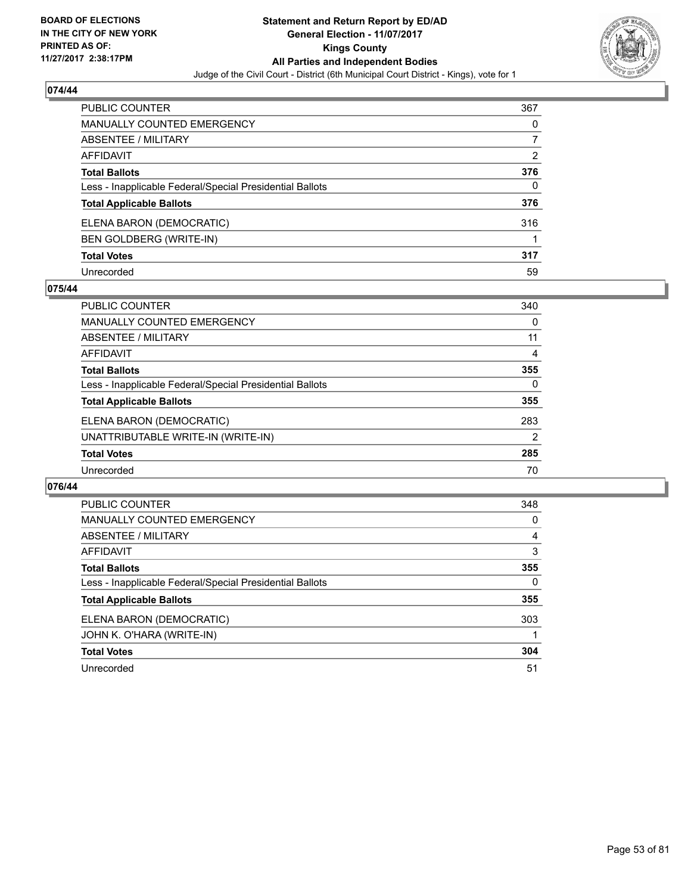**BOARD OF ELECTIONS IN THE CITY OF NEW YORK PRINTED AS OF: 11/27/2017 2:38:17PM**

**Statement and Return Report by ED/AD General Election - 11/07/2017 Kings County All Parties and Independent Bodies**

Judge of the Civil Court - District (6th Municipal Court District - Kings), vote for 1

### 074/44

| | |
|---|---|
| PUBLIC COUNTER | 367 |
| MANUALLY COUNTED EMERGENCY | 0 |
| ABSENTEE / MILITARY | 7 |
| AFFIDAVIT | 2 |
| **Total Ballots** | **376** |
| Less - Inapplicable Federal/Special Presidential Ballots | 0 |
| **Total Applicable Ballots** | **376** |
| ELENA BARON (DEMOCRATIC) | 316 |
| BEN GOLDBERG (WRITE-IN) | 1 |
| **Total Votes** | **317** |
| Unrecorded | 59 |

### 075/44

| | |
|---|---|
| PUBLIC COUNTER | 340 |
| MANUALLY COUNTED EMERGENCY | 0 |
| ABSENTEE / MILITARY | 11 |
| AFFIDAVIT | 4 |
| **Total Ballots** | **355** |
| Less - Inapplicable Federal/Special Presidential Ballots | 0 |
| **Total Applicable Ballots** | **355** |
| ELENA BARON (DEMOCRATIC) | 283 |
| UNATTRIBUTABLE WRITE-IN (WRITE-IN) | 2 |
| **Total Votes** | **285** |
| Unrecorded | 70 |

### 076/44

| | |
|---|---|
| PUBLIC COUNTER | 348 |
| MANUALLY COUNTED EMERGENCY | 0 |
| ABSENTEE / MILITARY | 4 |
| AFFIDAVIT | 3 |
| **Total Ballots** | **355** |
| Less - Inapplicable Federal/Special Presidential Ballots | 0 |
| **Total Applicable Ballots** | **355** |
| ELENA BARON (DEMOCRATIC) | 303 |
| JOHN K. O'HARA (WRITE-IN) | 1 |
| **Total Votes** | **304** |
| Unrecorded | 51 |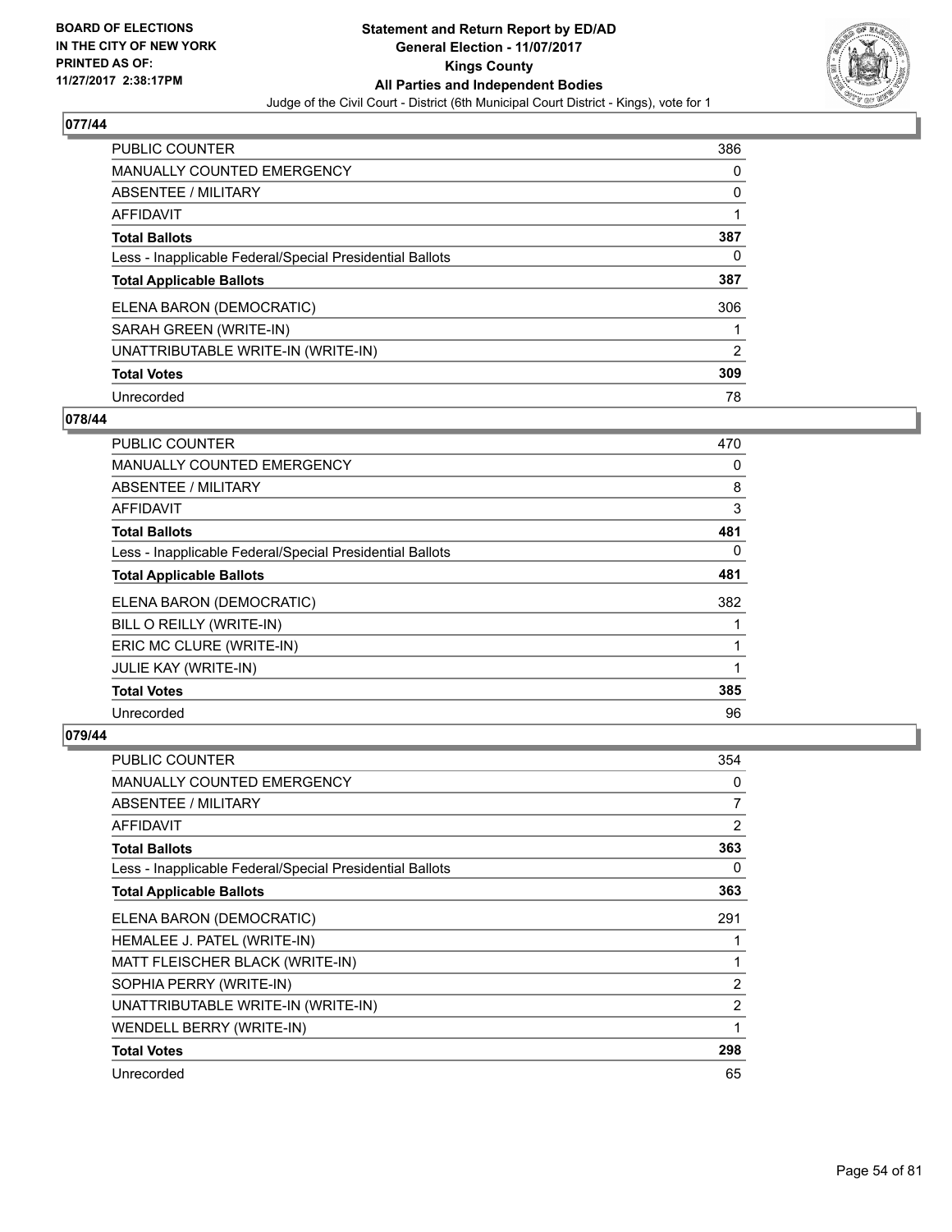**BOARD OF ELECTIONS IN THE CITY OF NEW YORK PRINTED AS OF: 11/27/2017 2:38:17PM**

**Statement and Return Report by ED/AD**
**General Election - 11/07/2017**
**Kings County**
**All Parties and Independent Bodies**
Judge of the Civil Court - District (6th Municipal Court District - Kings), vote for 1

## 077/44

| | |
|---|---|
| PUBLIC COUNTER | 386 |
| MANUALLY COUNTED EMERGENCY | 0 |
| ABSENTEE / MILITARY | 0 |
| AFFIDAVIT | 1 |
| **Total Ballots** | **387** |
| Less - Inapplicable Federal/Special Presidential Ballots | 0 |
| **Total Applicable Ballots** | **387** |
| ELENA BARON (DEMOCRATIC) | 306 |
| SARAH GREEN (WRITE-IN) | 1 |
| UNATTRIBUTABLE WRITE-IN (WRITE-IN) | 2 |
| **Total Votes** | **309** |
| Unrecorded | 78 |

## 078/44

| | |
|---|---|
| PUBLIC COUNTER | 470 |
| MANUALLY COUNTED EMERGENCY | 0 |
| ABSENTEE / MILITARY | 8 |
| AFFIDAVIT | 3 |
| **Total Ballots** | **481** |
| Less - Inapplicable Federal/Special Presidential Ballots | 0 |
| **Total Applicable Ballots** | **481** |
| ELENA BARON (DEMOCRATIC) | 382 |
| BILL O REILLY (WRITE-IN) | 1 |
| ERIC MC CLURE (WRITE-IN) | 1 |
| JULIE KAY (WRITE-IN) | 1 |
| **Total Votes** | **385** |
| Unrecorded | 96 |

## 079/44

| | |
|---|---|
| PUBLIC COUNTER | 354 |
| MANUALLY COUNTED EMERGENCY | 0 |
| ABSENTEE / MILITARY | 7 |
| AFFIDAVIT | 2 |
| **Total Ballots** | **363** |
| Less - Inapplicable Federal/Special Presidential Ballots | 0 |
| **Total Applicable Ballots** | **363** |
| ELENA BARON (DEMOCRATIC) | 291 |
| HEMALEE J. PATEL (WRITE-IN) | 1 |
| MATT FLEISCHER BLACK (WRITE-IN) | 1 |
| SOPHIA PERRY (WRITE-IN) | 2 |
| UNATTRIBUTABLE WRITE-IN (WRITE-IN) | 2 |
| WENDELL BERRY (WRITE-IN) | 1 |
| **Total Votes** | **298** |
| Unrecorded | 65 |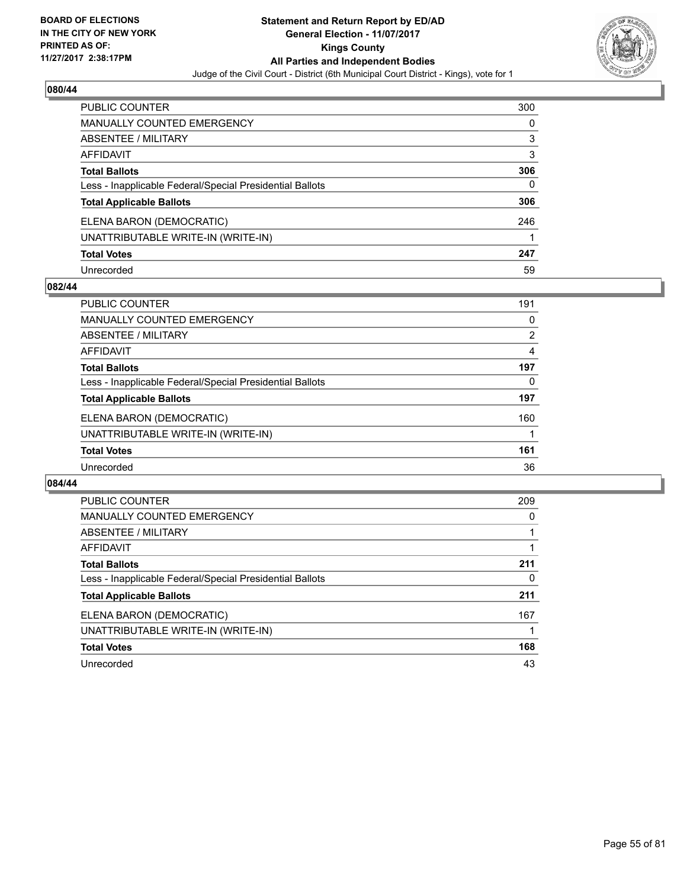BOARD OF ELECTIONS
IN THE CITY OF NEW YORK
PRINTED AS OF:
11/27/2017 2:38:17PM

# Statement and Return Report by ED/AD
## General Election - 11/07/2017
## Kings County
## All Parties and Independent Bodies
Judge of the Civil Court - District (6th Municipal Court District - Kings), vote for 1

### 080/44

| | |
|---|---|
| PUBLIC COUNTER | 300 |
| MANUALLY COUNTED EMERGENCY | 0 |
| ABSENTEE / MILITARY | 3 |
| AFFIDAVIT | 3 |
| **Total Ballots** | **306** |
| Less - Inapplicable Federal/Special Presidential Ballots | 0 |
| **Total Applicable Ballots** | **306** |
| ELENA BARON (DEMOCRATIC) | 246 |
| UNATTRIBUTABLE WRITE-IN (WRITE-IN) | 1 |
| **Total Votes** | **247** |
| Unrecorded | 59 |

### 082/44

| | |
|---|---|
| PUBLIC COUNTER | 191 |
| MANUALLY COUNTED EMERGENCY | 0 |
| ABSENTEE / MILITARY | 2 |
| AFFIDAVIT | 4 |
| **Total Ballots** | **197** |
| Less - Inapplicable Federal/Special Presidential Ballots | 0 |
| **Total Applicable Ballots** | **197** |
| ELENA BARON (DEMOCRATIC) | 160 |
| UNATTRIBUTABLE WRITE-IN (WRITE-IN) | 1 |
| **Total Votes** | **161** |
| Unrecorded | 36 |

### 084/44

| | |
|---|---|
| PUBLIC COUNTER | 209 |
| MANUALLY COUNTED EMERGENCY | 0 |
| ABSENTEE / MILITARY | 1 |
| AFFIDAVIT | 1 |
| **Total Ballots** | **211** |
| Less - Inapplicable Federal/Special Presidential Ballots | 0 |
| **Total Applicable Ballots** | **211** |
| ELENA BARON (DEMOCRATIC) | 167 |
| UNATTRIBUTABLE WRITE-IN (WRITE-IN) | 1 |
| **Total Votes** | **168** |
| Unrecorded | 43 |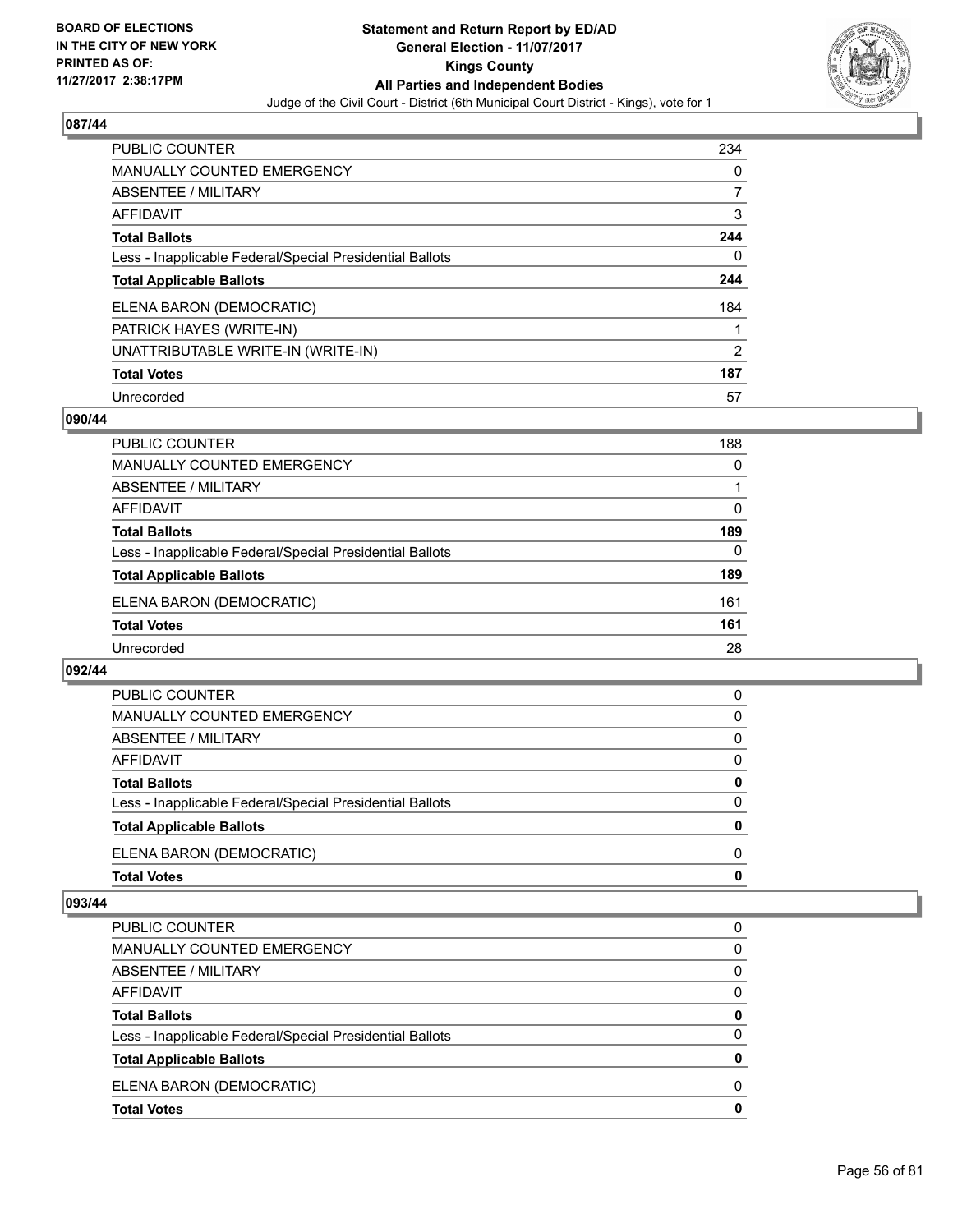## 087/44

| | |
|---|---|
| PUBLIC COUNTER | 234 |
| MANUALLY COUNTED EMERGENCY | 0 |
| ABSENTEE / MILITARY | 7 |
| AFFIDAVIT | 3 |
| **Total Ballots** | **244** |
| Less - Inapplicable Federal/Special Presidential Ballots | 0 |
| **Total Applicable Ballots** | **244** |
| ELENA BARON (DEMOCRATIC) | 184 |
| PATRICK HAYES (WRITE-IN) | 1 |
| UNATTRIBUTABLE WRITE-IN (WRITE-IN) | 2 |
| **Total Votes** | **187** |
| Unrecorded | 57 |

## 090/44

| | |
|---|---|
| PUBLIC COUNTER | 188 |
| MANUALLY COUNTED EMERGENCY | 0 |
| ABSENTEE / MILITARY | 1 |
| AFFIDAVIT | 0 |
| **Total Ballots** | **189** |
| Less - Inapplicable Federal/Special Presidential Ballots | 0 |
| **Total Applicable Ballots** | **189** |
| ELENA BARON (DEMOCRATIC) | 161 |
| **Total Votes** | **161** |
| Unrecorded | 28 |

## 092/44

| | |
|---|---|
| PUBLIC COUNTER | 0 |
| MANUALLY COUNTED EMERGENCY | 0 |
| ABSENTEE / MILITARY | 0 |
| AFFIDAVIT | 0 |
| **Total Ballots** | **0** |
| Less - Inapplicable Federal/Special Presidential Ballots | 0 |
| **Total Applicable Ballots** | **0** |
| ELENA BARON (DEMOCRATIC) | 0 |
| **Total Votes** | **0** |

## 093/44

| | |
|---|---|
| PUBLIC COUNTER | 0 |
| MANUALLY COUNTED EMERGENCY | 0 |
| ABSENTEE / MILITARY | 0 |
| AFFIDAVIT | 0 |
| **Total Ballots** | **0** |
| Less - Inapplicable Federal/Special Presidential Ballots | 0 |
| **Total Applicable Ballots** | **0** |
| ELENA BARON (DEMOCRATIC) | 0 |
| **Total Votes** | **0** |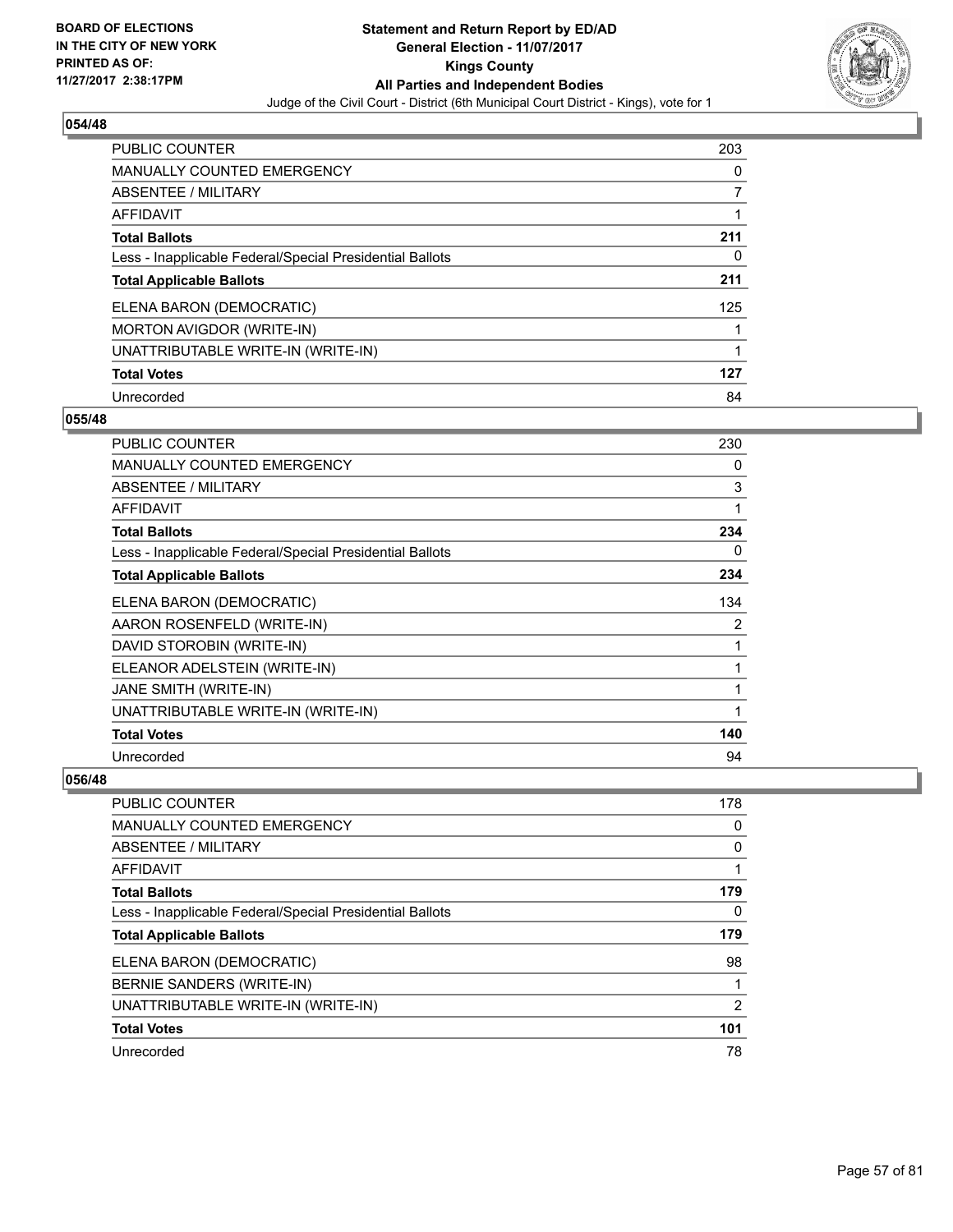**BOARD OF ELECTIONS IN THE CITY OF NEW YORK PRINTED AS OF: 11/27/2017 2:38:17PM**

**Statement and Return Report by ED/AD General Election - 11/07/2017 Kings County All Parties and Independent Bodies**

Judge of the Civil Court - District (6th Municipal Court District - Kings), vote for 1

## 054/48

| | |
|---|---|
| PUBLIC COUNTER | 203 |
| MANUALLY COUNTED EMERGENCY | 0 |
| ABSENTEE / MILITARY | 7 |
| AFFIDAVIT | 1 |
| **Total Ballots** | **211** |
| Less - Inapplicable Federal/Special Presidential Ballots | 0 |
| **Total Applicable Ballots** | **211** |
| ELENA BARON (DEMOCRATIC) | 125 |
| MORTON AVIGDOR (WRITE-IN) | 1 |
| UNATTRIBUTABLE WRITE-IN (WRITE-IN) | 1 |
| **Total Votes** | **127** |
| Unrecorded | 84 |

## 055/48

| | |
|---|---|
| PUBLIC COUNTER | 230 |
| MANUALLY COUNTED EMERGENCY | 0 |
| ABSENTEE / MILITARY | 3 |
| AFFIDAVIT | 1 |
| **Total Ballots** | **234** |
| Less - Inapplicable Federal/Special Presidential Ballots | 0 |
| **Total Applicable Ballots** | **234** |
| ELENA BARON (DEMOCRATIC) | 134 |
| AARON ROSENFELD (WRITE-IN) | 2 |
| DAVID STOROBIN (WRITE-IN) | 1 |
| ELEANOR ADELSTEIN (WRITE-IN) | 1 |
| JANE SMITH (WRITE-IN) | 1 |
| UNATTRIBUTABLE WRITE-IN (WRITE-IN) | 1 |
| **Total Votes** | **140** |
| Unrecorded | 94 |

## 056/48

| | |
|---|---|
| PUBLIC COUNTER | 178 |
| MANUALLY COUNTED EMERGENCY | 0 |
| ABSENTEE / MILITARY | 0 |
| AFFIDAVIT | 1 |
| **Total Ballots** | **179** |
| Less - Inapplicable Federal/Special Presidential Ballots | 0 |
| **Total Applicable Ballots** | **179** |
| ELENA BARON (DEMOCRATIC) | 98 |
| BERNIE SANDERS (WRITE-IN) | 1 |
| UNATTRIBUTABLE WRITE-IN (WRITE-IN) | 2 |
| **Total Votes** | **101** |
| Unrecorded | 78 |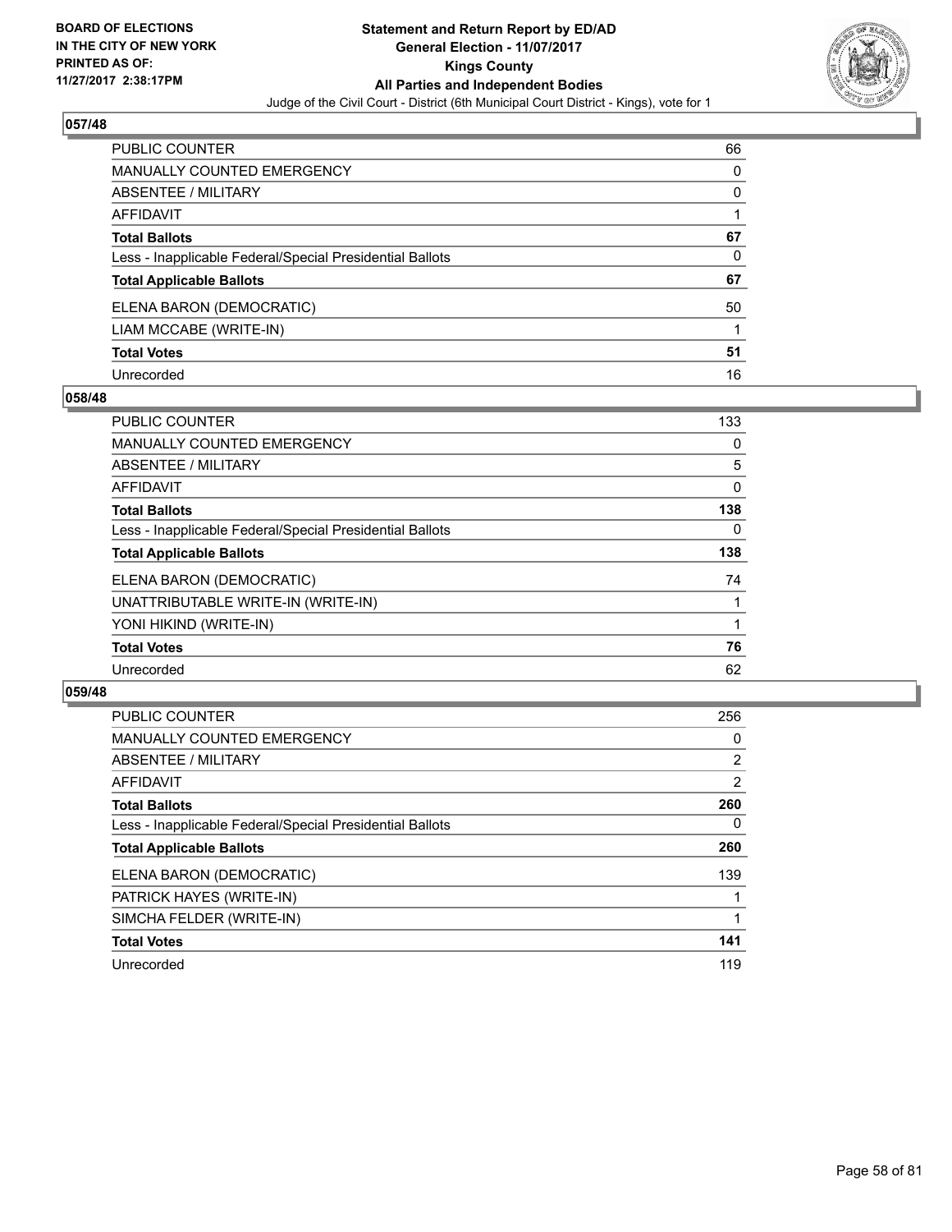BOARD OF ELECTIONS
IN THE CITY OF NEW YORK
PRINTED AS OF:
11/27/2017 2:38:17PM

**Statement and Return Report by ED/AD**
**General Election - 11/07/2017**
**Kings County**
**All Parties and Independent Bodies**
Judge of the Civil Court - District (6th Municipal Court District - Kings), vote for 1

### 057/48

| | |
|---|---|
| PUBLIC COUNTER | 66 |
| MANUALLY COUNTED EMERGENCY | 0 |
| ABSENTEE / MILITARY | 0 |
| AFFIDAVIT | 1 |
| **Total Ballots** | **67** |
| Less - Inapplicable Federal/Special Presidential Ballots | 0 |
| **Total Applicable Ballots** | **67** |
| ELENA BARON (DEMOCRATIC) | 50 |
| LIAM MCCABE (WRITE-IN) | 1 |
| **Total Votes** | **51** |
| Unrecorded | 16 |

### 058/48

| | |
|---|---|
| PUBLIC COUNTER | 133 |
| MANUALLY COUNTED EMERGENCY | 0 |
| ABSENTEE / MILITARY | 5 |
| AFFIDAVIT | 0 |
| **Total Ballots** | **138** |
| Less - Inapplicable Federal/Special Presidential Ballots | 0 |
| **Total Applicable Ballots** | **138** |
| ELENA BARON (DEMOCRATIC) | 74 |
| UNATTRIBUTABLE WRITE-IN (WRITE-IN) | 1 |
| YONI HIKIND (WRITE-IN) | 1 |
| **Total Votes** | **76** |
| Unrecorded | 62 |

### 059/48

| | |
|---|---|
| PUBLIC COUNTER | 256 |
| MANUALLY COUNTED EMERGENCY | 0 |
| ABSENTEE / MILITARY | 2 |
| AFFIDAVIT | 2 |
| **Total Ballots** | **260** |
| Less - Inapplicable Federal/Special Presidential Ballots | 0 |
| **Total Applicable Ballots** | **260** |
| ELENA BARON (DEMOCRATIC) | 139 |
| PATRICK HAYES (WRITE-IN) | 1 |
| SIMCHA FELDER (WRITE-IN) | 1 |
| **Total Votes** | **141** |
| Unrecorded | 119 |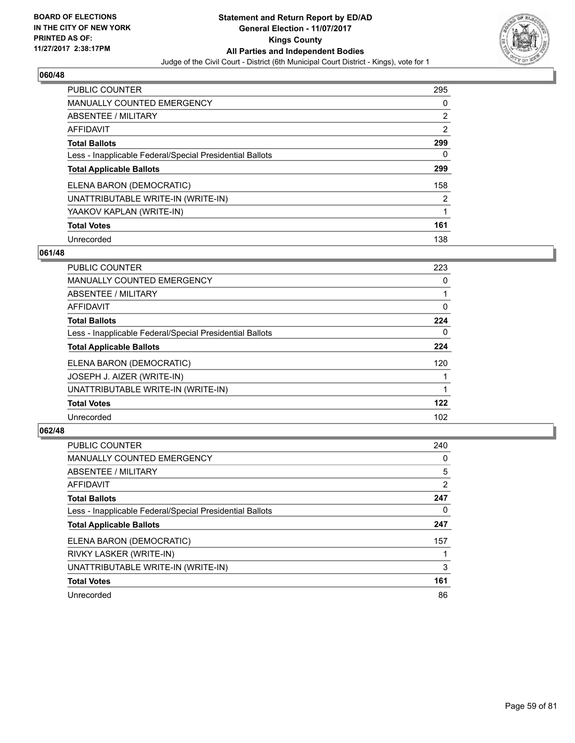BOARD OF ELECTIONS
IN THE CITY OF NEW YORK
PRINTED AS OF:
11/27/2017 2:38:17PM

**Statement and Return Report by ED/AD**
**General Election - 11/07/2017**
**Kings County**
**All Parties and Independent Bodies**
Judge of the Civil Court - District (6th Municipal Court District - Kings), vote for 1

### 060/48

| | |
|---|---|
| PUBLIC COUNTER | 295 |
| MANUALLY COUNTED EMERGENCY | 0 |
| ABSENTEE / MILITARY | 2 |
| AFFIDAVIT | 2 |
| **Total Ballots** | **299** |
| Less - Inapplicable Federal/Special Presidential Ballots | 0 |
| **Total Applicable Ballots** | **299** |
| ELENA BARON (DEMOCRATIC) | 158 |
| UNATTRIBUTABLE WRITE-IN (WRITE-IN) | 2 |
| YAAKOV KAPLAN (WRITE-IN) | 1 |
| **Total Votes** | **161** |
| Unrecorded | 138 |

### 061/48

| | |
|---|---|
| PUBLIC COUNTER | 223 |
| MANUALLY COUNTED EMERGENCY | 0 |
| ABSENTEE / MILITARY | 1 |
| AFFIDAVIT | 0 |
| **Total Ballots** | **224** |
| Less - Inapplicable Federal/Special Presidential Ballots | 0 |
| **Total Applicable Ballots** | **224** |
| ELENA BARON (DEMOCRATIC) | 120 |
| JOSEPH J. AIZER (WRITE-IN) | 1 |
| UNATTRIBUTABLE WRITE-IN (WRITE-IN) | 1 |
| **Total Votes** | **122** |
| Unrecorded | 102 |

### 062/48

| | |
|---|---|
| PUBLIC COUNTER | 240 |
| MANUALLY COUNTED EMERGENCY | 0 |
| ABSENTEE / MILITARY | 5 |
| AFFIDAVIT | 2 |
| **Total Ballots** | **247** |
| Less - Inapplicable Federal/Special Presidential Ballots | 0 |
| **Total Applicable Ballots** | **247** |
| ELENA BARON (DEMOCRATIC) | 157 |
| RIVKY LASKER (WRITE-IN) | 1 |
| UNATTRIBUTABLE WRITE-IN (WRITE-IN) | 3 |
| **Total Votes** | **161** |
| Unrecorded | 86 |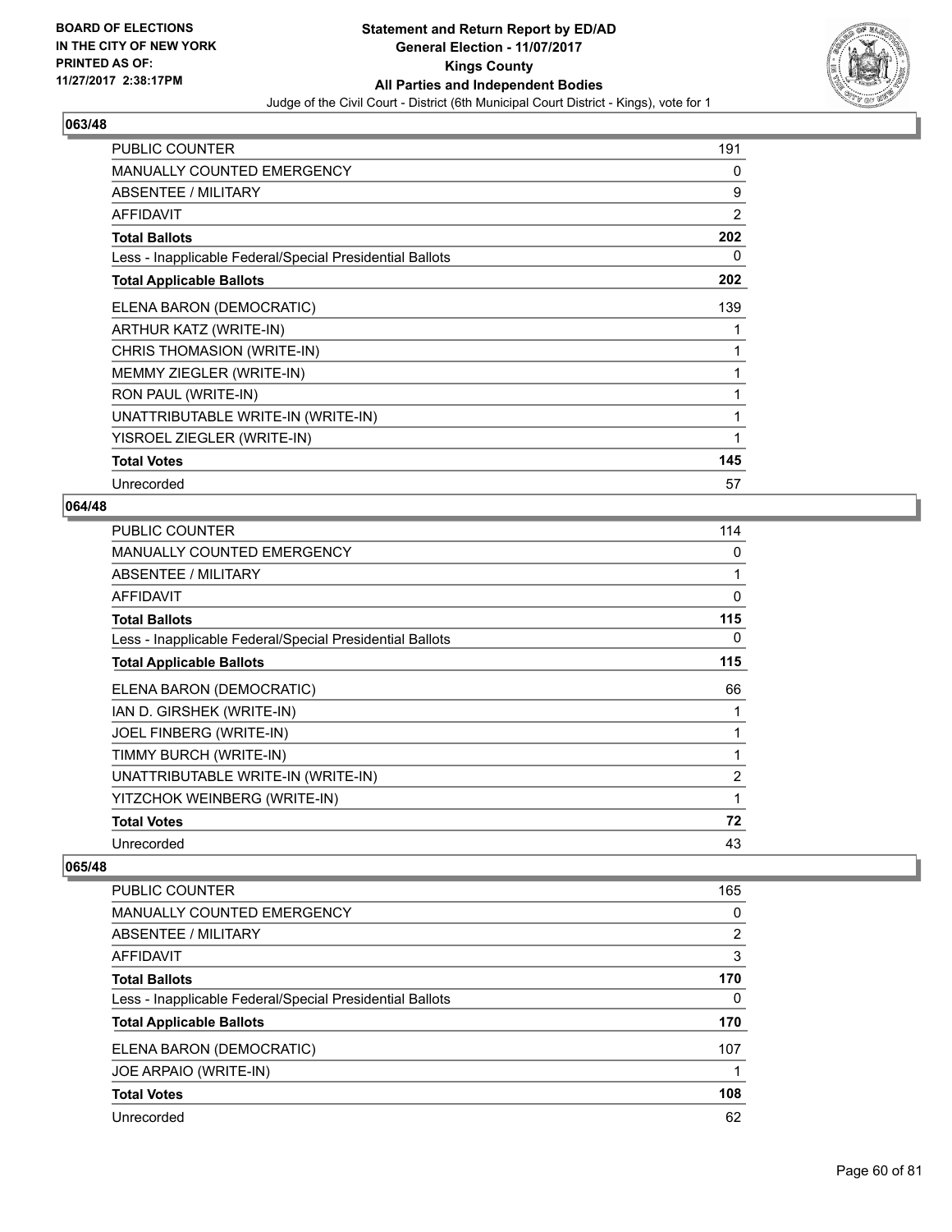BOARD OF ELECTIONS
IN THE CITY OF NEW YORK
PRINTED AS OF:
11/27/2017 2:38:17PM

**Statement and Return Report by ED/AD**
**General Election - 11/07/2017**
**Kings County**
**All Parties and Independent Bodies**
Judge of the Civil Court - District (6th Municipal Court District - Kings), vote for 1

### 063/48

| | |
|---|---|
| PUBLIC COUNTER | 191 |
| MANUALLY COUNTED EMERGENCY | 0 |
| ABSENTEE / MILITARY | 9 |
| AFFIDAVIT | 2 |
| **Total Ballots** | **202** |
| Less - Inapplicable Federal/Special Presidential Ballots | 0 |
| **Total Applicable Ballots** | **202** |
| ELENA BARON (DEMOCRATIC) | 139 |
| ARTHUR KATZ (WRITE-IN) | 1 |
| CHRIS THOMASION (WRITE-IN) | 1 |
| MEMMY ZIEGLER (WRITE-IN) | 1 |
| RON PAUL (WRITE-IN) | 1 |
| UNATTRIBUTABLE WRITE-IN (WRITE-IN) | 1 |
| YISROEL ZIEGLER (WRITE-IN) | 1 |
| **Total Votes** | **145** |
| Unrecorded | 57 |

### 064/48

| | |
|---|---|
| PUBLIC COUNTER | 114 |
| MANUALLY COUNTED EMERGENCY | 0 |
| ABSENTEE / MILITARY | 1 |
| AFFIDAVIT | 0 |
| **Total Ballots** | **115** |
| Less - Inapplicable Federal/Special Presidential Ballots | 0 |
| **Total Applicable Ballots** | **115** |
| ELENA BARON (DEMOCRATIC) | 66 |
| IAN D. GIRSHEK (WRITE-IN) | 1 |
| JOEL FINBERG (WRITE-IN) | 1 |
| TIMMY BURCH (WRITE-IN) | 1 |
| UNATTRIBUTABLE WRITE-IN (WRITE-IN) | 2 |
| YITZCHOK WEINBERG (WRITE-IN) | 1 |
| **Total Votes** | **72** |
| Unrecorded | 43 |

### 065/48

| | |
|---|---|
| PUBLIC COUNTER | 165 |
| MANUALLY COUNTED EMERGENCY | 0 |
| ABSENTEE / MILITARY | 2 |
| AFFIDAVIT | 3 |
| **Total Ballots** | **170** |
| Less - Inapplicable Federal/Special Presidential Ballots | 0 |
| **Total Applicable Ballots** | **170** |
| ELENA BARON (DEMOCRATIC) | 107 |
| JOE ARPAIO (WRITE-IN) | 1 |
| **Total Votes** | **108** |
| Unrecorded | 62 |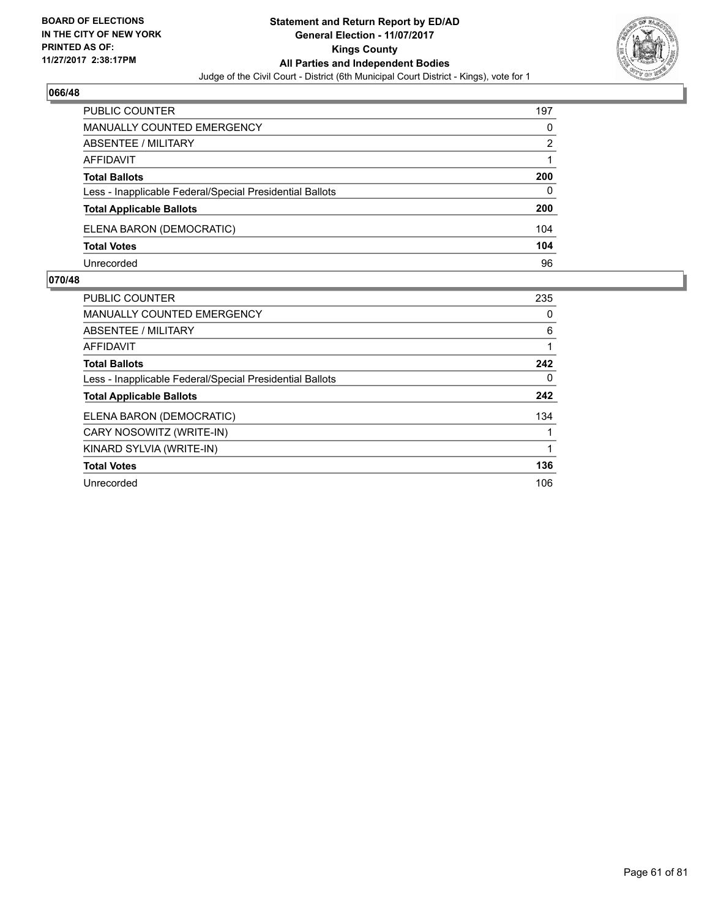BOARD OF ELECTIONS
IN THE CITY OF NEW YORK
PRINTED AS OF:
11/27/2017 2:38:17PM

**Statement and Return Report by ED/AD**
**General Election - 11/07/2017**
**Kings County**
**All Parties and Independent Bodies**
Judge of the Civil Court - District (6th Municipal Court District - Kings), vote for 1

## 066/48

| | |
|---|---|
| PUBLIC COUNTER | 197 |
| MANUALLY COUNTED EMERGENCY | 0 |
| ABSENTEE / MILITARY | 2 |
| AFFIDAVIT | 1 |
| **Total Ballots** | **200** |
| Less - Inapplicable Federal/Special Presidential Ballots | 0 |
| **Total Applicable Ballots** | **200** |
| ELENA BARON (DEMOCRATIC) | 104 |
| **Total Votes** | **104** |
| Unrecorded | 96 |

## 070/48

| | |
|---|---|
| PUBLIC COUNTER | 235 |
| MANUALLY COUNTED EMERGENCY | 0 |
| ABSENTEE / MILITARY | 6 |
| AFFIDAVIT | 1 |
| **Total Ballots** | **242** |
| Less - Inapplicable Federal/Special Presidential Ballots | 0 |
| **Total Applicable Ballots** | **242** |
| ELENA BARON (DEMOCRATIC) | 134 |
| CARY NOSOWITZ (WRITE-IN) | 1 |
| KINARD SYLVIA (WRITE-IN) | 1 |
| **Total Votes** | **136** |
| Unrecorded | 106 |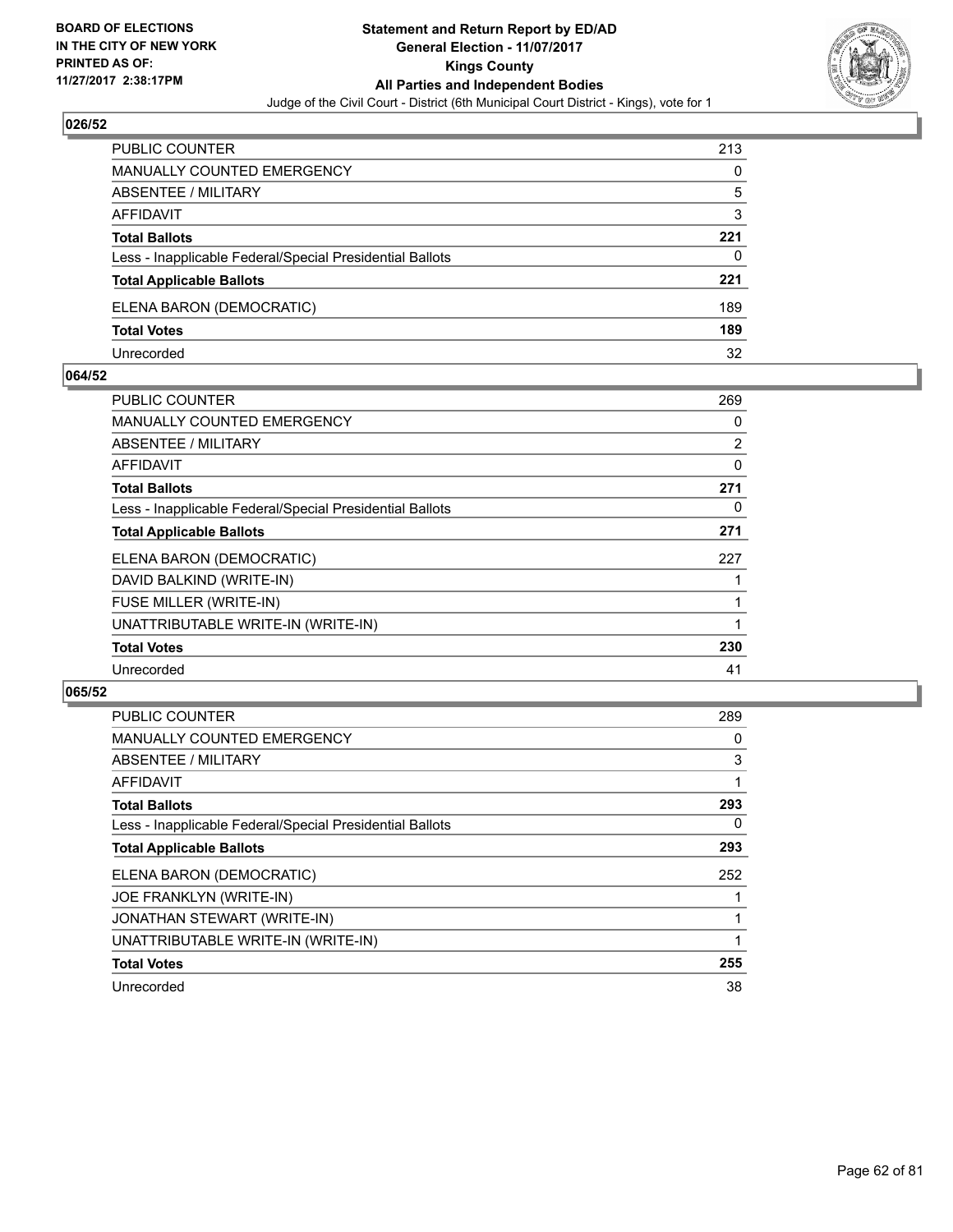**BOARD OF ELECTIONS IN THE CITY OF NEW YORK PRINTED AS OF: 11/27/2017 2:38:17PM**

# Statement and Return Report by ED/AD
## General Election - 11/07/2017
## Kings County
## All Parties and Independent Bodies
### Judge of the Civil Court - District (6th Municipal Court District - Kings), vote for 1

### 026/52

| | |
|---|---|
| PUBLIC COUNTER | 213 |
| MANUALLY COUNTED EMERGENCY | 0 |
| ABSENTEE / MILITARY | 5 |
| AFFIDAVIT | 3 |
| **Total Ballots** | **221** |
| Less - Inapplicable Federal/Special Presidential Ballots | 0 |
| **Total Applicable Ballots** | **221** |
| ELENA BARON (DEMOCRATIC) | 189 |
| **Total Votes** | **189** |
| Unrecorded | 32 |

### 064/52

| | |
|---|---|
| PUBLIC COUNTER | 269 |
| MANUALLY COUNTED EMERGENCY | 0 |
| ABSENTEE / MILITARY | 2 |
| AFFIDAVIT | 0 |
| **Total Ballots** | **271** |
| Less - Inapplicable Federal/Special Presidential Ballots | 0 |
| **Total Applicable Ballots** | **271** |
| ELENA BARON (DEMOCRATIC) | 227 |
| DAVID BALKIND (WRITE-IN) | 1 |
| FUSE MILLER (WRITE-IN) | 1 |
| UNATTRIBUTABLE WRITE-IN (WRITE-IN) | 1 |
| **Total Votes** | **230** |
| Unrecorded | 41 |

### 065/52

| | |
|---|---|
| PUBLIC COUNTER | 289 |
| MANUALLY COUNTED EMERGENCY | 0 |
| ABSENTEE / MILITARY | 3 |
| AFFIDAVIT | 1 |
| **Total Ballots** | **293** |
| Less - Inapplicable Federal/Special Presidential Ballots | 0 |
| **Total Applicable Ballots** | **293** |
| ELENA BARON (DEMOCRATIC) | 252 |
| JOE FRANKLYN (WRITE-IN) | 1 |
| JONATHAN STEWART (WRITE-IN) | 1 |
| UNATTRIBUTABLE WRITE-IN (WRITE-IN) | 1 |
| **Total Votes** | **255** |
| Unrecorded | 38 |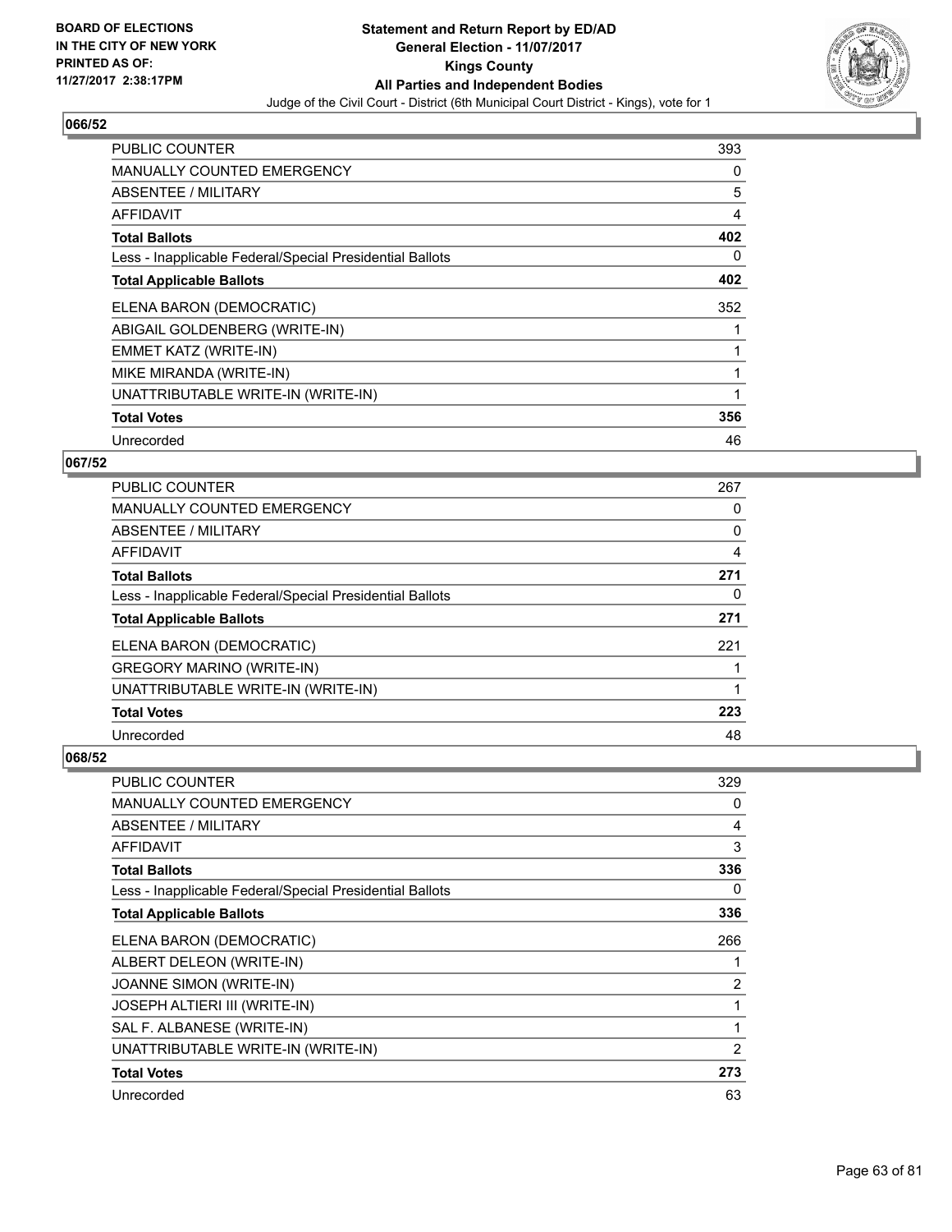BOARD OF ELECTIONS
IN THE CITY OF NEW YORK
PRINTED AS OF:
11/27/2017 2:38:17PM

**Statement and Return Report by ED/AD**
**General Election - 11/07/2017**
**Kings County**
**All Parties and Independent Bodies**
Judge of the Civil Court - District (6th Municipal Court District - Kings), vote for 1

### 066/52

| | |
|---|---|
| PUBLIC COUNTER | 393 |
| MANUALLY COUNTED EMERGENCY | 0 |
| ABSENTEE / MILITARY | 5 |
| AFFIDAVIT | 4 |
| **Total Ballots** | **402** |
| Less - Inapplicable Federal/Special Presidential Ballots | 0 |
| **Total Applicable Ballots** | **402** |
| ELENA BARON (DEMOCRATIC) | 352 |
| ABIGAIL GOLDENBERG (WRITE-IN) | 1 |
| EMMET KATZ (WRITE-IN) | 1 |
| MIKE MIRANDA (WRITE-IN) | 1 |
| UNATTRIBUTABLE WRITE-IN (WRITE-IN) | 1 |
| **Total Votes** | **356** |
| Unrecorded | 46 |

### 067/52

| | |
|---|---|
| PUBLIC COUNTER | 267 |
| MANUALLY COUNTED EMERGENCY | 0 |
| ABSENTEE / MILITARY | 0 |
| AFFIDAVIT | 4 |
| **Total Ballots** | **271** |
| Less - Inapplicable Federal/Special Presidential Ballots | 0 |
| **Total Applicable Ballots** | **271** |
| ELENA BARON (DEMOCRATIC) | 221 |
| GREGORY MARINO (WRITE-IN) | 1 |
| UNATTRIBUTABLE WRITE-IN (WRITE-IN) | 1 |
| **Total Votes** | **223** |
| Unrecorded | 48 |

### 068/52

| | |
|---|---|
| PUBLIC COUNTER | 329 |
| MANUALLY COUNTED EMERGENCY | 0 |
| ABSENTEE / MILITARY | 4 |
| AFFIDAVIT | 3 |
| **Total Ballots** | **336** |
| Less - Inapplicable Federal/Special Presidential Ballots | 0 |
| **Total Applicable Ballots** | **336** |
| ELENA BARON (DEMOCRATIC) | 266 |
| ALBERT DELEON (WRITE-IN) | 1 |
| JOANNE SIMON (WRITE-IN) | 2 |
| JOSEPH ALTIERI III (WRITE-IN) | 1 |
| SAL F. ALBANESE (WRITE-IN) | 1 |
| UNATTRIBUTABLE WRITE-IN (WRITE-IN) | 2 |
| **Total Votes** | **273** |
| Unrecorded | 63 |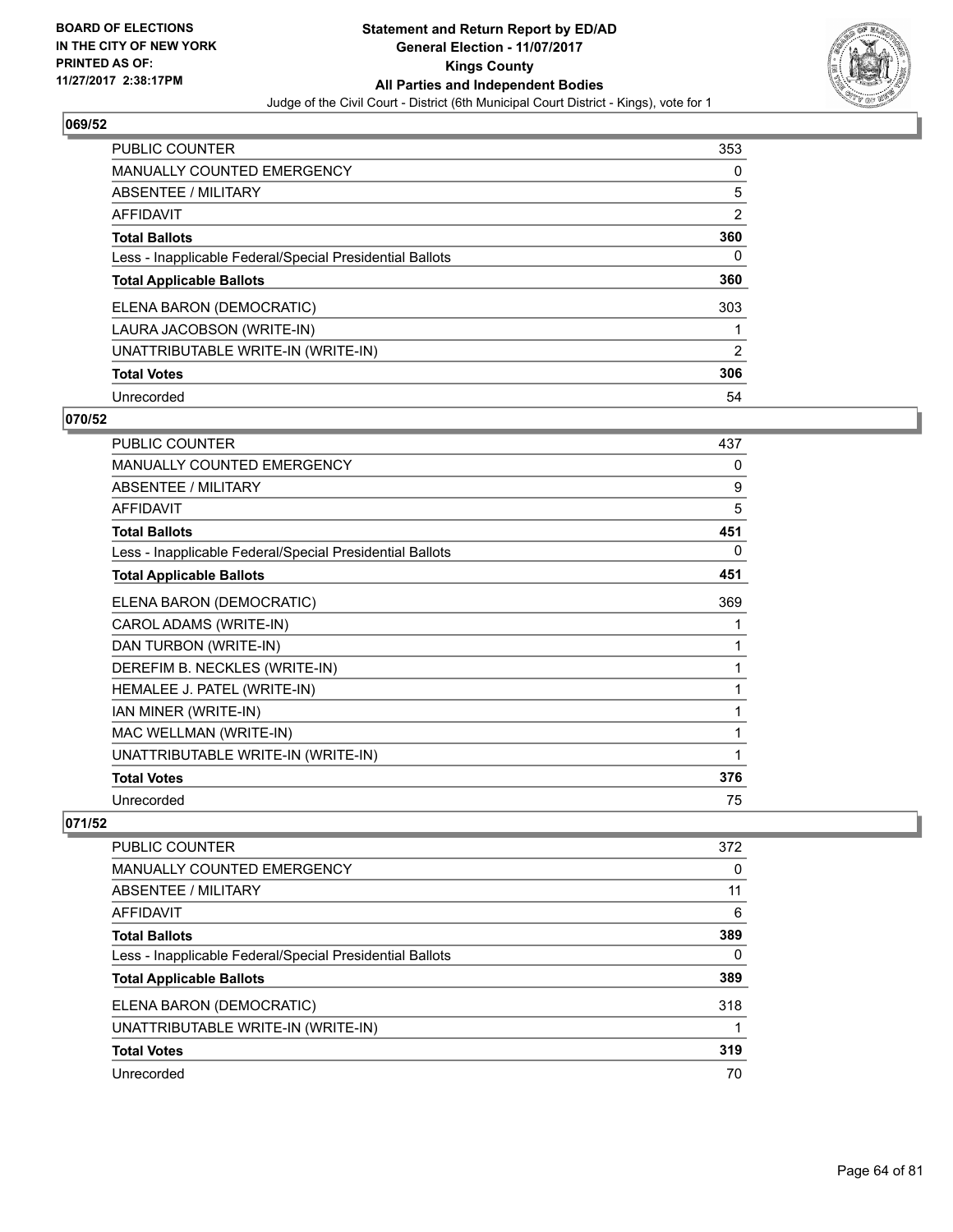BOARD OF ELECTIONS
IN THE CITY OF NEW YORK
PRINTED AS OF:
11/27/2017 2:38:17PM

**Statement and Return Report by ED/AD**
**General Election - 11/07/2017**
**Kings County**
**All Parties and Independent Bodies**
Judge of the Civil Court - District (6th Municipal Court District - Kings), vote for 1

### 069/52

| | |
|---|---|
| PUBLIC COUNTER | 353 |
| MANUALLY COUNTED EMERGENCY | 0 |
| ABSENTEE / MILITARY | 5 |
| AFFIDAVIT | 2 |
| **Total Ballots** | **360** |
| Less - Inapplicable Federal/Special Presidential Ballots | 0 |
| **Total Applicable Ballots** | **360** |
| ELENA BARON (DEMOCRATIC) | 303 |
| LAURA JACOBSON (WRITE-IN) | 1 |
| UNATTRIBUTABLE WRITE-IN (WRITE-IN) | 2 |
| **Total Votes** | **306** |
| Unrecorded | 54 |

### 070/52

| | |
|---|---|
| PUBLIC COUNTER | 437 |
| MANUALLY COUNTED EMERGENCY | 0 |
| ABSENTEE / MILITARY | 9 |
| AFFIDAVIT | 5 |
| **Total Ballots** | **451** |
| Less - Inapplicable Federal/Special Presidential Ballots | 0 |
| **Total Applicable Ballots** | **451** |
| ELENA BARON (DEMOCRATIC) | 369 |
| CAROL ADAMS (WRITE-IN) | 1 |
| DAN TURBON (WRITE-IN) | 1 |
| DEREFIM B. NECKLES (WRITE-IN) | 1 |
| HEMALEE J. PATEL (WRITE-IN) | 1 |
| IAN MINER (WRITE-IN) | 1 |
| MAC WELLMAN (WRITE-IN) | 1 |
| UNATTRIBUTABLE WRITE-IN (WRITE-IN) | 1 |
| **Total Votes** | **376** |
| Unrecorded | 75 |

### 071/52

| | |
|---|---|
| PUBLIC COUNTER | 372 |
| MANUALLY COUNTED EMERGENCY | 0 |
| ABSENTEE / MILITARY | 11 |
| AFFIDAVIT | 6 |
| **Total Ballots** | **389** |
| Less - Inapplicable Federal/Special Presidential Ballots | 0 |
| **Total Applicable Ballots** | **389** |
| ELENA BARON (DEMOCRATIC) | 318 |
| UNATTRIBUTABLE WRITE-IN (WRITE-IN) | 1 |
| **Total Votes** | **319** |
| Unrecorded | 70 |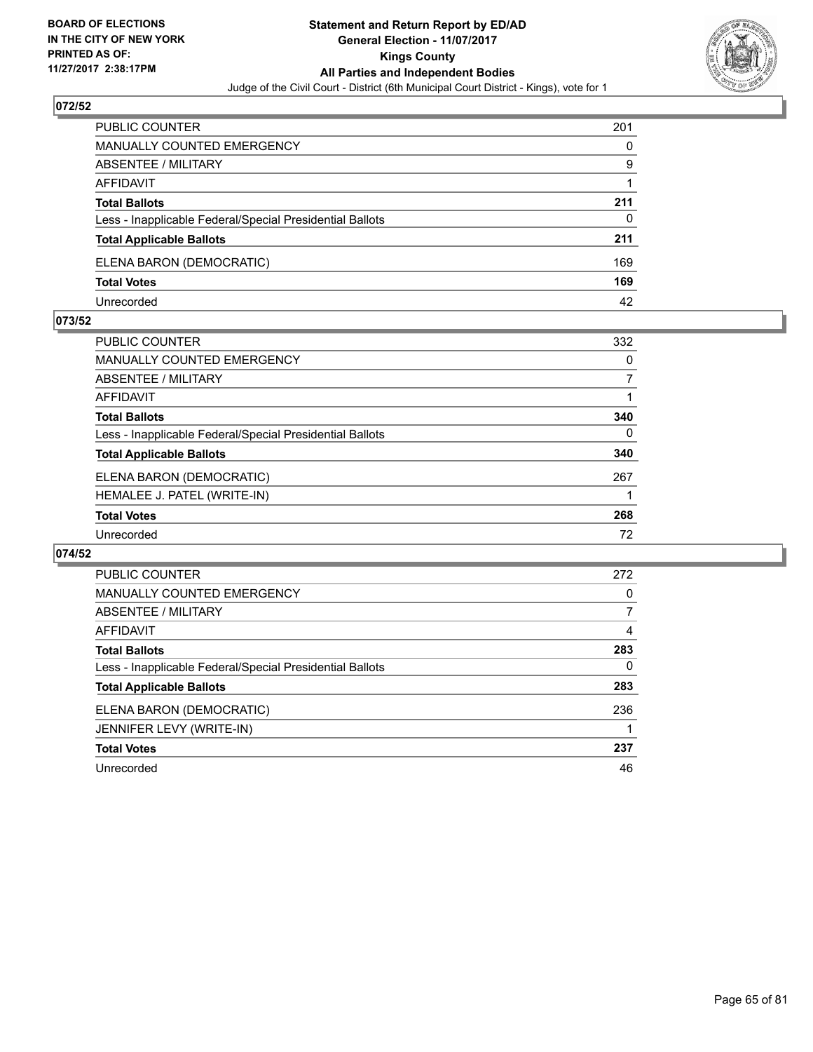BOARD OF ELECTIONS
IN THE CITY OF NEW YORK
PRINTED AS OF:
11/27/2017 2:38:17PM

**Statement and Return Report by ED/AD**
**General Election - 11/07/2017**
**Kings County**
**All Parties and Independent Bodies**
Judge of the Civil Court - District (6th Municipal Court District - Kings), vote for 1

### 072/52

| | |
|---|---|
| PUBLIC COUNTER | 201 |
| MANUALLY COUNTED EMERGENCY | 0 |
| ABSENTEE / MILITARY | 9 |
| AFFIDAVIT | 1 |
| **Total Ballots** | **211** |
| Less - Inapplicable Federal/Special Presidential Ballots | 0 |
| **Total Applicable Ballots** | **211** |
| ELENA BARON (DEMOCRATIC) | 169 |
| **Total Votes** | **169** |
| Unrecorded | 42 |

### 073/52

| | |
|---|---|
| PUBLIC COUNTER | 332 |
| MANUALLY COUNTED EMERGENCY | 0 |
| ABSENTEE / MILITARY | 7 |
| AFFIDAVIT | 1 |
| **Total Ballots** | **340** |
| Less - Inapplicable Federal/Special Presidential Ballots | 0 |
| **Total Applicable Ballots** | **340** |
| ELENA BARON (DEMOCRATIC) | 267 |
| HEMALEE J. PATEL (WRITE-IN) | 1 |
| **Total Votes** | **268** |
| Unrecorded | 72 |

### 074/52

| | |
|---|---|
| PUBLIC COUNTER | 272 |
| MANUALLY COUNTED EMERGENCY | 0 |
| ABSENTEE / MILITARY | 7 |
| AFFIDAVIT | 4 |
| **Total Ballots** | **283** |
| Less - Inapplicable Federal/Special Presidential Ballots | 0 |
| **Total Applicable Ballots** | **283** |
| ELENA BARON (DEMOCRATIC) | 236 |
| JENNIFER LEVY (WRITE-IN) | 1 |
| **Total Votes** | **237** |
| Unrecorded | 46 |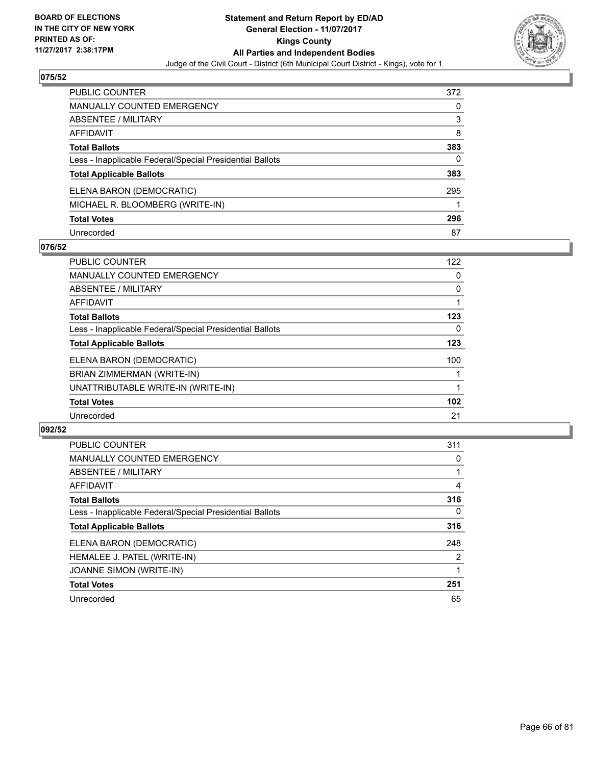**BOARD OF ELECTIONS IN THE CITY OF NEW YORK PRINTED AS OF: 11/27/2017 2:38:17PM**

# Statement and Return Report by ED/AD
## General Election - 11/07/2017
## Kings County
## All Parties and Independent Bodies
Judge of the Civil Court - District (6th Municipal Court District - Kings), vote for 1

### 075/52

| | |
|---|---|
| PUBLIC COUNTER | 372 |
| MANUALLY COUNTED EMERGENCY | 0 |
| ABSENTEE / MILITARY | 3 |
| AFFIDAVIT | 8 |
| **Total Ballots** | **383** |
| Less - Inapplicable Federal/Special Presidential Ballots | 0 |
| **Total Applicable Ballots** | **383** |
| ELENA BARON (DEMOCRATIC) | 295 |
| MICHAEL R. BLOOMBERG (WRITE-IN) | 1 |
| **Total Votes** | **296** |
| Unrecorded | 87 |

### 076/52

| | |
|---|---|
| PUBLIC COUNTER | 122 |
| MANUALLY COUNTED EMERGENCY | 0 |
| ABSENTEE / MILITARY | 0 |
| AFFIDAVIT | 1 |
| **Total Ballots** | **123** |
| Less - Inapplicable Federal/Special Presidential Ballots | 0 |
| **Total Applicable Ballots** | **123** |
| ELENA BARON (DEMOCRATIC) | 100 |
| BRIAN ZIMMERMAN (WRITE-IN) | 1 |
| UNATTRIBUTABLE WRITE-IN (WRITE-IN) | 1 |
| **Total Votes** | **102** |
| Unrecorded | 21 |

### 092/52

| | |
|---|---|
| PUBLIC COUNTER | 311 |
| MANUALLY COUNTED EMERGENCY | 0 |
| ABSENTEE / MILITARY | 1 |
| AFFIDAVIT | 4 |
| **Total Ballots** | **316** |
| Less - Inapplicable Federal/Special Presidential Ballots | 0 |
| **Total Applicable Ballots** | **316** |
| ELENA BARON (DEMOCRATIC) | 248 |
| HEMALEE J. PATEL (WRITE-IN) | 2 |
| JOANNE SIMON (WRITE-IN) | 1 |
| **Total Votes** | **251** |
| Unrecorded | 65 |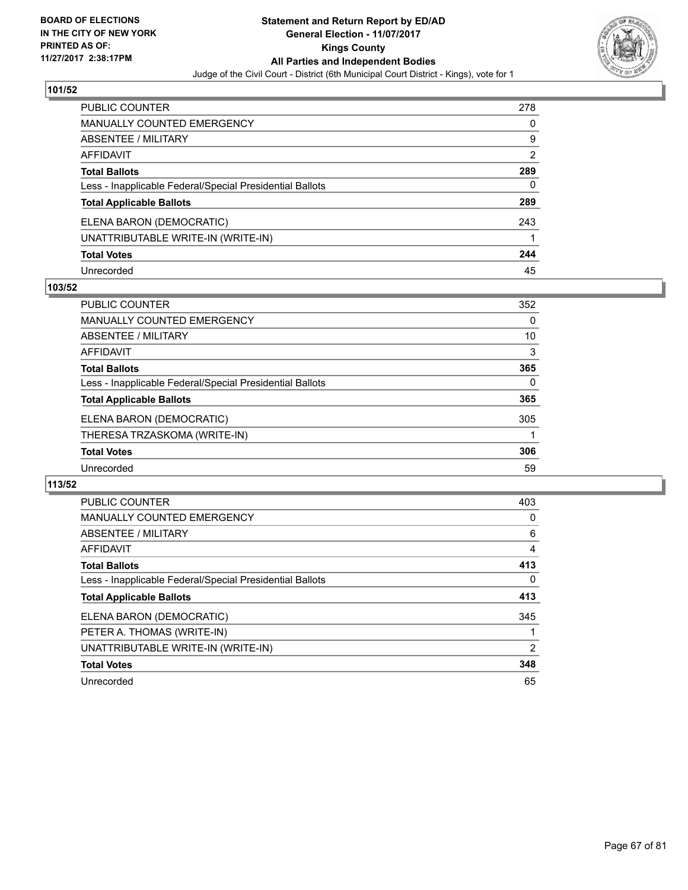## 101/52

| | |
|---|---|
| PUBLIC COUNTER | 278 |
| MANUALLY COUNTED EMERGENCY | 0 |
| ABSENTEE / MILITARY | 9 |
| AFFIDAVIT | 2 |
| **Total Ballots** | **289** |
| Less - Inapplicable Federal/Special Presidential Ballots | 0 |
| **Total Applicable Ballots** | **289** |
| ELENA BARON (DEMOCRATIC) | 243 |
| UNATTRIBUTABLE WRITE-IN (WRITE-IN) | 1 |
| **Total Votes** | **244** |
| Unrecorded | 45 |

## 103/52

| | |
|---|---|
| PUBLIC COUNTER | 352 |
| MANUALLY COUNTED EMERGENCY | 0 |
| ABSENTEE / MILITARY | 10 |
| AFFIDAVIT | 3 |
| **Total Ballots** | **365** |
| Less - Inapplicable Federal/Special Presidential Ballots | 0 |
| **Total Applicable Ballots** | **365** |
| ELENA BARON (DEMOCRATIC) | 305 |
| THERESA TRZASKOMA (WRITE-IN) | 1 |
| **Total Votes** | **306** |
| Unrecorded | 59 |

## 113/52

| | |
|---|---|
| PUBLIC COUNTER | 403 |
| MANUALLY COUNTED EMERGENCY | 0 |
| ABSENTEE / MILITARY | 6 |
| AFFIDAVIT | 4 |
| **Total Ballots** | **413** |
| Less - Inapplicable Federal/Special Presidential Ballots | 0 |
| **Total Applicable Ballots** | **413** |
| ELENA BARON (DEMOCRATIC) | 345 |
| PETER A. THOMAS (WRITE-IN) | 1 |
| UNATTRIBUTABLE WRITE-IN (WRITE-IN) | 2 |
| **Total Votes** | **348** |
| Unrecorded | 65 |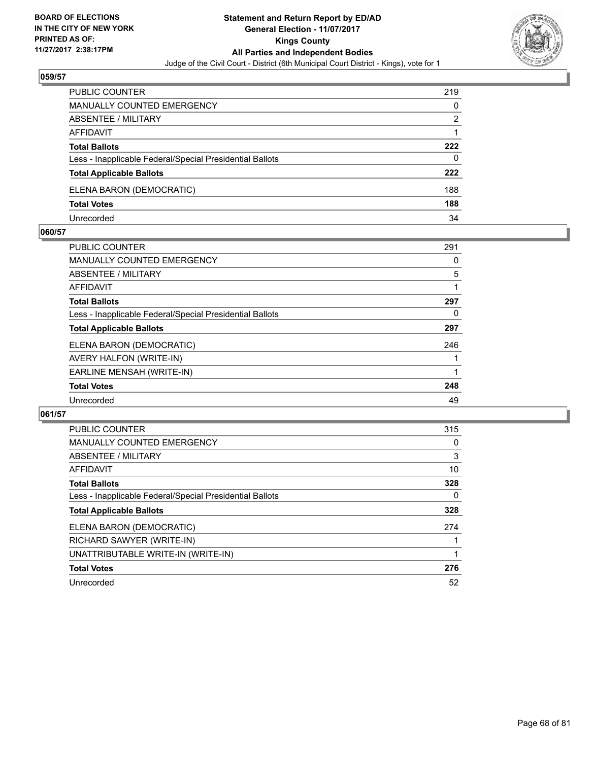### 059/57

| | |
|---|---|
| PUBLIC COUNTER | 219 |
| MANUALLY COUNTED EMERGENCY | 0 |
| ABSENTEE / MILITARY | 2 |
| AFFIDAVIT | 1 |
| **Total Ballots** | **222** |
| Less - Inapplicable Federal/Special Presidential Ballots | 0 |
| **Total Applicable Ballots** | **222** |
| ELENA BARON (DEMOCRATIC) | 188 |
| **Total Votes** | **188** |
| Unrecorded | 34 |

### 060/57

| | |
|---|---|
| PUBLIC COUNTER | 291 |
| MANUALLY COUNTED EMERGENCY | 0 |
| ABSENTEE / MILITARY | 5 |
| AFFIDAVIT | 1 |
| **Total Ballots** | **297** |
| Less - Inapplicable Federal/Special Presidential Ballots | 0 |
| **Total Applicable Ballots** | **297** |
| ELENA BARON (DEMOCRATIC) | 246 |
| AVERY HALFON (WRITE-IN) | 1 |
| EARLINE MENSAH (WRITE-IN) | 1 |
| **Total Votes** | **248** |
| Unrecorded | 49 |

### 061/57

| | |
|---|---|
| PUBLIC COUNTER | 315 |
| MANUALLY COUNTED EMERGENCY | 0 |
| ABSENTEE / MILITARY | 3 |
| AFFIDAVIT | 10 |
| **Total Ballots** | **328** |
| Less - Inapplicable Federal/Special Presidential Ballots | 0 |
| **Total Applicable Ballots** | **328** |
| ELENA BARON (DEMOCRATIC) | 274 |
| RICHARD SAWYER (WRITE-IN) | 1 |
| UNATTRIBUTABLE WRITE-IN (WRITE-IN) | 1 |
| **Total Votes** | **276** |
| Unrecorded | 52 |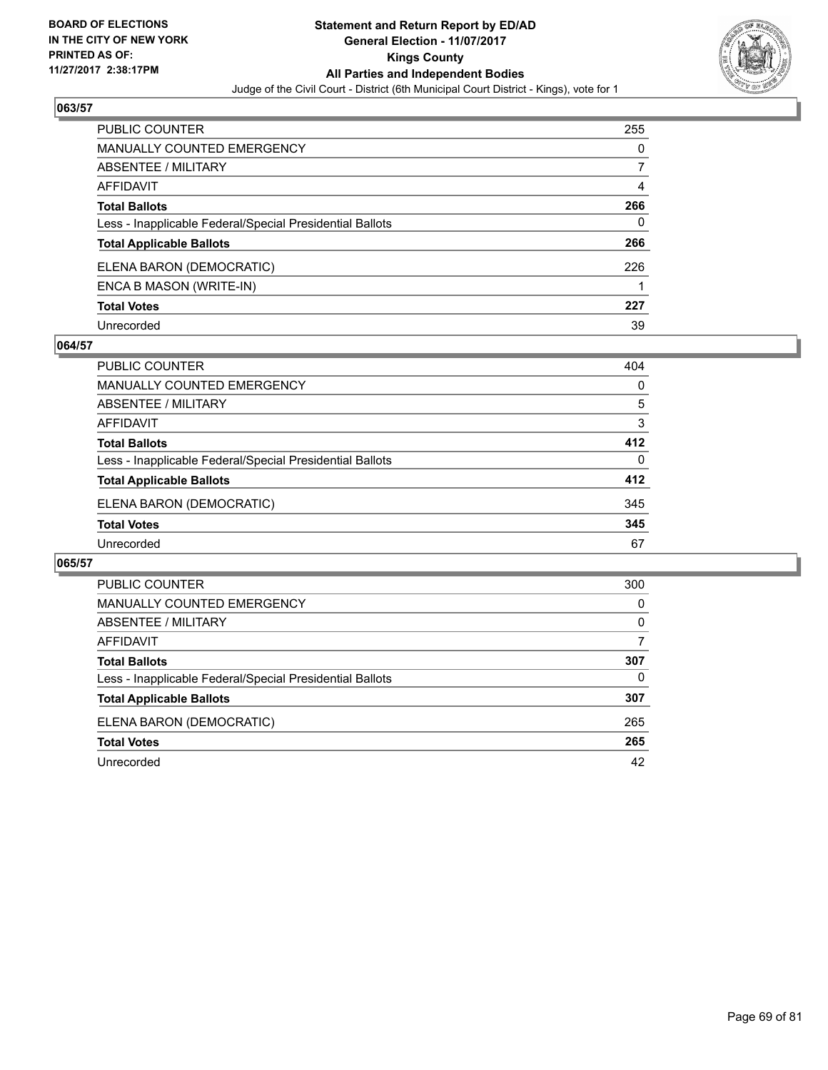BOARD OF ELECTIONS
IN THE CITY OF NEW YORK
PRINTED AS OF:
11/27/2017 2:38:17PM

# Statement and Return Report by ED/AD
## General Election - 11/07/2017
## Kings County
## All Parties and Independent Bodies
Judge of the Civil Court - District (6th Municipal Court District - Kings), vote for 1

### 063/57

| | |
|---|---|
| PUBLIC COUNTER | 255 |
| MANUALLY COUNTED EMERGENCY | 0 |
| ABSENTEE / MILITARY | 7 |
| AFFIDAVIT | 4 |
| **Total Ballots** | **266** |
| Less - Inapplicable Federal/Special Presidential Ballots | 0 |
| **Total Applicable Ballots** | **266** |
| ELENA BARON (DEMOCRATIC) | 226 |
| ENCA B MASON (WRITE-IN) | 1 |
| **Total Votes** | **227** |
| Unrecorded | 39 |

### 064/57

| | |
|---|---|
| PUBLIC COUNTER | 404 |
| MANUALLY COUNTED EMERGENCY | 0 |
| ABSENTEE / MILITARY | 5 |
| AFFIDAVIT | 3 |
| **Total Ballots** | **412** |
| Less - Inapplicable Federal/Special Presidential Ballots | 0 |
| **Total Applicable Ballots** | **412** |
| ELENA BARON (DEMOCRATIC) | 345 |
| **Total Votes** | **345** |
| Unrecorded | 67 |

### 065/57

| | |
|---|---|
| PUBLIC COUNTER | 300 |
| MANUALLY COUNTED EMERGENCY | 0 |
| ABSENTEE / MILITARY | 0 |
| AFFIDAVIT | 7 |
| **Total Ballots** | **307** |
| Less - Inapplicable Federal/Special Presidential Ballots | 0 |
| **Total Applicable Ballots** | **307** |
| ELENA BARON (DEMOCRATIC) | 265 |
| **Total Votes** | **265** |
| Unrecorded | 42 |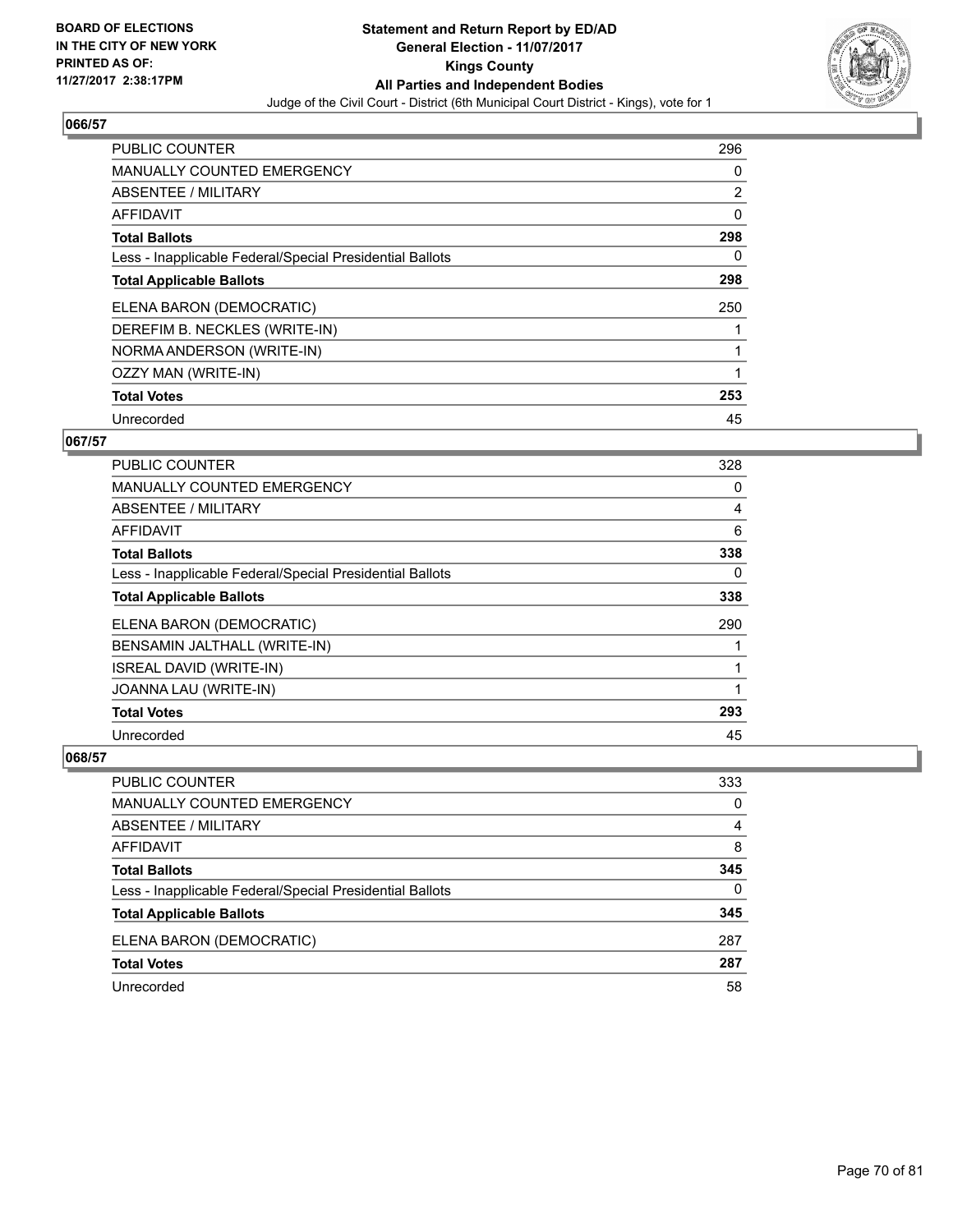**BOARD OF ELECTIONS IN THE CITY OF NEW YORK PRINTED AS OF: 11/27/2017 2:38:17PM**

# Statement and Return Report by ED/AD
## General Election - 11/07/2017
## Kings County
## All Parties and Independent Bodies
Judge of the Civil Court - District (6th Municipal Court District - Kings), vote for 1

### 066/57

| | |
|---|---|
| PUBLIC COUNTER | 296 |
| MANUALLY COUNTED EMERGENCY | 0 |
| ABSENTEE / MILITARY | 2 |
| AFFIDAVIT | 0 |
| **Total Ballots** | **298** |
| Less - Inapplicable Federal/Special Presidential Ballots | 0 |
| **Total Applicable Ballots** | **298** |
| ELENA BARON (DEMOCRATIC) | 250 |
| DEREFIM B. NECKLES (WRITE-IN) | 1 |
| NORMA ANDERSON (WRITE-IN) | 1 |
| OZZY MAN (WRITE-IN) | 1 |
| **Total Votes** | **253** |
| Unrecorded | 45 |

### 067/57

| | |
|---|---|
| PUBLIC COUNTER | 328 |
| MANUALLY COUNTED EMERGENCY | 0 |
| ABSENTEE / MILITARY | 4 |
| AFFIDAVIT | 6 |
| **Total Ballots** | **338** |
| Less - Inapplicable Federal/Special Presidential Ballots | 0 |
| **Total Applicable Ballots** | **338** |
| ELENA BARON (DEMOCRATIC) | 290 |
| BENSAMIN JALTHALL (WRITE-IN) | 1 |
| ISREAL DAVID (WRITE-IN) | 1 |
| JOANNA LAU (WRITE-IN) | 1 |
| **Total Votes** | **293** |
| Unrecorded | 45 |

### 068/57

| | |
|---|---|
| PUBLIC COUNTER | 333 |
| MANUALLY COUNTED EMERGENCY | 0 |
| ABSENTEE / MILITARY | 4 |
| AFFIDAVIT | 8 |
| **Total Ballots** | **345** |
| Less - Inapplicable Federal/Special Presidential Ballots | 0 |
| **Total Applicable Ballots** | **345** |
| ELENA BARON (DEMOCRATIC) | 287 |
| **Total Votes** | **287** |
| Unrecorded | 58 |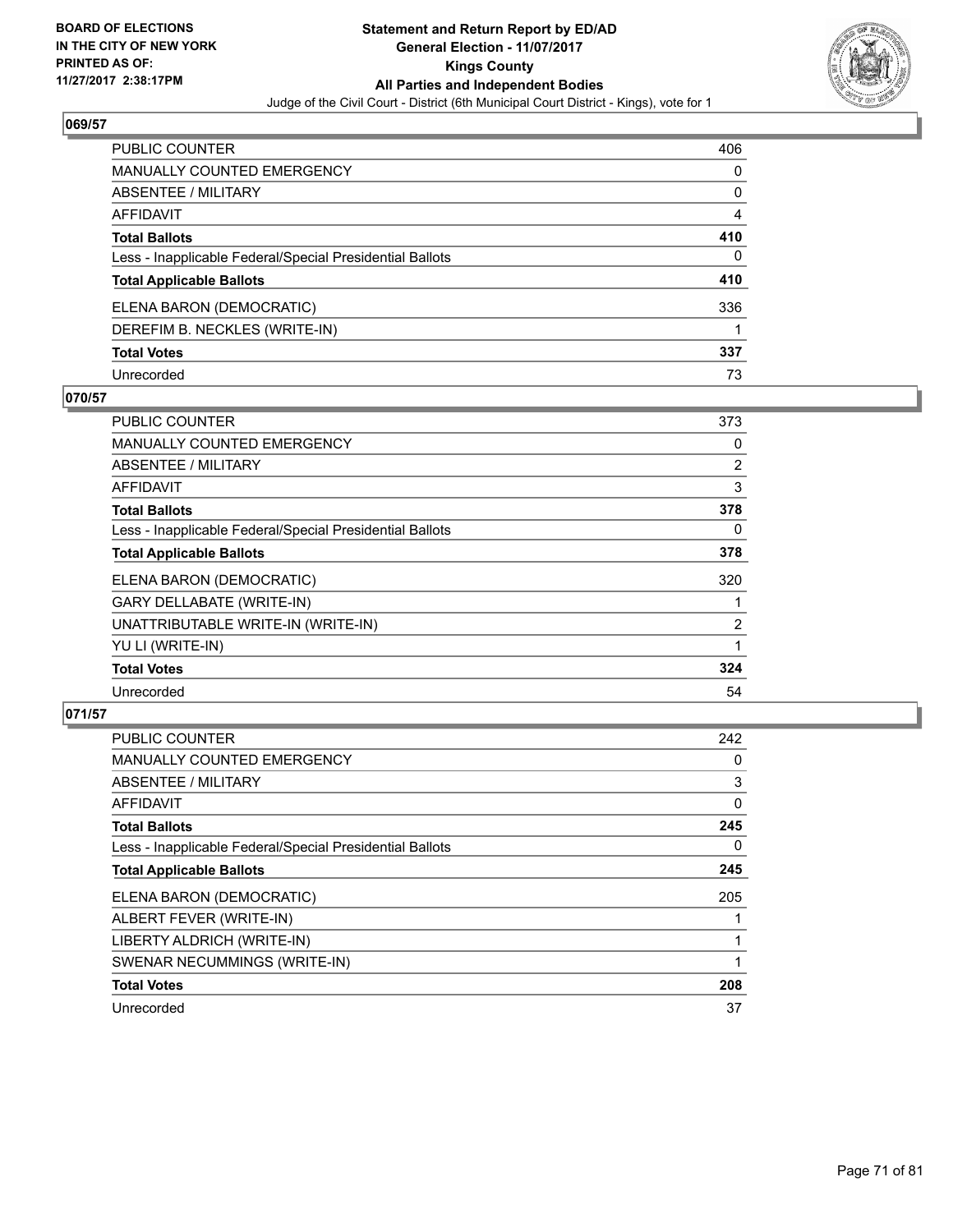BOARD OF ELECTIONS
IN THE CITY OF NEW YORK
PRINTED AS OF:
11/27/2017 2:38:17PM

**Statement and Return Report by ED/AD**
**General Election - 11/07/2017**
**Kings County**
**All Parties and Independent Bodies**
Judge of the Civil Court - District (6th Municipal Court District - Kings), vote for 1

## 069/57

| | |
|---|---|
| PUBLIC COUNTER | 406 |
| MANUALLY COUNTED EMERGENCY | 0 |
| ABSENTEE / MILITARY | 0 |
| AFFIDAVIT | 4 |
| **Total Ballots** | **410** |
| Less - Inapplicable Federal/Special Presidential Ballots | 0 |
| **Total Applicable Ballots** | **410** |
| ELENA BARON (DEMOCRATIC) | 336 |
| DEREFIM B. NECKLES (WRITE-IN) | 1 |
| **Total Votes** | **337** |
| Unrecorded | 73 |

## 070/57

| | |
|---|---|
| PUBLIC COUNTER | 373 |
| MANUALLY COUNTED EMERGENCY | 0 |
| ABSENTEE / MILITARY | 2 |
| AFFIDAVIT | 3 |
| **Total Ballots** | **378** |
| Less - Inapplicable Federal/Special Presidential Ballots | 0 |
| **Total Applicable Ballots** | **378** |
| ELENA BARON (DEMOCRATIC) | 320 |
| GARY DELLABATE (WRITE-IN) | 1 |
| UNATTRIBUTABLE WRITE-IN (WRITE-IN) | 2 |
| YU LI (WRITE-IN) | 1 |
| **Total Votes** | **324** |
| Unrecorded | 54 |

## 071/57

| | |
|---|---|
| PUBLIC COUNTER | 242 |
| MANUALLY COUNTED EMERGENCY | 0 |
| ABSENTEE / MILITARY | 3 |
| AFFIDAVIT | 0 |
| **Total Ballots** | **245** |
| Less - Inapplicable Federal/Special Presidential Ballots | 0 |
| **Total Applicable Ballots** | **245** |
| ELENA BARON (DEMOCRATIC) | 205 |
| ALBERT FEVER (WRITE-IN) | 1 |
| LIBERTY ALDRICH (WRITE-IN) | 1 |
| SWENAR NECUMMINGS (WRITE-IN) | 1 |
| **Total Votes** | **208** |
| Unrecorded | 37 |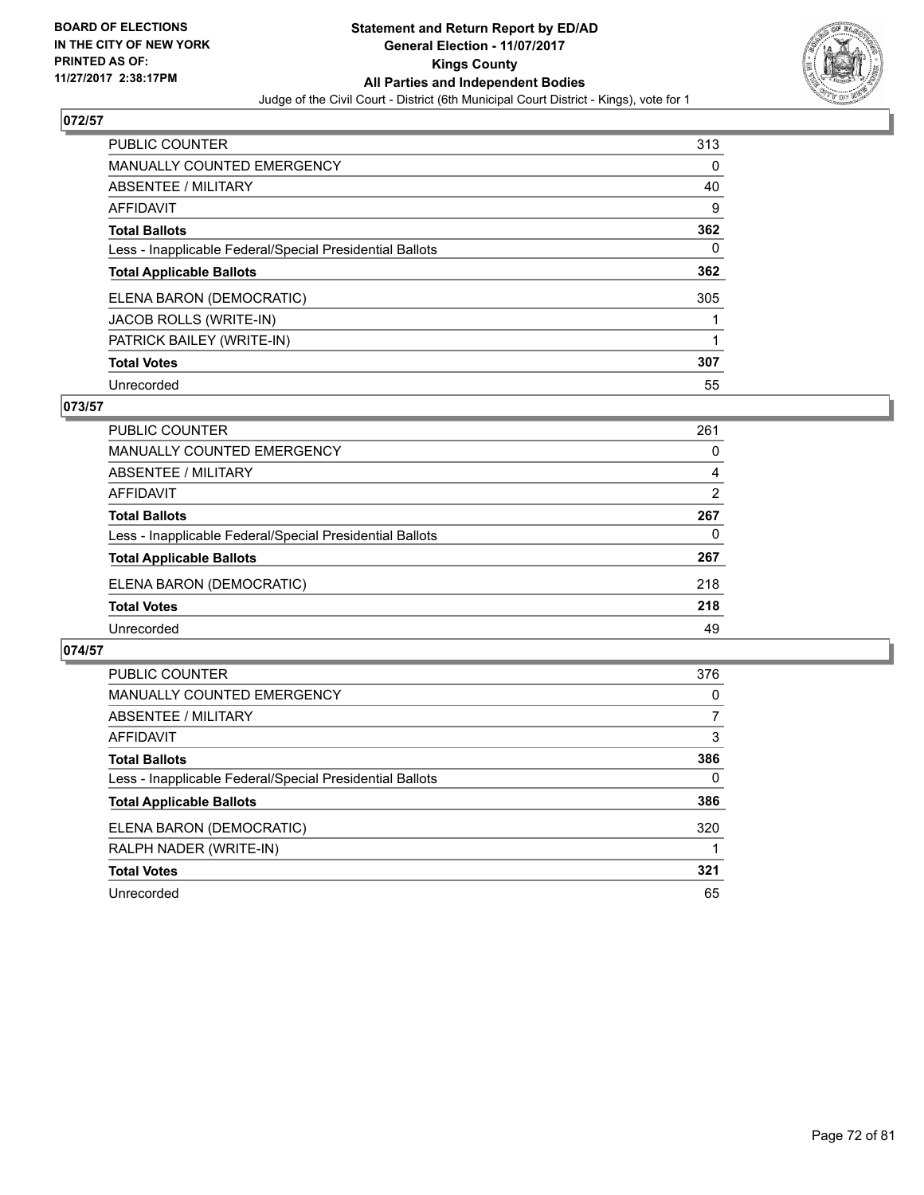**BOARD OF ELECTIONS IN THE CITY OF NEW YORK PRINTED AS OF: 11/27/2017 2:38:17PM**

# Statement and Return Report by ED/AD
## General Election - 11/07/2017
## Kings County
## All Parties and Independent Bodies
### Judge of the Civil Court - District (6th Municipal Court District - Kings), vote for 1

**072/57**

| | |
|---|---|
| PUBLIC COUNTER | 313 |
| MANUALLY COUNTED EMERGENCY | 0 |
| ABSENTEE / MILITARY | 40 |
| AFFIDAVIT | 9 |
| **Total Ballots** | **362** |
| Less - Inapplicable Federal/Special Presidential Ballots | 0 |
| **Total Applicable Ballots** | **362** |
| ELENA BARON (DEMOCRATIC) | 305 |
| JACOB ROLLS (WRITE-IN) | 1 |
| PATRICK BAILEY (WRITE-IN) | 1 |
| **Total Votes** | **307** |
| Unrecorded | 55 |

**073/57**

| | |
|---|---|
| PUBLIC COUNTER | 261 |
| MANUALLY COUNTED EMERGENCY | 0 |
| ABSENTEE / MILITARY | 4 |
| AFFIDAVIT | 2 |
| **Total Ballots** | **267** |
| Less - Inapplicable Federal/Special Presidential Ballots | 0 |
| **Total Applicable Ballots** | **267** |
| ELENA BARON (DEMOCRATIC) | 218 |
| **Total Votes** | **218** |
| Unrecorded | 49 |

**074/57**

| | |
|---|---|
| PUBLIC COUNTER | 376 |
| MANUALLY COUNTED EMERGENCY | 0 |
| ABSENTEE / MILITARY | 7 |
| AFFIDAVIT | 3 |
| **Total Ballots** | **386** |
| Less - Inapplicable Federal/Special Presidential Ballots | 0 |
| **Total Applicable Ballots** | **386** |
| ELENA BARON (DEMOCRATIC) | 320 |
| RALPH NADER (WRITE-IN) | 1 |
| **Total Votes** | **321** |
| Unrecorded | 65 |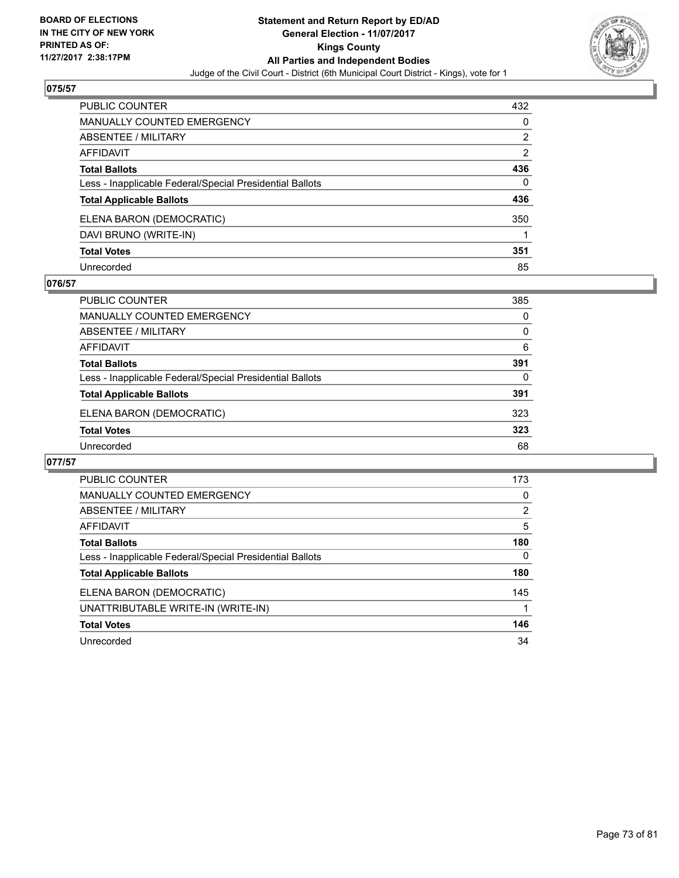BOARD OF ELECTIONS
IN THE CITY OF NEW YORK
PRINTED AS OF:
11/27/2017 2:38:17PM

**Statement and Return Report by ED/AD**
**General Election - 11/07/2017**
**Kings County**
**All Parties and Independent Bodies**
Judge of the Civil Court - District (6th Municipal Court District - Kings), vote for 1

## 075/57

| | |
|---|---|
| PUBLIC COUNTER | 432 |
| MANUALLY COUNTED EMERGENCY | 0 |
| ABSENTEE / MILITARY | 2 |
| AFFIDAVIT | 2 |
| **Total Ballots** | **436** |
| Less - Inapplicable Federal/Special Presidential Ballots | 0 |
| **Total Applicable Ballots** | **436** |
| ELENA BARON (DEMOCRATIC) | 350 |
| DAVI BRUNO (WRITE-IN) | 1 |
| **Total Votes** | **351** |
| Unrecorded | 85 |

## 076/57

| | |
|---|---|
| PUBLIC COUNTER | 385 |
| MANUALLY COUNTED EMERGENCY | 0 |
| ABSENTEE / MILITARY | 0 |
| AFFIDAVIT | 6 |
| **Total Ballots** | **391** |
| Less - Inapplicable Federal/Special Presidential Ballots | 0 |
| **Total Applicable Ballots** | **391** |
| ELENA BARON (DEMOCRATIC) | 323 |
| **Total Votes** | **323** |
| Unrecorded | 68 |

## 077/57

| | |
|---|---|
| PUBLIC COUNTER | 173 |
| MANUALLY COUNTED EMERGENCY | 0 |
| ABSENTEE / MILITARY | 2 |
| AFFIDAVIT | 5 |
| **Total Ballots** | **180** |
| Less - Inapplicable Federal/Special Presidential Ballots | 0 |
| **Total Applicable Ballots** | **180** |
| ELENA BARON (DEMOCRATIC) | 145 |
| UNATTRIBUTABLE WRITE-IN (WRITE-IN) | 1 |
| **Total Votes** | **146** |
| Unrecorded | 34 |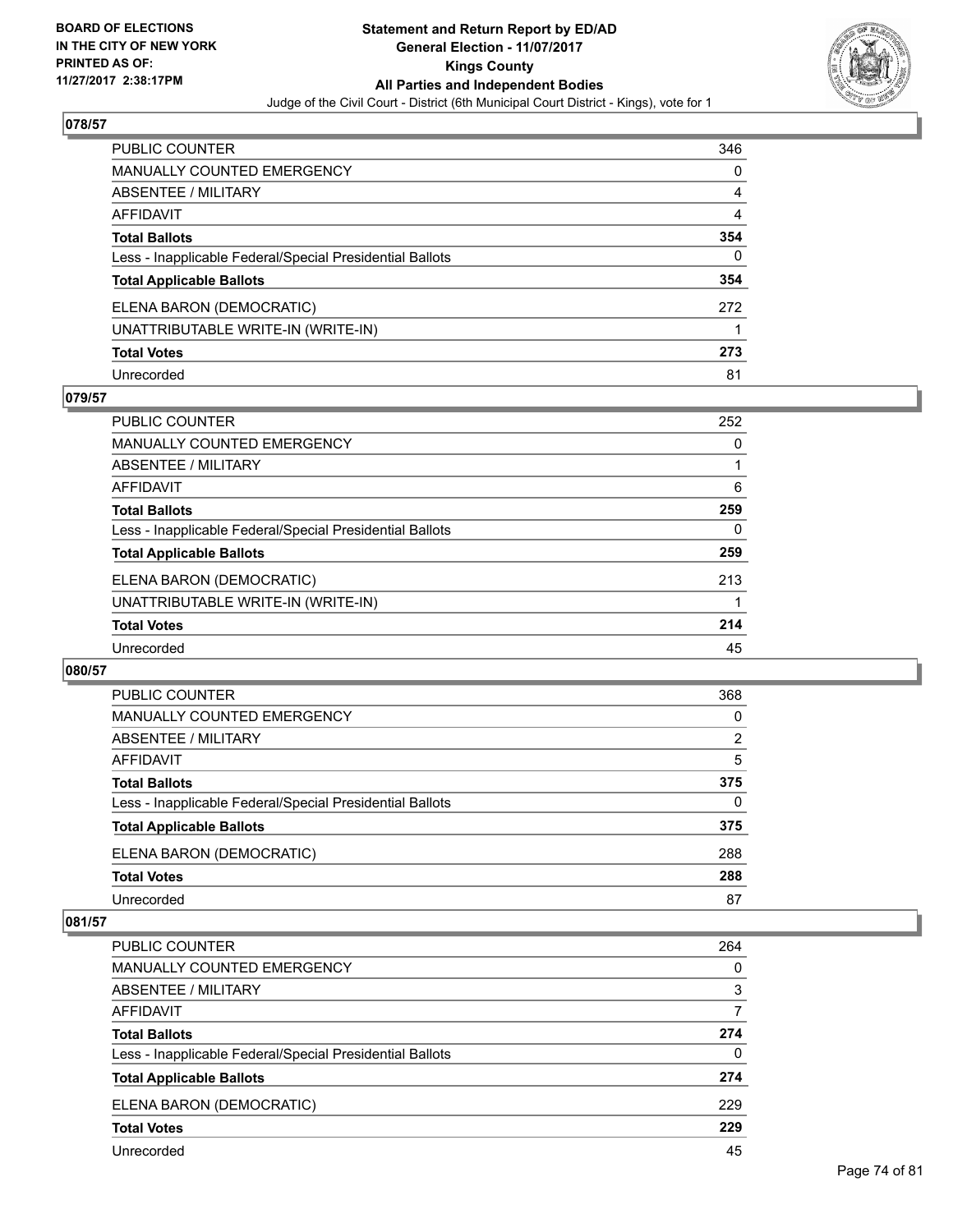**BOARD OF ELECTIONS IN THE CITY OF NEW YORK PRINTED AS OF: 11/27/2017 2:38:17PM**

**Statement and Return Report by ED/AD**
**General Election - 11/07/2017**
**Kings County**
**All Parties and Independent Bodies**
Judge of the Civil Court - District (6th Municipal Court District - Kings), vote for 1

### 078/57

| | |
|---|---|
| PUBLIC COUNTER | 346 |
| MANUALLY COUNTED EMERGENCY | 0 |
| ABSENTEE / MILITARY | 4 |
| AFFIDAVIT | 4 |
| **Total Ballots** | **354** |
| Less - Inapplicable Federal/Special Presidential Ballots | 0 |
| **Total Applicable Ballots** | **354** |
| ELENA BARON (DEMOCRATIC) | 272 |
| UNATTRIBUTABLE WRITE-IN (WRITE-IN) | 1 |
| **Total Votes** | **273** |
| Unrecorded | 81 |

### 079/57

| | |
|---|---|
| PUBLIC COUNTER | 252 |
| MANUALLY COUNTED EMERGENCY | 0 |
| ABSENTEE / MILITARY | 1 |
| AFFIDAVIT | 6 |
| **Total Ballots** | **259** |
| Less - Inapplicable Federal/Special Presidential Ballots | 0 |
| **Total Applicable Ballots** | **259** |
| ELENA BARON (DEMOCRATIC) | 213 |
| UNATTRIBUTABLE WRITE-IN (WRITE-IN) | 1 |
| **Total Votes** | **214** |
| Unrecorded | 45 |

### 080/57

| | |
|---|---|
| PUBLIC COUNTER | 368 |
| MANUALLY COUNTED EMERGENCY | 0 |
| ABSENTEE / MILITARY | 2 |
| AFFIDAVIT | 5 |
| **Total Ballots** | **375** |
| Less - Inapplicable Federal/Special Presidential Ballots | 0 |
| **Total Applicable Ballots** | **375** |
| ELENA BARON (DEMOCRATIC) | 288 |
| **Total Votes** | **288** |
| Unrecorded | 87 |

### 081/57

| | |
|---|---|
| PUBLIC COUNTER | 264 |
| MANUALLY COUNTED EMERGENCY | 0 |
| ABSENTEE / MILITARY | 3 |
| AFFIDAVIT | 7 |
| **Total Ballots** | **274** |
| Less - Inapplicable Federal/Special Presidential Ballots | 0 |
| **Total Applicable Ballots** | **274** |
| ELENA BARON (DEMOCRATIC) | 229 |
| **Total Votes** | **229** |
| Unrecorded | 45 |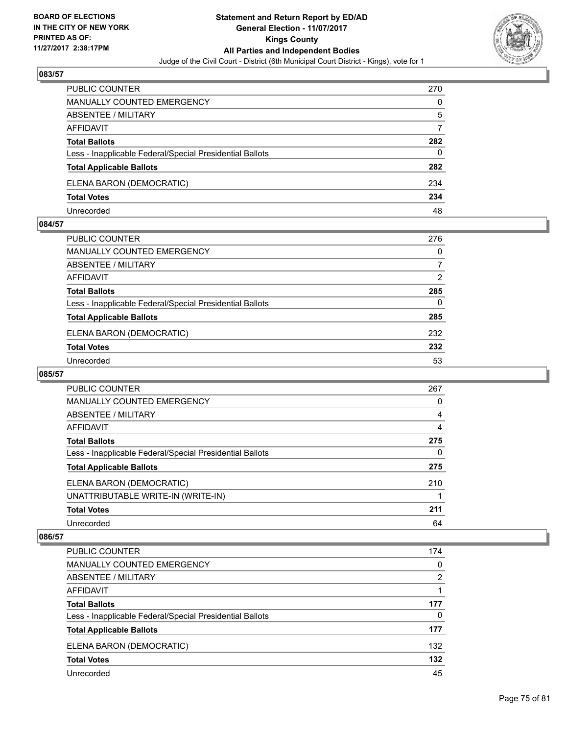**BOARD OF ELECTIONS IN THE CITY OF NEW YORK PRINTED AS OF: 11/27/2017 2:38:17PM**

**Statement and Return Report by ED/AD General Election - 11/07/2017 Kings County All Parties and Independent Bodies**

Judge of the Civil Court - District (6th Municipal Court District - Kings), vote for 1

### 083/57

| | |
|---|---|
| PUBLIC COUNTER | 270 |
| MANUALLY COUNTED EMERGENCY | 0 |
| ABSENTEE / MILITARY | 5 |
| AFFIDAVIT | 7 |
| **Total Ballots** | **282** |
| Less - Inapplicable Federal/Special Presidential Ballots | 0 |
| **Total Applicable Ballots** | **282** |
| ELENA BARON (DEMOCRATIC) | 234 |
| **Total Votes** | **234** |
| Unrecorded | 48 |

### 084/57

| | |
|---|---|
| PUBLIC COUNTER | 276 |
| MANUALLY COUNTED EMERGENCY | 0 |
| ABSENTEE / MILITARY | 7 |
| AFFIDAVIT | 2 |
| **Total Ballots** | **285** |
| Less - Inapplicable Federal/Special Presidential Ballots | 0 |
| **Total Applicable Ballots** | **285** |
| ELENA BARON (DEMOCRATIC) | 232 |
| **Total Votes** | **232** |
| Unrecorded | 53 |

### 085/57

| | |
|---|---|
| PUBLIC COUNTER | 267 |
| MANUALLY COUNTED EMERGENCY | 0 |
| ABSENTEE / MILITARY | 4 |
| AFFIDAVIT | 4 |
| **Total Ballots** | **275** |
| Less - Inapplicable Federal/Special Presidential Ballots | 0 |
| **Total Applicable Ballots** | **275** |
| ELENA BARON (DEMOCRATIC) | 210 |
| UNATTRIBUTABLE WRITE-IN (WRITE-IN) | 1 |
| **Total Votes** | **211** |
| Unrecorded | 64 |

### 086/57

| | |
|---|---|
| PUBLIC COUNTER | 174 |
| MANUALLY COUNTED EMERGENCY | 0 |
| ABSENTEE / MILITARY | 2 |
| AFFIDAVIT | 1 |
| **Total Ballots** | **177** |
| Less - Inapplicable Federal/Special Presidential Ballots | 0 |
| **Total Applicable Ballots** | **177** |
| ELENA BARON (DEMOCRATIC) | 132 |
| **Total Votes** | **132** |
| Unrecorded | 45 |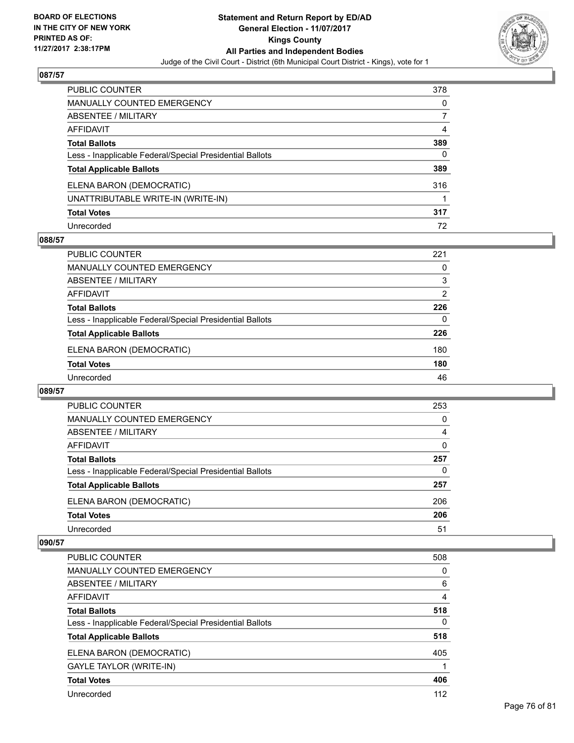## 087/57

| | |
|---|---|
| PUBLIC COUNTER | 378 |
| MANUALLY COUNTED EMERGENCY | 0 |
| ABSENTEE / MILITARY | 7 |
| AFFIDAVIT | 4 |
| **Total Ballots** | **389** |
| Less - Inapplicable Federal/Special Presidential Ballots | 0 |
| **Total Applicable Ballots** | **389** |
| ELENA BARON (DEMOCRATIC) | 316 |
| UNATTRIBUTABLE WRITE-IN (WRITE-IN) | 1 |
| **Total Votes** | **317** |
| Unrecorded | 72 |

## 088/57

| | |
|---|---|
| PUBLIC COUNTER | 221 |
| MANUALLY COUNTED EMERGENCY | 0 |
| ABSENTEE / MILITARY | 3 |
| AFFIDAVIT | 2 |
| **Total Ballots** | **226** |
| Less - Inapplicable Federal/Special Presidential Ballots | 0 |
| **Total Applicable Ballots** | **226** |
| ELENA BARON (DEMOCRATIC) | 180 |
| **Total Votes** | **180** |
| Unrecorded | 46 |

## 089/57

| | |
|---|---|
| PUBLIC COUNTER | 253 |
| MANUALLY COUNTED EMERGENCY | 0 |
| ABSENTEE / MILITARY | 4 |
| AFFIDAVIT | 0 |
| **Total Ballots** | **257** |
| Less - Inapplicable Federal/Special Presidential Ballots | 0 |
| **Total Applicable Ballots** | **257** |
| ELENA BARON (DEMOCRATIC) | 206 |
| **Total Votes** | **206** |
| Unrecorded | 51 |

## 090/57

| | |
|---|---|
| PUBLIC COUNTER | 508 |
| MANUALLY COUNTED EMERGENCY | 0 |
| ABSENTEE / MILITARY | 6 |
| AFFIDAVIT | 4 |
| **Total Ballots** | **518** |
| Less - Inapplicable Federal/Special Presidential Ballots | 0 |
| **Total Applicable Ballots** | **518** |
| ELENA BARON (DEMOCRATIC) | 405 |
| GAYLE TAYLOR (WRITE-IN) | 1 |
| **Total Votes** | **406** |
| Unrecorded | 112 |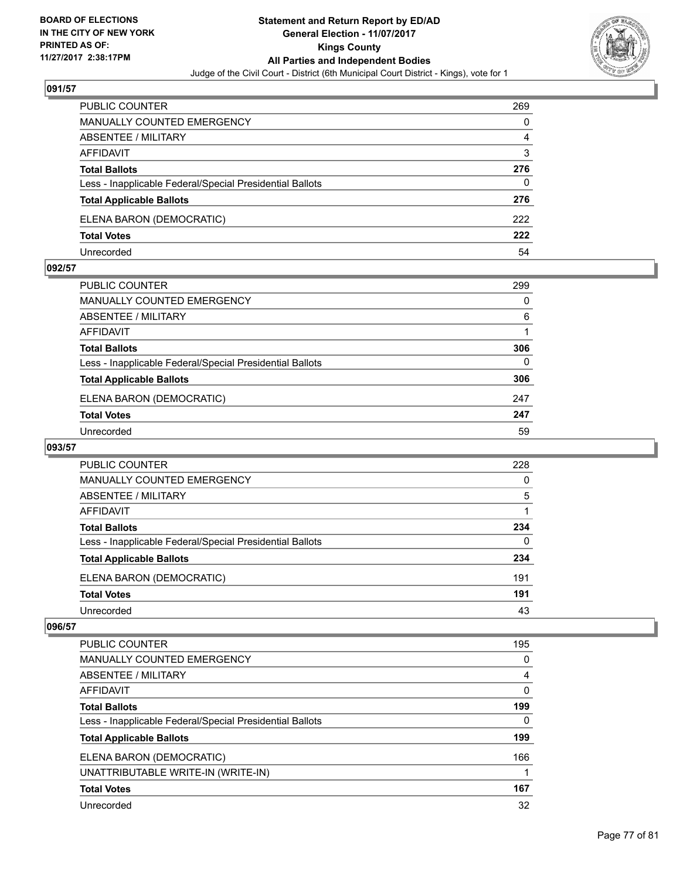**BOARD OF ELECTIONS IN THE CITY OF NEW YORK PRINTED AS OF: 11/27/2017 2:38:17PM**

**Statement and Return Report by ED/AD**
**General Election - 11/07/2017**
**Kings County**
**All Parties and Independent Bodies**
Judge of the Civil Court - District (6th Municipal Court District - Kings), vote for 1

### 091/57

| | |
|---|---|
| PUBLIC COUNTER | 269 |
| MANUALLY COUNTED EMERGENCY | 0 |
| ABSENTEE / MILITARY | 4 |
| AFFIDAVIT | 3 |
| **Total Ballots** | **276** |
| Less - Inapplicable Federal/Special Presidential Ballots | 0 |
| **Total Applicable Ballots** | **276** |
| ELENA BARON (DEMOCRATIC) | 222 |
| **Total Votes** | **222** |
| Unrecorded | 54 |

### 092/57

| | |
|---|---|
| PUBLIC COUNTER | 299 |
| MANUALLY COUNTED EMERGENCY | 0 |
| ABSENTEE / MILITARY | 6 |
| AFFIDAVIT | 1 |
| **Total Ballots** | **306** |
| Less - Inapplicable Federal/Special Presidential Ballots | 0 |
| **Total Applicable Ballots** | **306** |
| ELENA BARON (DEMOCRATIC) | 247 |
| **Total Votes** | **247** |
| Unrecorded | 59 |

### 093/57

| | |
|---|---|
| PUBLIC COUNTER | 228 |
| MANUALLY COUNTED EMERGENCY | 0 |
| ABSENTEE / MILITARY | 5 |
| AFFIDAVIT | 1 |
| **Total Ballots** | **234** |
| Less - Inapplicable Federal/Special Presidential Ballots | 0 |
| **Total Applicable Ballots** | **234** |
| ELENA BARON (DEMOCRATIC) | 191 |
| **Total Votes** | **191** |
| Unrecorded | 43 |

### 096/57

| | |
|---|---|
| PUBLIC COUNTER | 195 |
| MANUALLY COUNTED EMERGENCY | 0 |
| ABSENTEE / MILITARY | 4 |
| AFFIDAVIT | 0 |
| **Total Ballots** | **199** |
| Less - Inapplicable Federal/Special Presidential Ballots | 0 |
| **Total Applicable Ballots** | **199** |
| ELENA BARON (DEMOCRATIC) | 166 |
| UNATTRIBUTABLE WRITE-IN (WRITE-IN) | 1 |
| **Total Votes** | **167** |
| Unrecorded | 32 |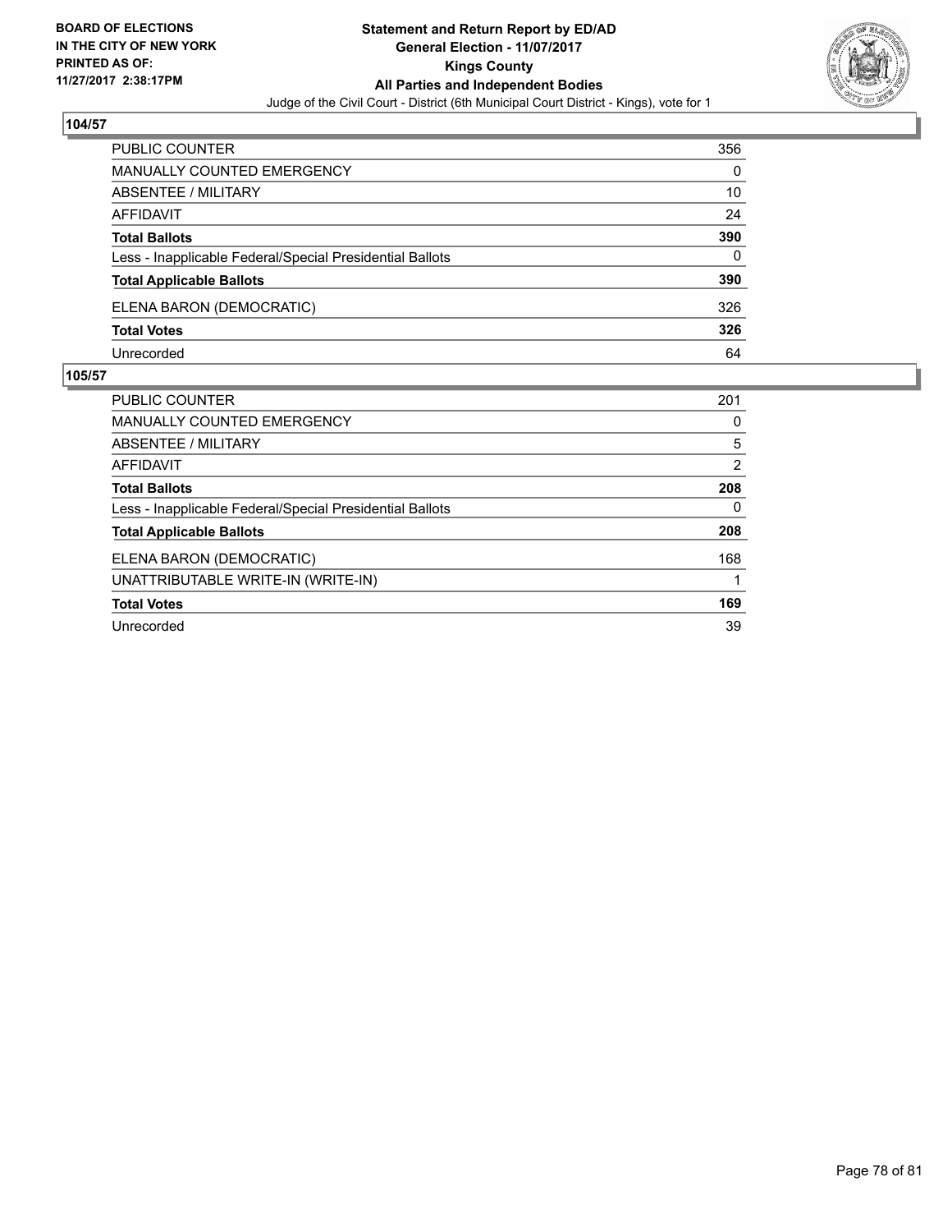**BOARD OF ELECTIONS IN THE CITY OF NEW YORK PRINTED AS OF: 11/27/2017 2:38:17PM**

# Statement and Return Report by ED/AD
## General Election - 11/07/2017
## Kings County
## All Parties and Independent Bodies
Judge of the Civil Court - District (6th Municipal Court District - Kings), vote for 1

### 104/57

| | |
|---|---|
| PUBLIC COUNTER | 356 |
| MANUALLY COUNTED EMERGENCY | 0 |
| ABSENTEE / MILITARY | 10 |
| AFFIDAVIT | 24 |
| **Total Ballots** | **390** |
| Less - Inapplicable Federal/Special Presidential Ballots | 0 |
| **Total Applicable Ballots** | **390** |
| ELENA BARON (DEMOCRATIC) | 326 |
| **Total Votes** | **326** |
| Unrecorded | 64 |

### 105/57

| | |
|---|---|
| PUBLIC COUNTER | 201 |
| MANUALLY COUNTED EMERGENCY | 0 |
| ABSENTEE / MILITARY | 5 |
| AFFIDAVIT | 2 |
| **Total Ballots** | **208** |
| Less - Inapplicable Federal/Special Presidential Ballots | 0 |
| **Total Applicable Ballots** | **208** |
| ELENA BARON (DEMOCRATIC) | 168 |
| UNATTRIBUTABLE WRITE-IN (WRITE-IN) | 1 |
| **Total Votes** | **169** |
| Unrecorded | 39 |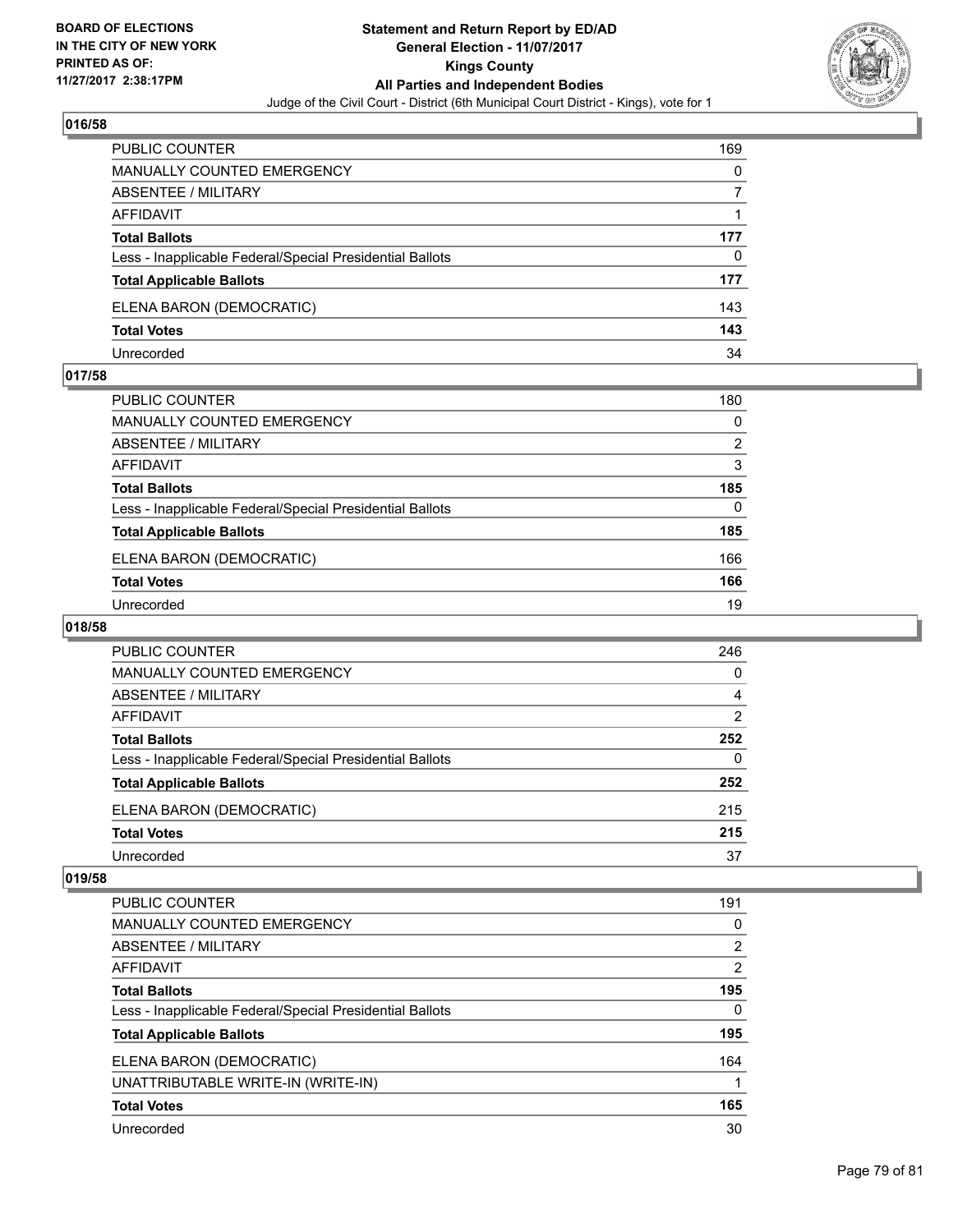**BOARD OF ELECTIONS IN THE CITY OF NEW YORK PRINTED AS OF: 11/27/2017 2:38:17PM**

**Statement and Return Report by ED/AD General Election - 11/07/2017 Kings County All Parties and Independent Bodies**

Judge of the Civil Court - District (6th Municipal Court District - Kings), vote for 1

### 016/58

| | |
|---|---|
| PUBLIC COUNTER | 169 |
| MANUALLY COUNTED EMERGENCY | 0 |
| ABSENTEE / MILITARY | 7 |
| AFFIDAVIT | 1 |
| **Total Ballots** | **177** |
| Less - Inapplicable Federal/Special Presidential Ballots | 0 |
| **Total Applicable Ballots** | **177** |
| ELENA BARON (DEMOCRATIC) | 143 |
| **Total Votes** | **143** |
| Unrecorded | 34 |

### 017/58

| | |
|---|---|
| PUBLIC COUNTER | 180 |
| MANUALLY COUNTED EMERGENCY | 0 |
| ABSENTEE / MILITARY | 2 |
| AFFIDAVIT | 3 |
| **Total Ballots** | **185** |
| Less - Inapplicable Federal/Special Presidential Ballots | 0 |
| **Total Applicable Ballots** | **185** |
| ELENA BARON (DEMOCRATIC) | 166 |
| **Total Votes** | **166** |
| Unrecorded | 19 |

### 018/58

| | |
|---|---|
| PUBLIC COUNTER | 246 |
| MANUALLY COUNTED EMERGENCY | 0 |
| ABSENTEE / MILITARY | 4 |
| AFFIDAVIT | 2 |
| **Total Ballots** | **252** |
| Less - Inapplicable Federal/Special Presidential Ballots | 0 |
| **Total Applicable Ballots** | **252** |
| ELENA BARON (DEMOCRATIC) | 215 |
| **Total Votes** | **215** |
| Unrecorded | 37 |

### 019/58

| | |
|---|---|
| PUBLIC COUNTER | 191 |
| MANUALLY COUNTED EMERGENCY | 0 |
| ABSENTEE / MILITARY | 2 |
| AFFIDAVIT | 2 |
| **Total Ballots** | **195** |
| Less - Inapplicable Federal/Special Presidential Ballots | 0 |
| **Total Applicable Ballots** | **195** |
| ELENA BARON (DEMOCRATIC) | 164 |
| UNATTRIBUTABLE WRITE-IN (WRITE-IN) | 1 |
| **Total Votes** | **165** |
| Unrecorded | 30 |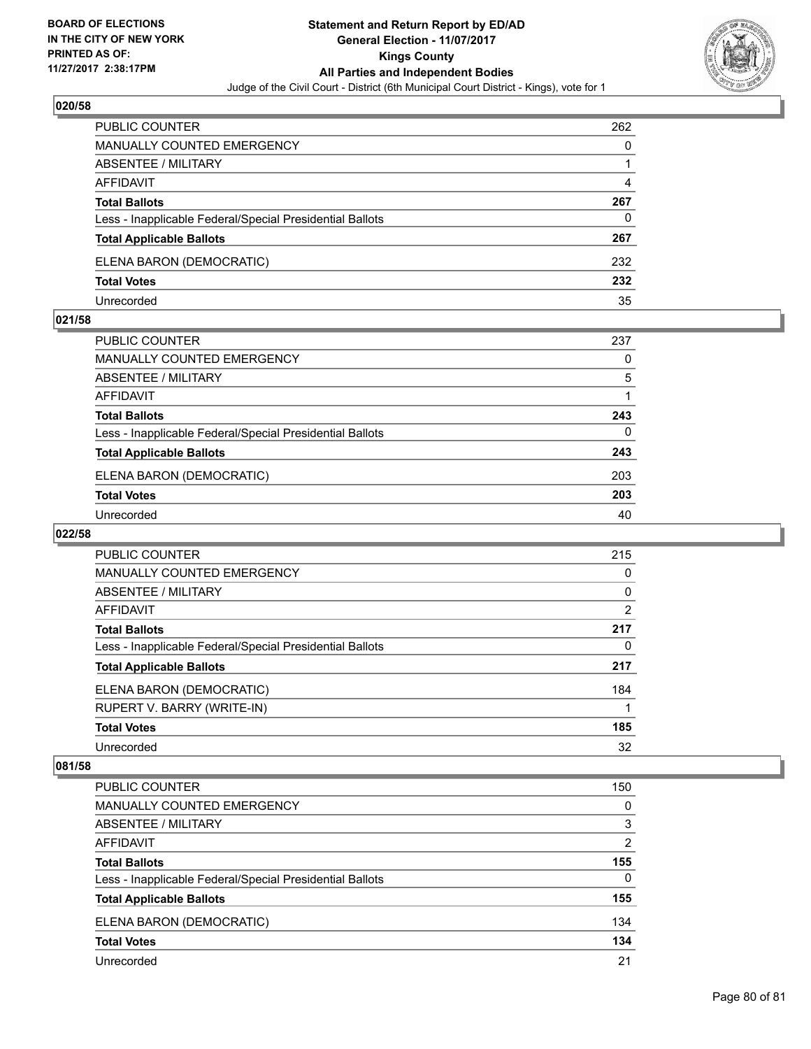## 020/58

| | |
|---|---|
| PUBLIC COUNTER | 262 |
| MANUALLY COUNTED EMERGENCY | 0 |
| ABSENTEE / MILITARY | 1 |
| AFFIDAVIT | 4 |
| **Total Ballots** | **267** |
| Less - Inapplicable Federal/Special Presidential Ballots | 0 |
| **Total Applicable Ballots** | **267** |
| ELENA BARON (DEMOCRATIC) | 232 |
| **Total Votes** | **232** |
| Unrecorded | 35 |

## 021/58

| | |
|---|---|
| PUBLIC COUNTER | 237 |
| MANUALLY COUNTED EMERGENCY | 0 |
| ABSENTEE / MILITARY | 5 |
| AFFIDAVIT | 1 |
| **Total Ballots** | **243** |
| Less - Inapplicable Federal/Special Presidential Ballots | 0 |
| **Total Applicable Ballots** | **243** |
| ELENA BARON (DEMOCRATIC) | 203 |
| **Total Votes** | **203** |
| Unrecorded | 40 |

## 022/58

| | |
|---|---|
| PUBLIC COUNTER | 215 |
| MANUALLY COUNTED EMERGENCY | 0 |
| ABSENTEE / MILITARY | 0 |
| AFFIDAVIT | 2 |
| **Total Ballots** | **217** |
| Less - Inapplicable Federal/Special Presidential Ballots | 0 |
| **Total Applicable Ballots** | **217** |
| ELENA BARON (DEMOCRATIC) | 184 |
| RUPERT V. BARRY (WRITE-IN) | 1 |
| **Total Votes** | **185** |
| Unrecorded | 32 |

## 081/58

| | |
|---|---|
| PUBLIC COUNTER | 150 |
| MANUALLY COUNTED EMERGENCY | 0 |
| ABSENTEE / MILITARY | 3 |
| AFFIDAVIT | 2 |
| **Total Ballots** | **155** |
| Less - Inapplicable Federal/Special Presidential Ballots | 0 |
| **Total Applicable Ballots** | **155** |
| ELENA BARON (DEMOCRATIC) | 134 |
| **Total Votes** | **134** |
| Unrecorded | 21 |